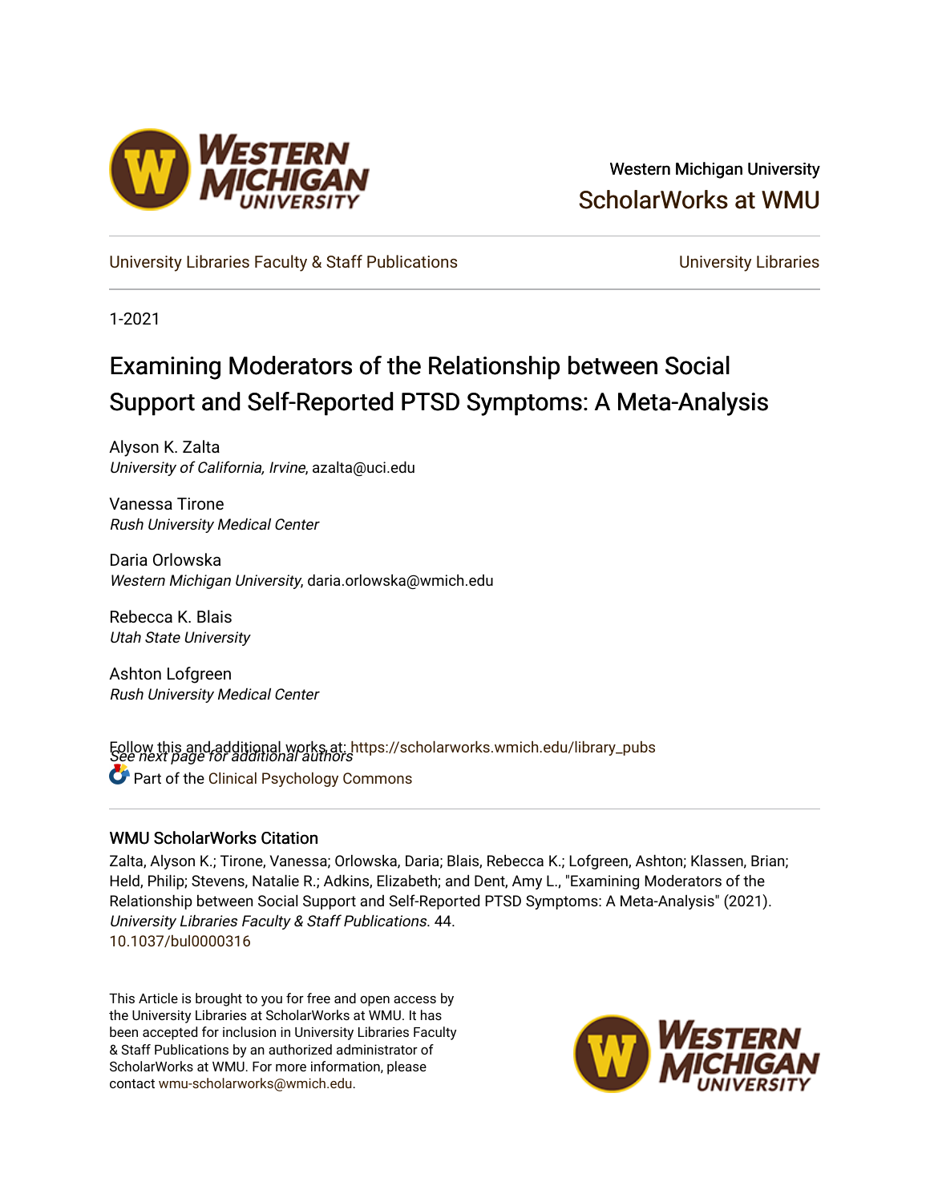Western Michigan University

ScholarWorks at WMU

University Libraries Faculty & Staff Publications

University Libraries

1-2021

# Examining Moderators of the Relationship between Social Support and Self-Reported PTSD Symptoms: A Meta-Analysis

Alyson K. Zalta
*University of California, Irvine*, azalta@uci.edu

Vanessa Tirone
*Rush University Medical Center*

Daria Orlowska
*Western Michigan University*, daria.orlowska@wmich.edu

Rebecca K. Blais
*Utah State University*

Ashton Lofgreen
*Rush University Medical Center*

*See next page for additional authors*

Follow this and additional works at: https://scholarworks.wmich.edu/library_pubs

Part of the Clinical Psychology Commons

## WMU ScholarWorks Citation

Zalta, Alyson K.; Tirone, Vanessa; Orlowska, Daria; Blais, Rebecca K.; Lofgreen, Ashton; Klassen, Brian; Held, Philip; Stevens, Natalie R.; Adkins, Elizabeth; and Dent, Amy L., "Examining Moderators of the Relationship between Social Support and Self-Reported PTSD Symptoms: A Meta-Analysis" (2021). *University Libraries Faculty & Staff Publications*. 44.
10.1037/bul0000316

This Article is brought to you for free and open access by the University Libraries at ScholarWorks at WMU. It has been accepted for inclusion in University Libraries Faculty & Staff Publications by an authorized administrator of ScholarWorks at WMU. For more information, please contact wmu-scholarworks@wmich.edu.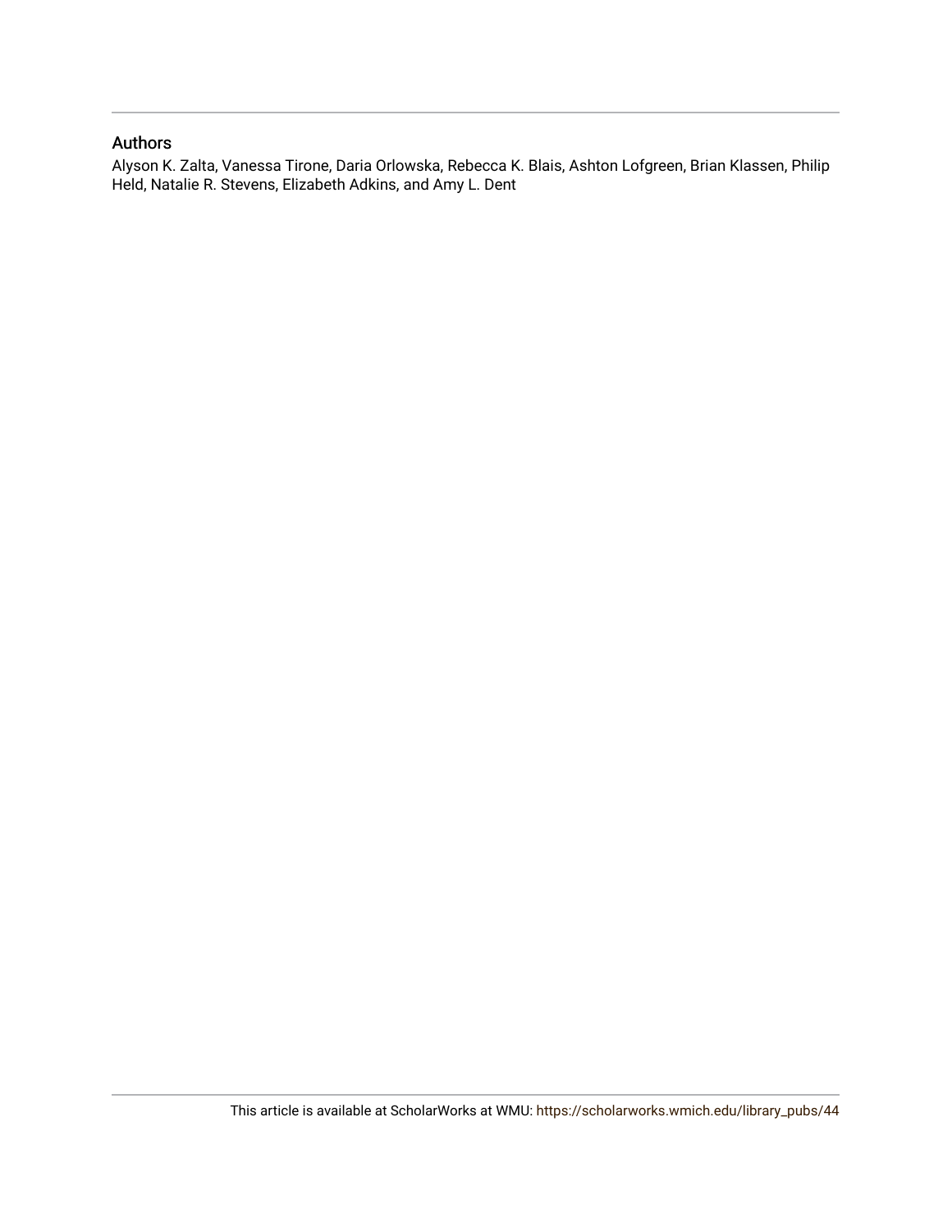## Authors

Alyson K. Zalta, Vanessa Tirone, Daria Orlowska, Rebecca K. Blais, Ashton Lofgreen, Brian Klassen, Philip Held, Natalie R. Stevens, Elizabeth Adkins, and Amy L. Dent

This article is available at ScholarWorks at WMU: https://scholarworks.wmich.edu/library_pubs/44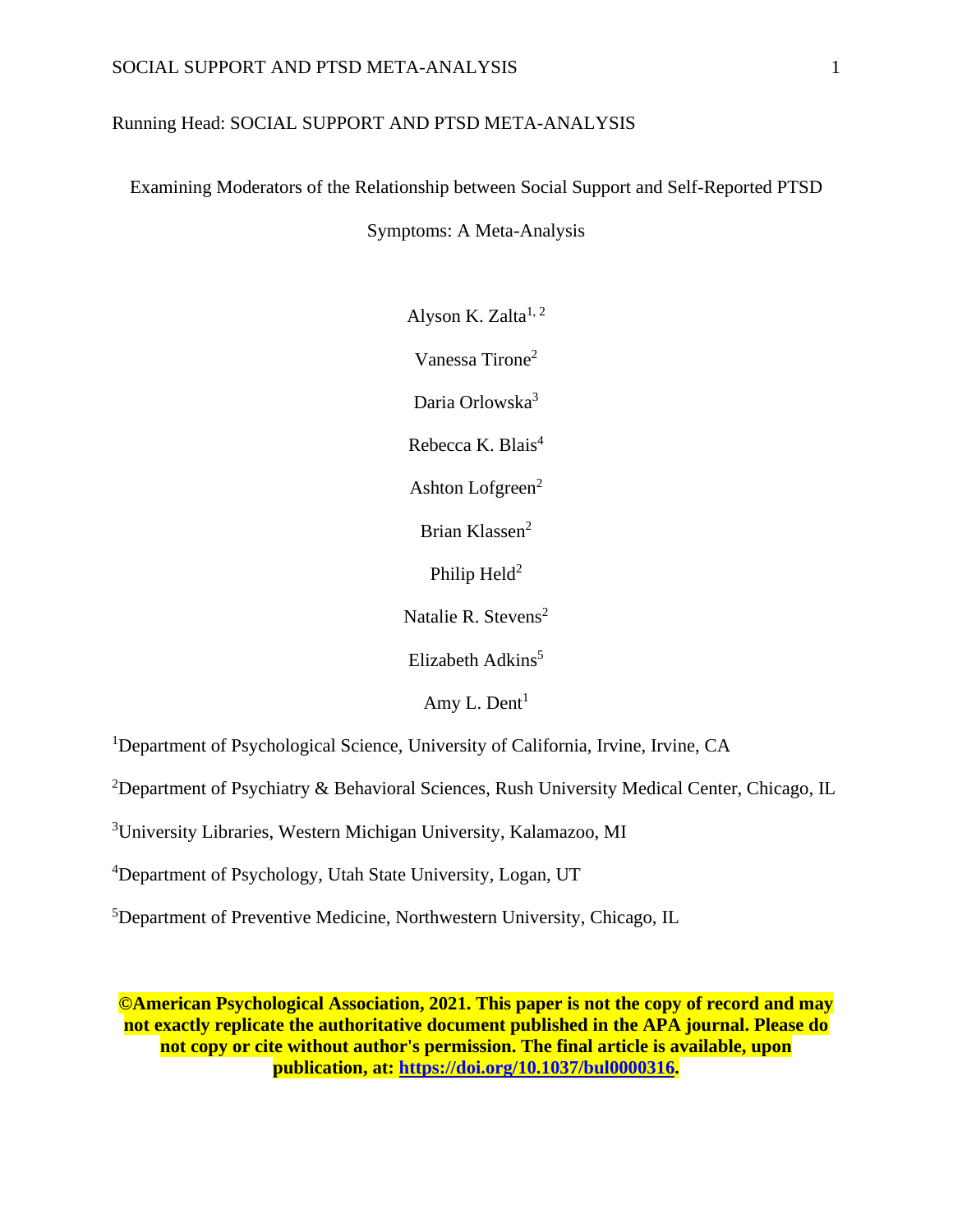Running Head: SOCIAL SUPPORT AND PTSD META-ANALYSIS

# Examining Moderators of the Relationship between Social Support and Self-Reported PTSD Symptoms: A Meta-Analysis

Alyson K. Zalta[1, 2]

Vanessa Tirone[2]

Daria Orlowska[3]

Rebecca K. Blais[4]

Ashton Lofgreen[2]

Brian Klassen[2]

Philip Held[2]

Natalie R. Stevens[2]

Elizabeth Adkins[5]

Amy L. Dent[1]

[1]Department of Psychological Science, University of California, Irvine, Irvine, CA

[2]Department of Psychiatry & Behavioral Sciences, Rush University Medical Center, Chicago, IL

[3]University Libraries, Western Michigan University, Kalamazoo, MI

[4]Department of Psychology, Utah State University, Logan, UT

[5]Department of Preventive Medicine, Northwestern University, Chicago, IL

**©American Psychological Association, 2021. This paper is not the copy of record and may not exactly replicate the authoritative document published in the APA journal. Please do not copy or cite without author's permission. The final article is available, upon publication, at: [https://doi.org/10.1037/bul0000316](https://doi.org/10.1037/bul0000316).**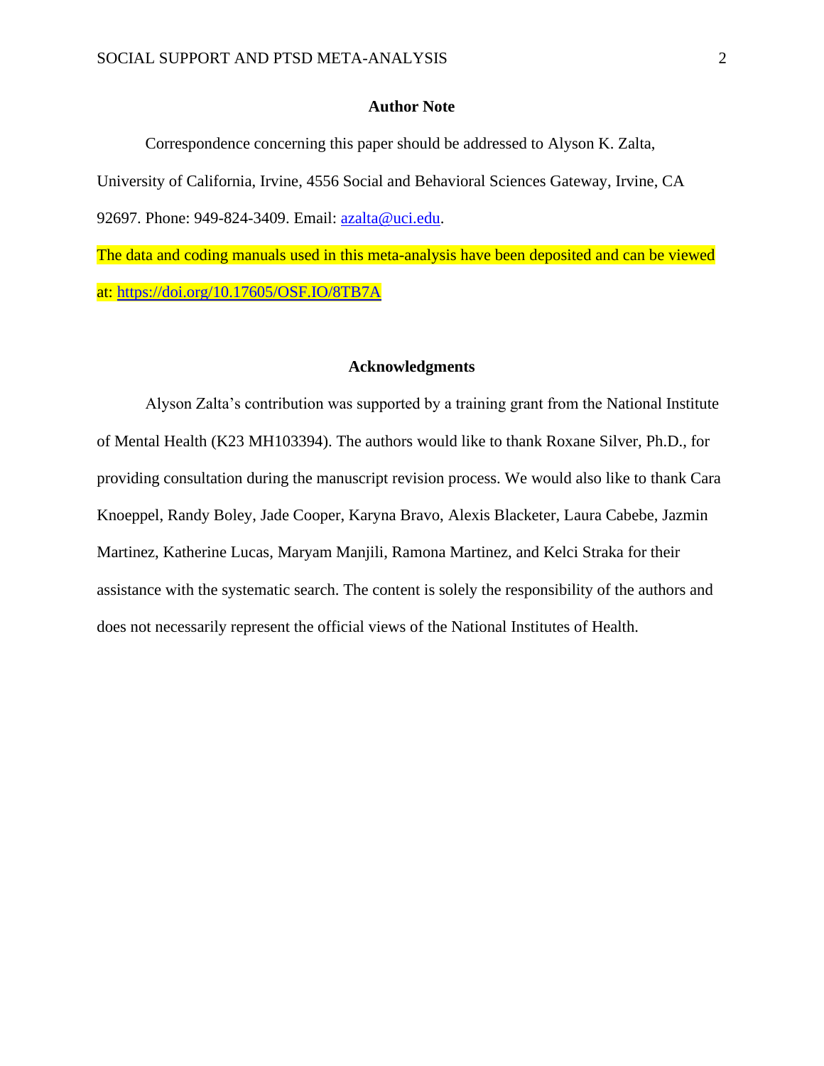## Author Note

Correspondence concerning this paper should be addressed to Alyson K. Zalta, University of California, Irvine, 4556 Social and Behavioral Sciences Gateway, Irvine, CA 92697. Phone: 949-824-3409. Email: azalta@uci.edu.

The data and coding manuals used in this meta-analysis have been deposited and can be viewed at: https://doi.org/10.17605/OSF.IO/8TB7A

## Acknowledgments

Alyson Zalta's contribution was supported by a training grant from the National Institute of Mental Health (K23 MH103394). The authors would like to thank Roxane Silver, Ph.D., for providing consultation during the manuscript revision process. We would also like to thank Cara Knoeppel, Randy Boley, Jade Cooper, Karyna Bravo, Alexis Blacketer, Laura Cabebe, Jazmin Martinez, Katherine Lucas, Maryam Manjili, Ramona Martinez, and Kelci Straka for their assistance with the systematic search. The content is solely the responsibility of the authors and does not necessarily represent the official views of the National Institutes of Health.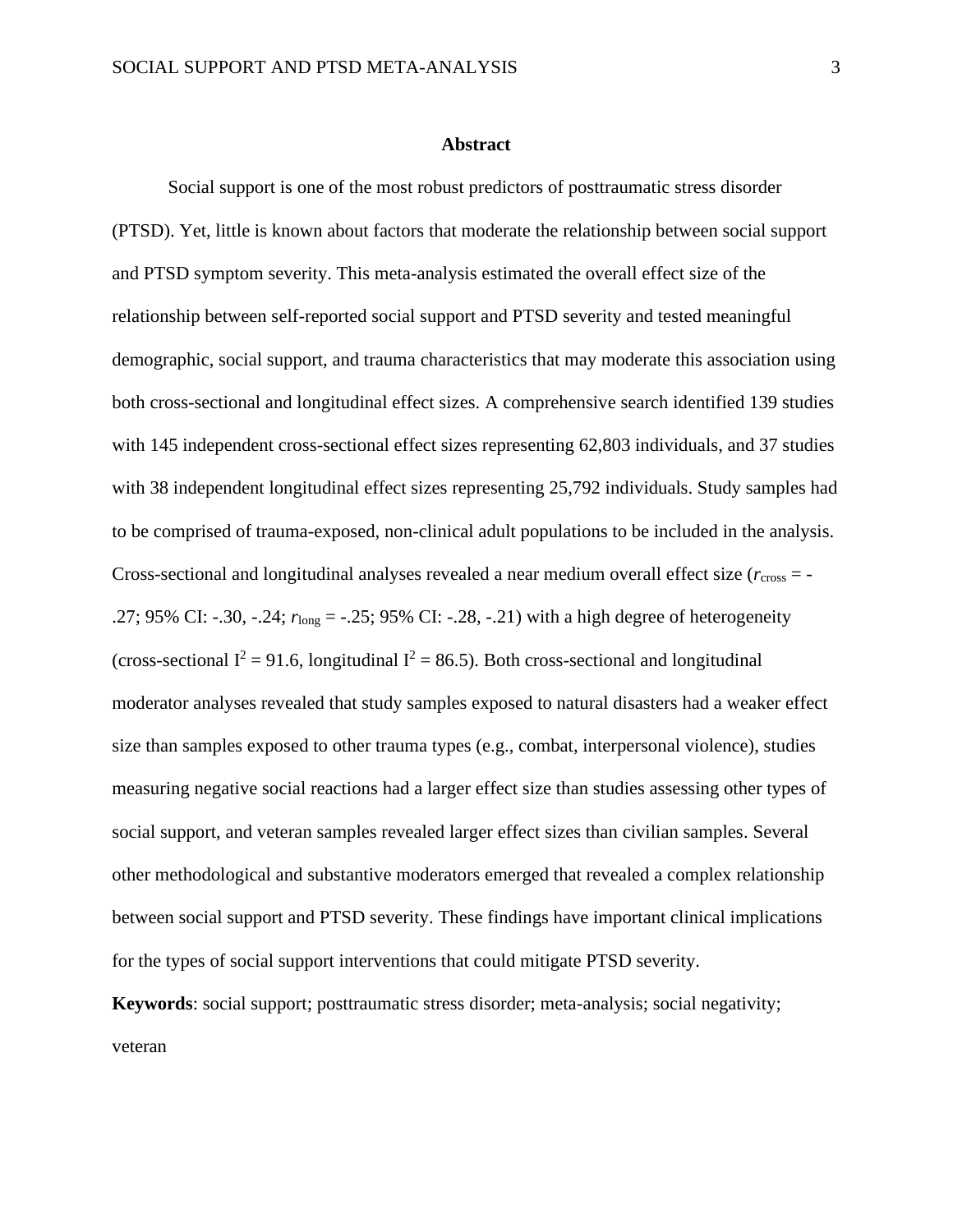# Abstract

Social support is one of the most robust predictors of posttraumatic stress disorder (PTSD). Yet, little is known about factors that moderate the relationship between social support and PTSD symptom severity. This meta-analysis estimated the overall effect size of the relationship between self-reported social support and PTSD severity and tested meaningful demographic, social support, and trauma characteristics that may moderate this association using both cross-sectional and longitudinal effect sizes. A comprehensive search identified 139 studies with 145 independent cross-sectional effect sizes representing 62,803 individuals, and 37 studies with 38 independent longitudinal effect sizes representing 25,792 individuals. Study samples had to be comprised of trauma-exposed, non-clinical adult populations to be included in the analysis. Cross-sectional and longitudinal analyses revealed a near medium overall effect size ($r_{cross}$ = -.27; 95% CI: -.30, -.24; $r_{long}$ = -.25; 95% CI: -.28, -.21) with a high degree of heterogeneity (cross-sectional $I^2$ = 91.6, longitudinal $I^2$ = 86.5). Both cross-sectional and longitudinal moderator analyses revealed that study samples exposed to natural disasters had a weaker effect size than samples exposed to other trauma types (e.g., combat, interpersonal violence), studies measuring negative social reactions had a larger effect size than studies assessing other types of social support, and veteran samples revealed larger effect sizes than civilian samples. Several other methodological and substantive moderators emerged that revealed a complex relationship between social support and PTSD severity. These findings have important clinical implications for the types of social support interventions that could mitigate PTSD severity.

**Keywords**: social support; posttraumatic stress disorder; meta-analysis; social negativity; veteran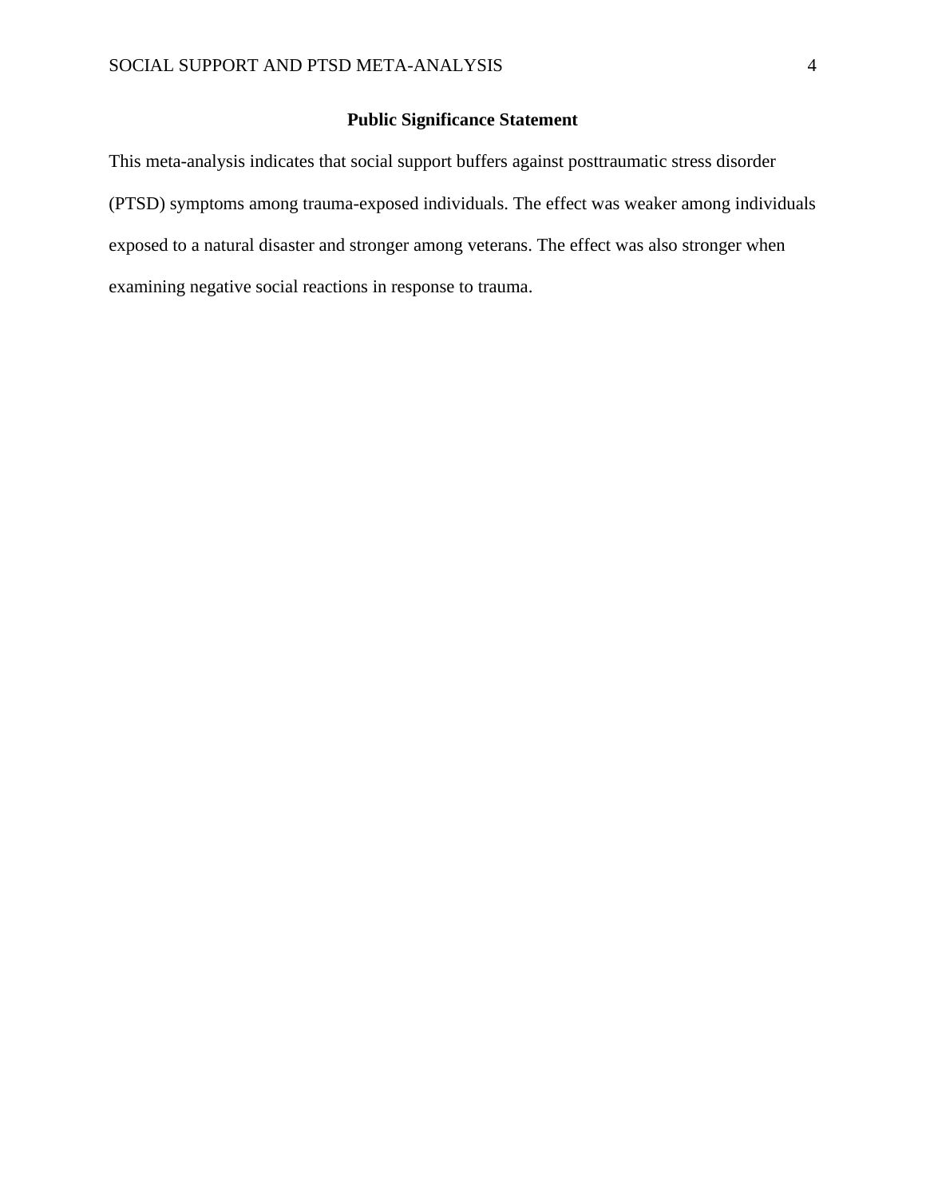## Public Significance Statement

This meta-analysis indicates that social support buffers against posttraumatic stress disorder (PTSD) symptoms among trauma-exposed individuals. The effect was weaker among individuals exposed to a natural disaster and stronger among veterans. The effect was also stronger when examining negative social reactions in response to trauma.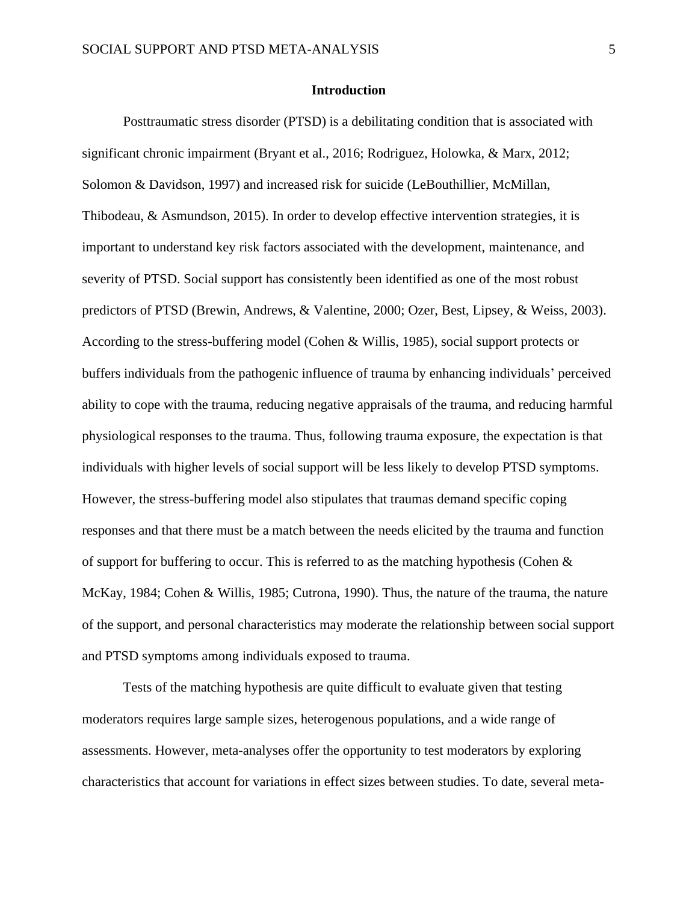## Introduction

Posttraumatic stress disorder (PTSD) is a debilitating condition that is associated with significant chronic impairment (Bryant et al., 2016; Rodriguez, Holowka, & Marx, 2012; Solomon & Davidson, 1997) and increased risk for suicide (LeBouthillier, McMillan, Thibodeau, & Asmundson, 2015). In order to develop effective intervention strategies, it is important to understand key risk factors associated with the development, maintenance, and severity of PTSD. Social support has consistently been identified as one of the most robust predictors of PTSD (Brewin, Andrews, & Valentine, 2000; Ozer, Best, Lipsey, & Weiss, 2003). According to the stress-buffering model (Cohen & Willis, 1985), social support protects or buffers individuals from the pathogenic influence of trauma by enhancing individuals' perceived ability to cope with the trauma, reducing negative appraisals of the trauma, and reducing harmful physiological responses to the trauma. Thus, following trauma exposure, the expectation is that individuals with higher levels of social support will be less likely to develop PTSD symptoms. However, the stress-buffering model also stipulates that traumas demand specific coping responses and that there must be a match between the needs elicited by the trauma and function of support for buffering to occur. This is referred to as the matching hypothesis (Cohen & McKay, 1984; Cohen & Willis, 1985; Cutrona, 1990). Thus, the nature of the trauma, the nature of the support, and personal characteristics may moderate the relationship between social support and PTSD symptoms among individuals exposed to trauma.

Tests of the matching hypothesis are quite difficult to evaluate given that testing moderators requires large sample sizes, heterogenous populations, and a wide range of assessments. However, meta-analyses offer the opportunity to test moderators by exploring characteristics that account for variations in effect sizes between studies. To date, several meta-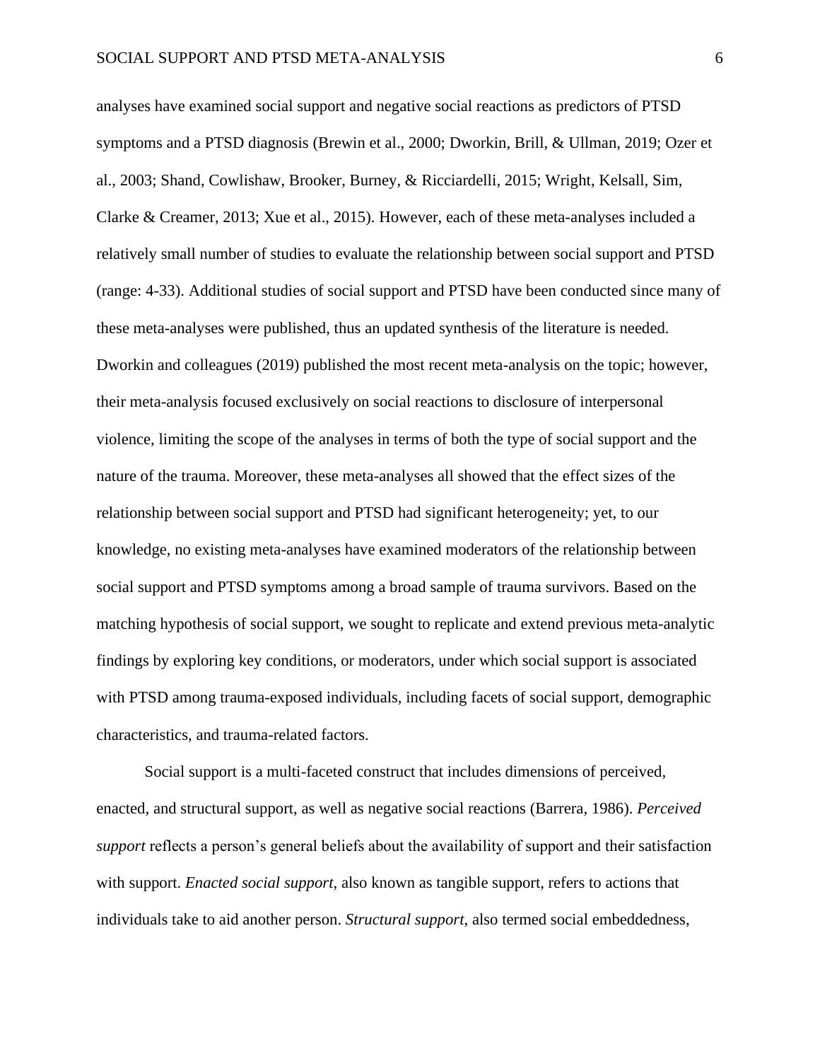analyses have examined social support and negative social reactions as predictors of PTSD symptoms and a PTSD diagnosis (Brewin et al., 2000; Dworkin, Brill, & Ullman, 2019; Ozer et al., 2003; Shand, Cowlishaw, Brooker, Burney, & Ricciardelli, 2015; Wright, Kelsall, Sim, Clarke & Creamer, 2013; Xue et al., 2015). However, each of these meta-analyses included a relatively small number of studies to evaluate the relationship between social support and PTSD (range: 4-33). Additional studies of social support and PTSD have been conducted since many of these meta-analyses were published, thus an updated synthesis of the literature is needed. Dworkin and colleagues (2019) published the most recent meta-analysis on the topic; however, their meta-analysis focused exclusively on social reactions to disclosure of interpersonal violence, limiting the scope of the analyses in terms of both the type of social support and the nature of the trauma. Moreover, these meta-analyses all showed that the effect sizes of the relationship between social support and PTSD had significant heterogeneity; yet, to our knowledge, no existing meta-analyses have examined moderators of the relationship between social support and PTSD symptoms among a broad sample of trauma survivors. Based on the matching hypothesis of social support, we sought to replicate and extend previous meta-analytic findings by exploring key conditions, or moderators, under which social support is associated with PTSD among trauma-exposed individuals, including facets of social support, demographic characteristics, and trauma-related factors.

Social support is a multi-faceted construct that includes dimensions of perceived, enacted, and structural support, as well as negative social reactions (Barrera, 1986). *Perceived support* reflects a person's general beliefs about the availability of support and their satisfaction with support. *Enacted social support*, also known as tangible support, refers to actions that individuals take to aid another person. *Structural support*, also termed social embeddedness,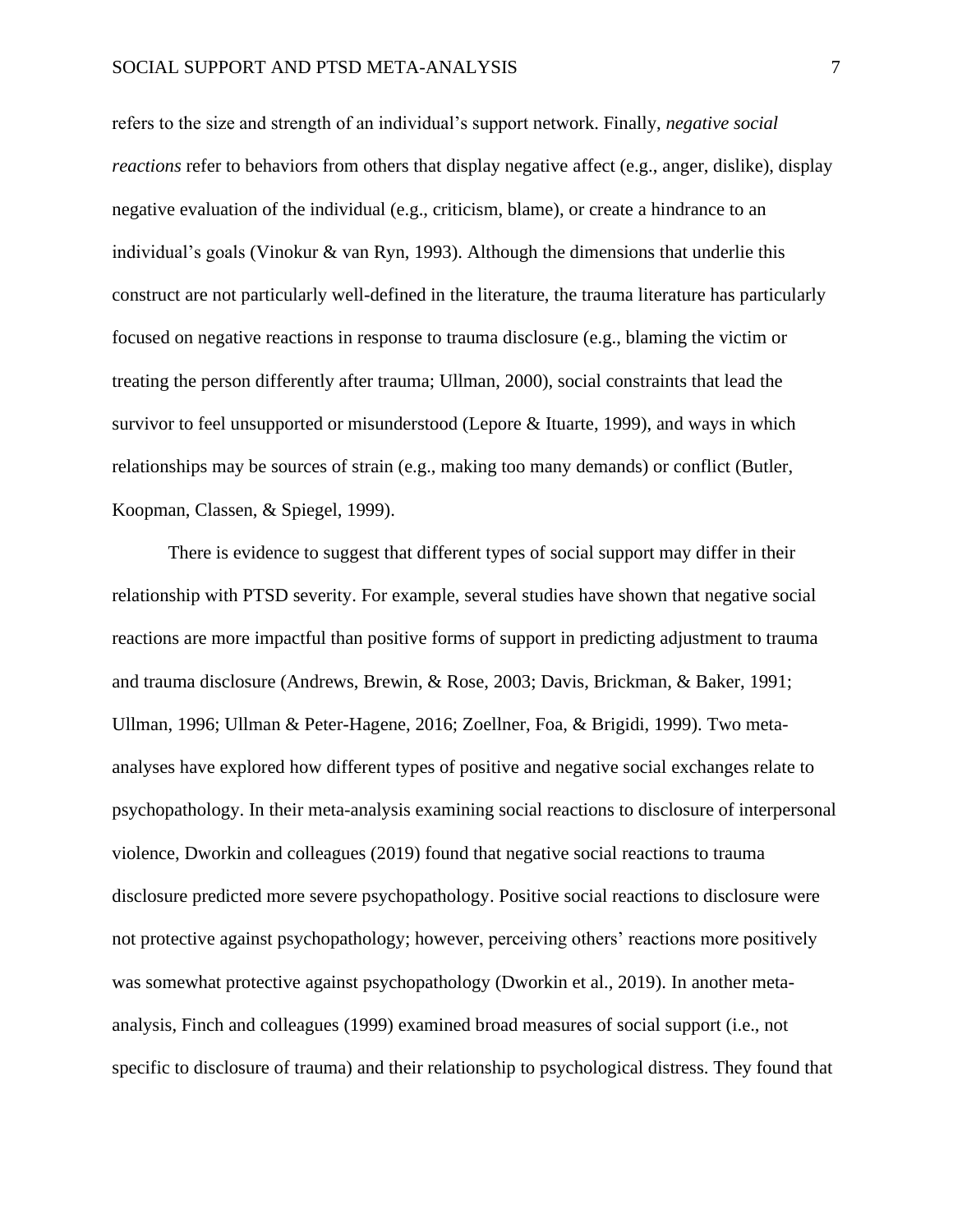refers to the size and strength of an individual's support network. Finally, *negative social reactions* refer to behaviors from others that display negative affect (e.g., anger, dislike), display negative evaluation of the individual (e.g., criticism, blame), or create a hindrance to an individual's goals (Vinokur & van Ryn, 1993). Although the dimensions that underlie this construct are not particularly well-defined in the literature, the trauma literature has particularly focused on negative reactions in response to trauma disclosure (e.g., blaming the victim or treating the person differently after trauma; Ullman, 2000), social constraints that lead the survivor to feel unsupported or misunderstood (Lepore & Ituarte, 1999), and ways in which relationships may be sources of strain (e.g., making too many demands) or conflict (Butler, Koopman, Classen, & Spiegel, 1999).

There is evidence to suggest that different types of social support may differ in their relationship with PTSD severity. For example, several studies have shown that negative social reactions are more impactful than positive forms of support in predicting adjustment to trauma and trauma disclosure (Andrews, Brewin, & Rose, 2003; Davis, Brickman, & Baker, 1991; Ullman, 1996; Ullman & Peter-Hagene, 2016; Zoellner, Foa, & Brigidi, 1999). Two meta-analyses have explored how different types of positive and negative social exchanges relate to psychopathology. In their meta-analysis examining social reactions to disclosure of interpersonal violence, Dworkin and colleagues (2019) found that negative social reactions to trauma disclosure predicted more severe psychopathology. Positive social reactions to disclosure were not protective against psychopathology; however, perceiving others' reactions more positively was somewhat protective against psychopathology (Dworkin et al., 2019). In another meta-analysis, Finch and colleagues (1999) examined broad measures of social support (i.e., not specific to disclosure of trauma) and their relationship to psychological distress. They found that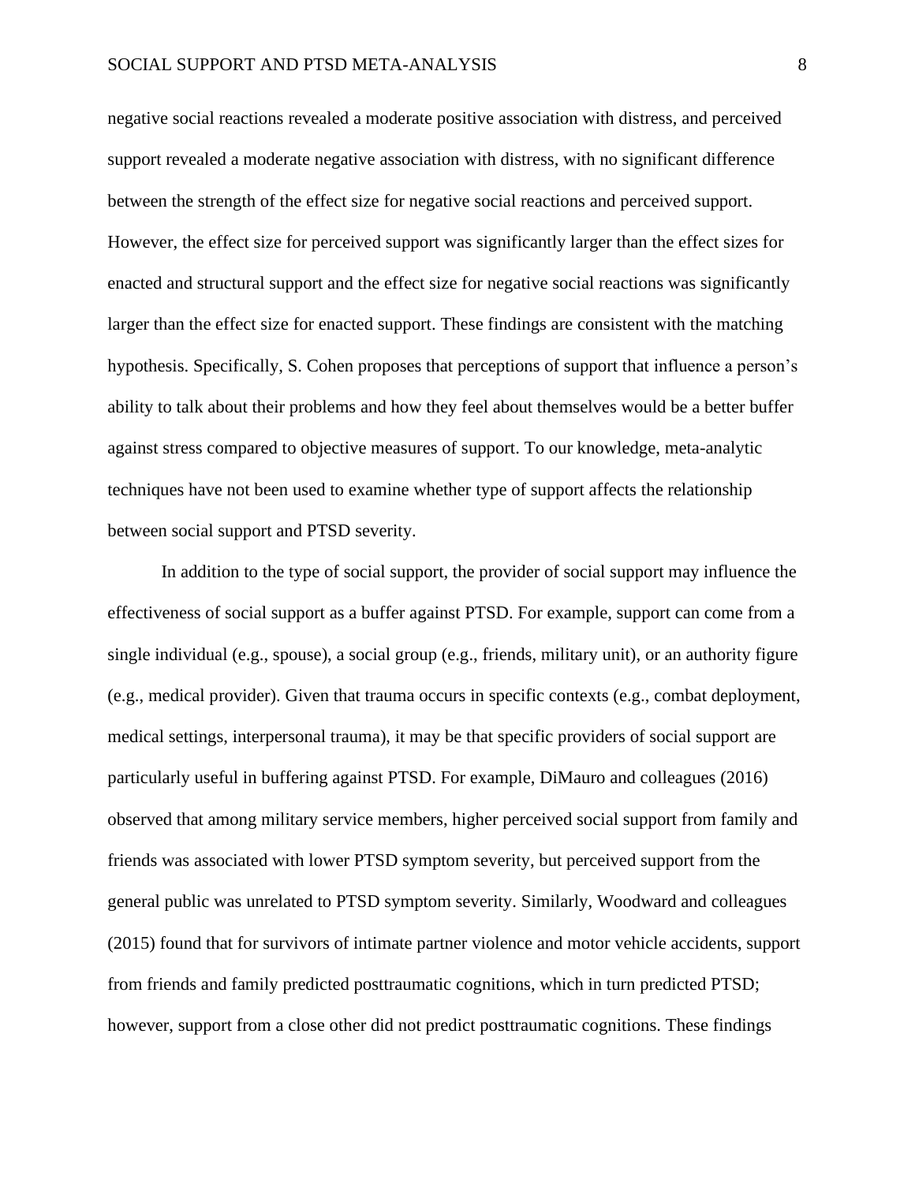negative social reactions revealed a moderate positive association with distress, and perceived support revealed a moderate negative association with distress, with no significant difference between the strength of the effect size for negative social reactions and perceived support. However, the effect size for perceived support was significantly larger than the effect sizes for enacted and structural support and the effect size for negative social reactions was significantly larger than the effect size for enacted support. These findings are consistent with the matching hypothesis. Specifically, S. Cohen proposes that perceptions of support that influence a person's ability to talk about their problems and how they feel about themselves would be a better buffer against stress compared to objective measures of support. To our knowledge, meta-analytic techniques have not been used to examine whether type of support affects the relationship between social support and PTSD severity.

In addition to the type of social support, the provider of social support may influence the effectiveness of social support as a buffer against PTSD. For example, support can come from a single individual (e.g., spouse), a social group (e.g., friends, military unit), or an authority figure (e.g., medical provider). Given that trauma occurs in specific contexts (e.g., combat deployment, medical settings, interpersonal trauma), it may be that specific providers of social support are particularly useful in buffering against PTSD. For example, DiMauro and colleagues (2016) observed that among military service members, higher perceived social support from family and friends was associated with lower PTSD symptom severity, but perceived support from the general public was unrelated to PTSD symptom severity. Similarly, Woodward and colleagues (2015) found that for survivors of intimate partner violence and motor vehicle accidents, support from friends and family predicted posttraumatic cognitions, which in turn predicted PTSD; however, support from a close other did not predict posttraumatic cognitions. These findings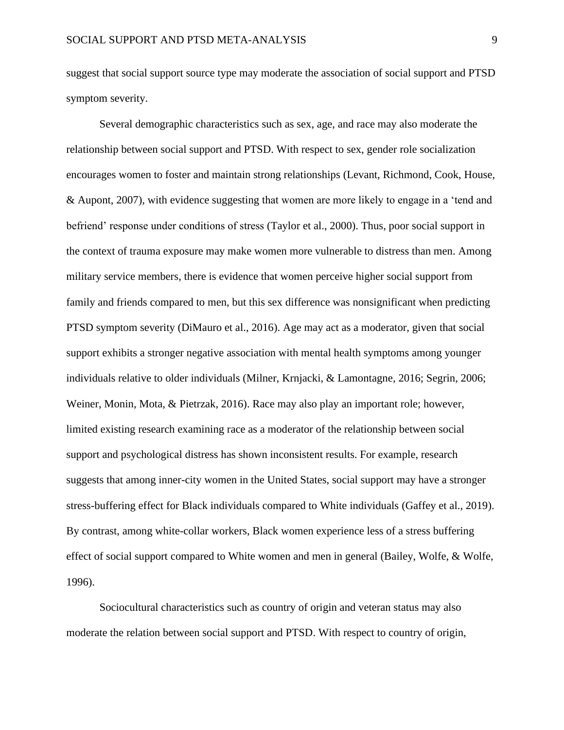suggest that social support source type may moderate the association of social support and PTSD symptom severity.

Several demographic characteristics such as sex, age, and race may also moderate the relationship between social support and PTSD. With respect to sex, gender role socialization encourages women to foster and maintain strong relationships (Levant, Richmond, Cook, House, & Aupont, 2007), with evidence suggesting that women are more likely to engage in a 'tend and befriend' response under conditions of stress (Taylor et al., 2000). Thus, poor social support in the context of trauma exposure may make women more vulnerable to distress than men. Among military service members, there is evidence that women perceive higher social support from family and friends compared to men, but this sex difference was nonsignificant when predicting PTSD symptom severity (DiMauro et al., 2016). Age may act as a moderator, given that social support exhibits a stronger negative association with mental health symptoms among younger individuals relative to older individuals (Milner, Krnjacki, & Lamontagne, 2016; Segrin, 2006; Weiner, Monin, Mota, & Pietrzak, 2016). Race may also play an important role; however, limited existing research examining race as a moderator of the relationship between social support and psychological distress has shown inconsistent results. For example, research suggests that among inner-city women in the United States, social support may have a stronger stress-buffering effect for Black individuals compared to White individuals (Gaffey et al., 2019). By contrast, among white-collar workers, Black women experience less of a stress buffering effect of social support compared to White women and men in general (Bailey, Wolfe, & Wolfe, 1996).

Sociocultural characteristics such as country of origin and veteran status may also moderate the relation between social support and PTSD. With respect to country of origin,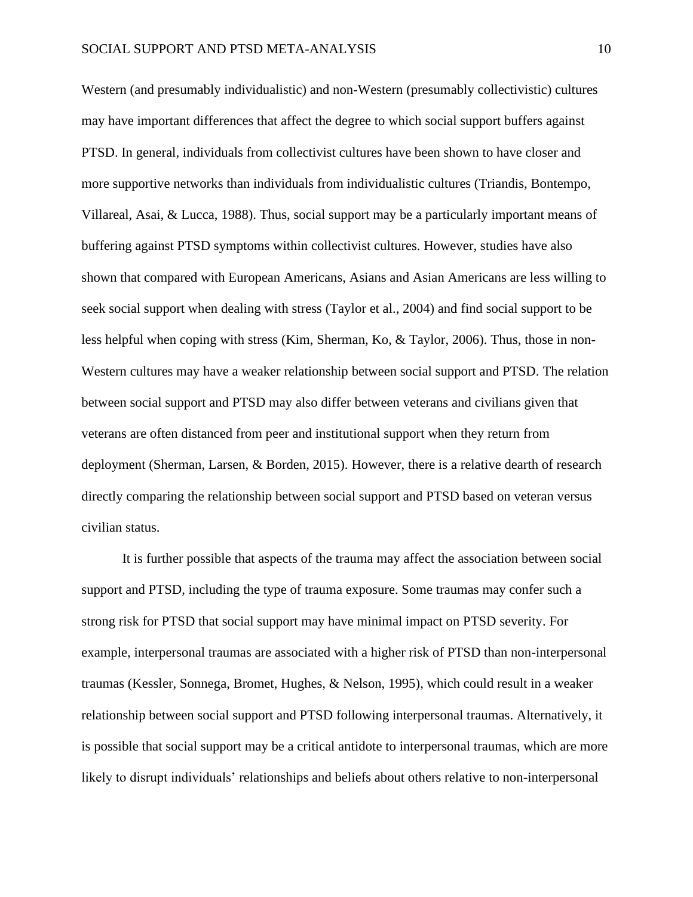Western (and presumably individualistic) and non-Western (presumably collectivistic) cultures may have important differences that affect the degree to which social support buffers against PTSD. In general, individuals from collectivist cultures have been shown to have closer and more supportive networks than individuals from individualistic cultures (Triandis, Bontempo, Villareal, Asai, & Lucca, 1988). Thus, social support may be a particularly important means of buffering against PTSD symptoms within collectivist cultures. However, studies have also shown that compared with European Americans, Asians and Asian Americans are less willing to seek social support when dealing with stress (Taylor et al., 2004) and find social support to be less helpful when coping with stress (Kim, Sherman, Ko, & Taylor, 2006). Thus, those in non-Western cultures may have a weaker relationship between social support and PTSD. The relation between social support and PTSD may also differ between veterans and civilians given that veterans are often distanced from peer and institutional support when they return from deployment (Sherman, Larsen, & Borden, 2015). However, there is a relative dearth of research directly comparing the relationship between social support and PTSD based on veteran versus civilian status.

It is further possible that aspects of the trauma may affect the association between social support and PTSD, including the type of trauma exposure. Some traumas may confer such a strong risk for PTSD that social support may have minimal impact on PTSD severity. For example, interpersonal traumas are associated with a higher risk of PTSD than non-interpersonal traumas (Kessler, Sonnega, Bromet, Hughes, & Nelson, 1995), which could result in a weaker relationship between social support and PTSD following interpersonal traumas. Alternatively, it is possible that social support may be a critical antidote to interpersonal traumas, which are more likely to disrupt individuals' relationships and beliefs about others relative to non-interpersonal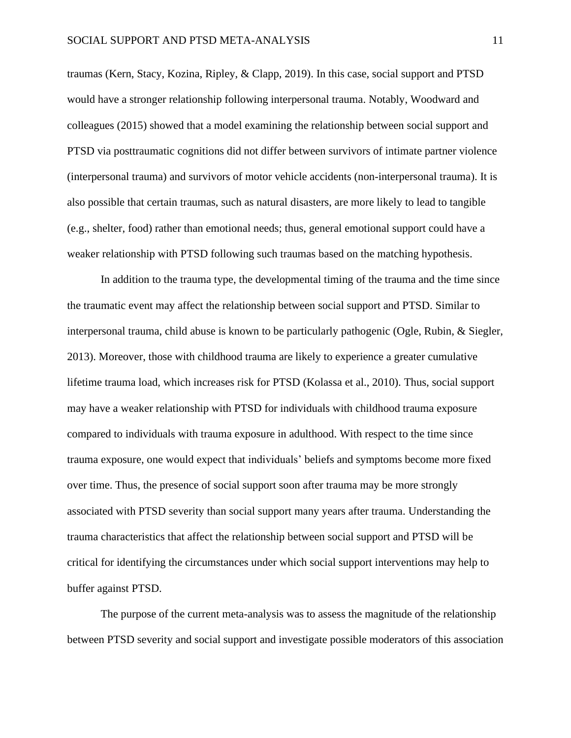traumas (Kern, Stacy, Kozina, Ripley, & Clapp, 2019). In this case, social support and PTSD would have a stronger relationship following interpersonal trauma. Notably, Woodward and colleagues (2015) showed that a model examining the relationship between social support and PTSD via posttraumatic cognitions did not differ between survivors of intimate partner violence (interpersonal trauma) and survivors of motor vehicle accidents (non-interpersonal trauma). It is also possible that certain traumas, such as natural disasters, are more likely to lead to tangible (e.g., shelter, food) rather than emotional needs; thus, general emotional support could have a weaker relationship with PTSD following such traumas based on the matching hypothesis.

In addition to the trauma type, the developmental timing of the trauma and the time since the traumatic event may affect the relationship between social support and PTSD. Similar to interpersonal trauma, child abuse is known to be particularly pathogenic (Ogle, Rubin, & Siegler, 2013). Moreover, those with childhood trauma are likely to experience a greater cumulative lifetime trauma load, which increases risk for PTSD (Kolassa et al., 2010). Thus, social support may have a weaker relationship with PTSD for individuals with childhood trauma exposure compared to individuals with trauma exposure in adulthood. With respect to the time since trauma exposure, one would expect that individuals' beliefs and symptoms become more fixed over time. Thus, the presence of social support soon after trauma may be more strongly associated with PTSD severity than social support many years after trauma. Understanding the trauma characteristics that affect the relationship between social support and PTSD will be critical for identifying the circumstances under which social support interventions may help to buffer against PTSD.

The purpose of the current meta-analysis was to assess the magnitude of the relationship between PTSD severity and social support and investigate possible moderators of this association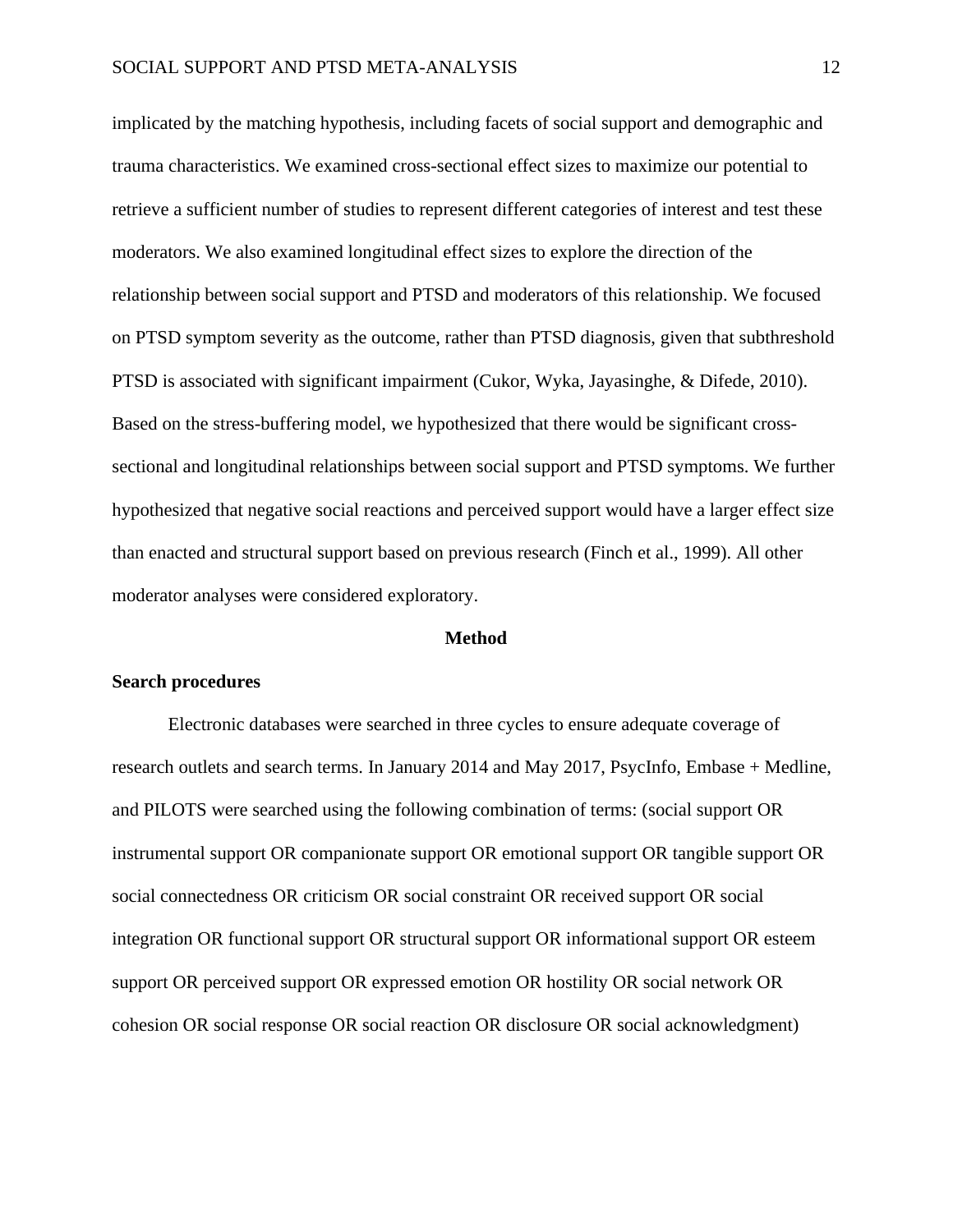implicated by the matching hypothesis, including facets of social support and demographic and trauma characteristics. We examined cross-sectional effect sizes to maximize our potential to retrieve a sufficient number of studies to represent different categories of interest and test these moderators. We also examined longitudinal effect sizes to explore the direction of the relationship between social support and PTSD and moderators of this relationship. We focused on PTSD symptom severity as the outcome, rather than PTSD diagnosis, given that subthreshold PTSD is associated with significant impairment (Cukor, Wyka, Jayasinghe, & Difede, 2010). Based on the stress-buffering model, we hypothesized that there would be significant cross-sectional and longitudinal relationships between social support and PTSD symptoms. We further hypothesized that negative social reactions and perceived support would have a larger effect size than enacted and structural support based on previous research (Finch et al., 1999). All other moderator analyses were considered exploratory.

## Method

### Search procedures

Electronic databases were searched in three cycles to ensure adequate coverage of research outlets and search terms. In January 2014 and May 2017, PsycInfo, Embase + Medline, and PILOTS were searched using the following combination of terms: (social support OR instrumental support OR companionate support OR emotional support OR tangible support OR social connectedness OR criticism OR social constraint OR received support OR social integration OR functional support OR structural support OR informational support OR esteem support OR perceived support OR expressed emotion OR hostility OR social network OR cohesion OR social response OR social reaction OR disclosure OR social acknowledgment)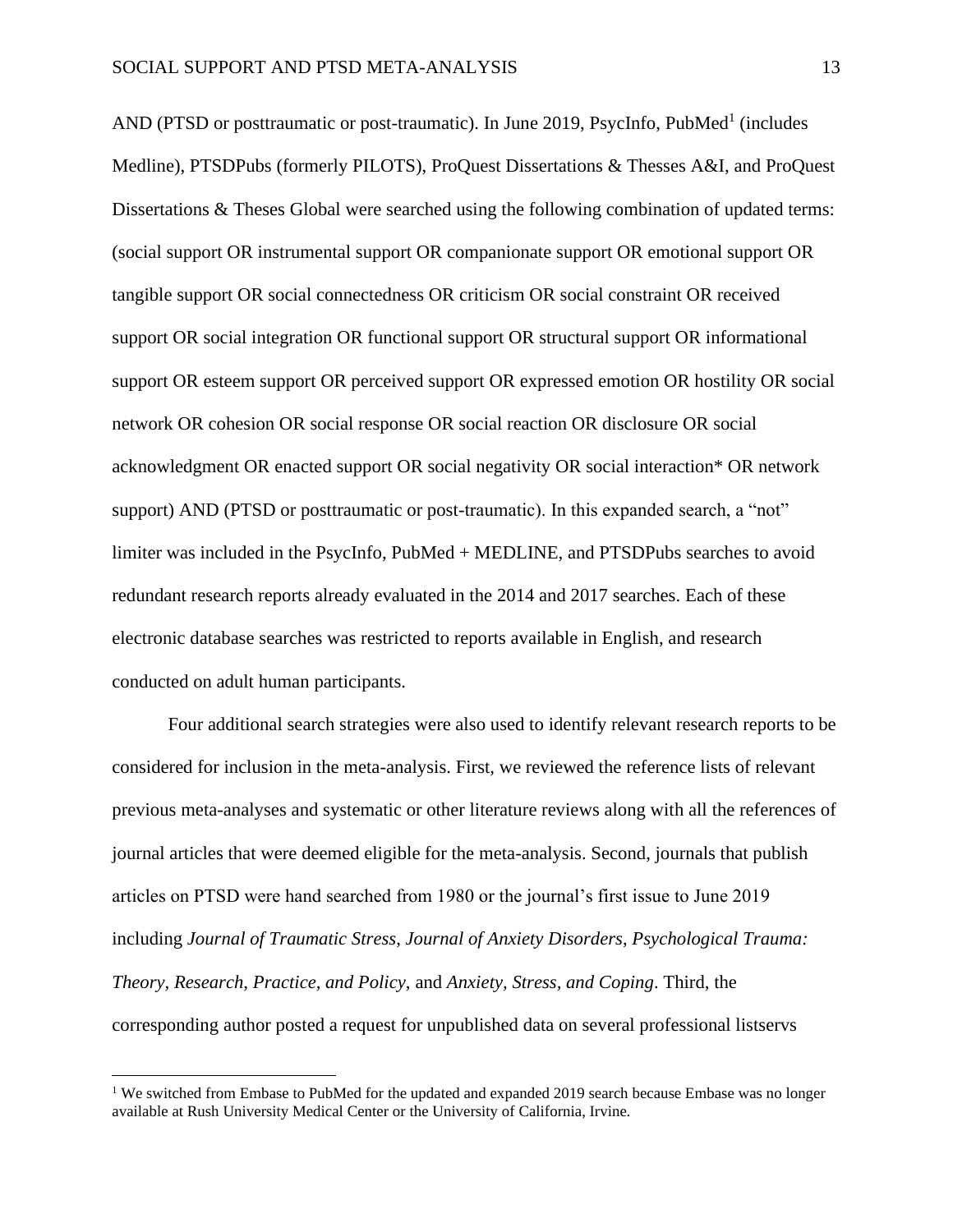AND (PTSD or posttraumatic or post-traumatic). In June 2019, PsycInfo, PubMed[1] (includes Medline), PTSDPubs (formerly PILOTS), ProQuest Dissertations & Thesses A&I, and ProQuest Dissertations & Theses Global were searched using the following combination of updated terms: (social support OR instrumental support OR companionate support OR emotional support OR tangible support OR social connectedness OR criticism OR social constraint OR received support OR social integration OR functional support OR structural support OR informational support OR esteem support OR perceived support OR expressed emotion OR hostility OR social network OR cohesion OR social response OR social reaction OR disclosure OR social acknowledgment OR enacted support OR social negativity OR social interaction* OR network support) AND (PTSD or posttraumatic or post-traumatic). In this expanded search, a "not" limiter was included in the PsycInfo, PubMed + MEDLINE, and PTSDPubs searches to avoid redundant research reports already evaluated in the 2014 and 2017 searches. Each of these electronic database searches was restricted to reports available in English, and research conducted on adult human participants.

Four additional search strategies were also used to identify relevant research reports to be considered for inclusion in the meta-analysis. First, we reviewed the reference lists of relevant previous meta-analyses and systematic or other literature reviews along with all the references of journal articles that were deemed eligible for the meta-analysis. Second, journals that publish articles on PTSD were hand searched from 1980 or the journal's first issue to June 2019 including *Journal of Traumatic Stress*, *Journal of Anxiety Disorders*, *Psychological Trauma: Theory, Research, Practice, and Policy*, and *Anxiety, Stress, and Coping*. Third, the corresponding author posted a request for unpublished data on several professional listservs

[1] We switched from Embase to PubMed for the updated and expanded 2019 search because Embase was no longer available at Rush University Medical Center or the University of California, Irvine.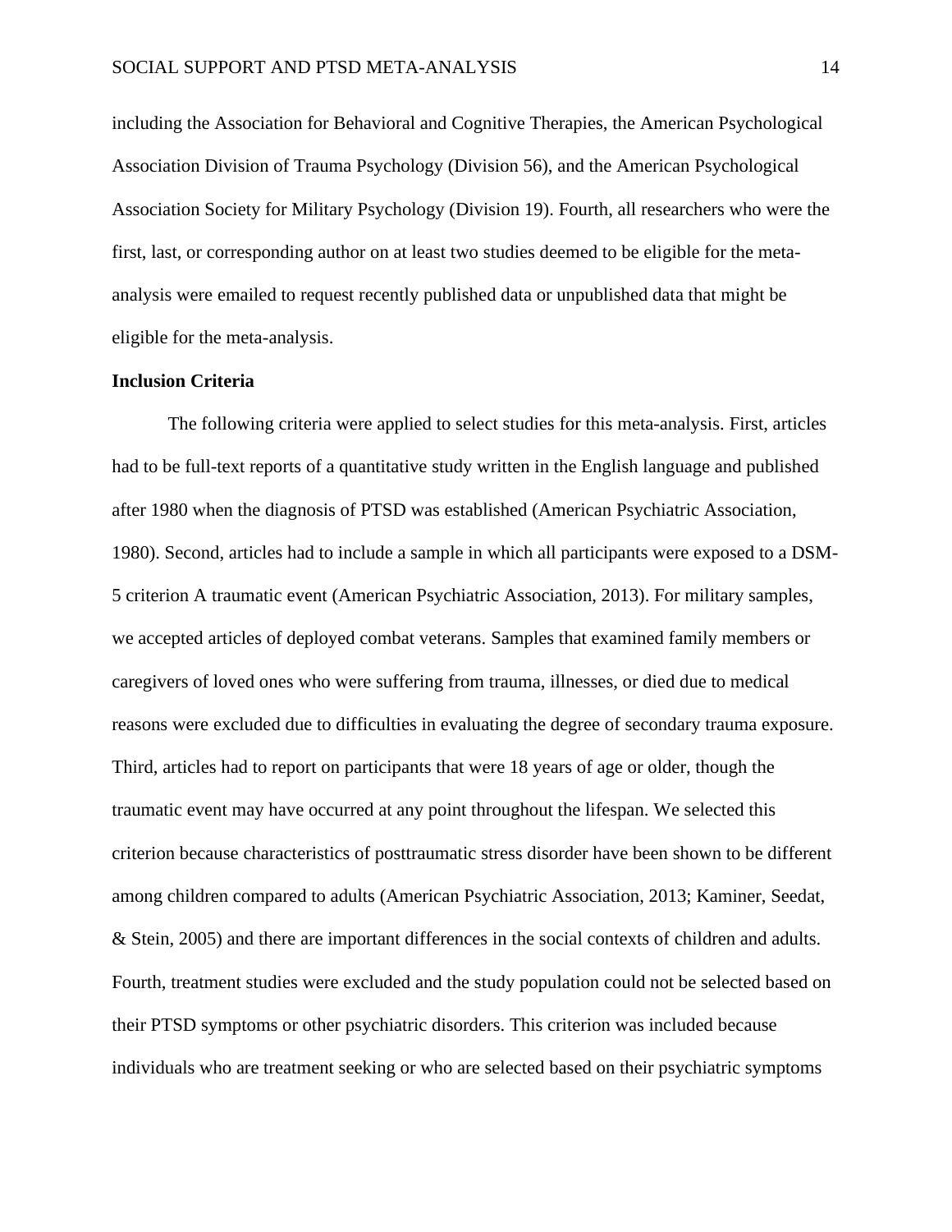including the Association for Behavioral and Cognitive Therapies, the American Psychological Association Division of Trauma Psychology (Division 56), and the American Psychological Association Society for Military Psychology (Division 19). Fourth, all researchers who were the first, last, or corresponding author on at least two studies deemed to be eligible for the meta-analysis were emailed to request recently published data or unpublished data that might be eligible for the meta-analysis.

**Inclusion Criteria**

The following criteria were applied to select studies for this meta-analysis. First, articles had to be full-text reports of a quantitative study written in the English language and published after 1980 when the diagnosis of PTSD was established (American Psychiatric Association, 1980). Second, articles had to include a sample in which all participants were exposed to a DSM-5 criterion A traumatic event (American Psychiatric Association, 2013). For military samples, we accepted articles of deployed combat veterans. Samples that examined family members or caregivers of loved ones who were suffering from trauma, illnesses, or died due to medical reasons were excluded due to difficulties in evaluating the degree of secondary trauma exposure. Third, articles had to report on participants that were 18 years of age or older, though the traumatic event may have occurred at any point throughout the lifespan. We selected this criterion because characteristics of posttraumatic stress disorder have been shown to be different among children compared to adults (American Psychiatric Association, 2013; Kaminer, Seedat, & Stein, 2005) and there are important differences in the social contexts of children and adults. Fourth, treatment studies were excluded and the study population could not be selected based on their PTSD symptoms or other psychiatric disorders. This criterion was included because individuals who are treatment seeking or who are selected based on their psychiatric symptoms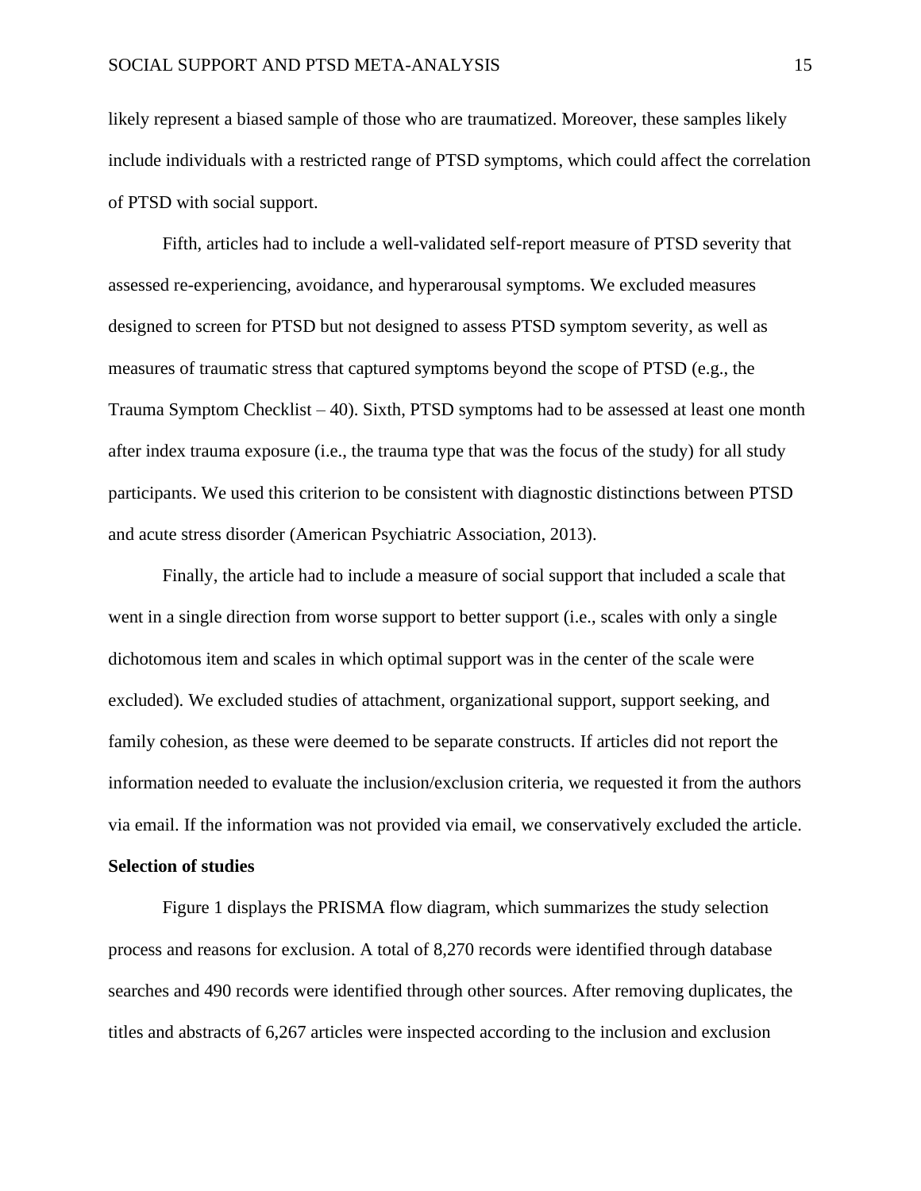likely represent a biased sample of those who are traumatized. Moreover, these samples likely include individuals with a restricted range of PTSD symptoms, which could affect the correlation of PTSD with social support.

Fifth, articles had to include a well-validated self-report measure of PTSD severity that assessed re-experiencing, avoidance, and hyperarousal symptoms. We excluded measures designed to screen for PTSD but not designed to assess PTSD symptom severity, as well as measures of traumatic stress that captured symptoms beyond the scope of PTSD (e.g., the Trauma Symptom Checklist – 40). Sixth, PTSD symptoms had to be assessed at least one month after index trauma exposure (i.e., the trauma type that was the focus of the study) for all study participants. We used this criterion to be consistent with diagnostic distinctions between PTSD and acute stress disorder (American Psychiatric Association, 2013).

Finally, the article had to include a measure of social support that included a scale that went in a single direction from worse support to better support (i.e., scales with only a single dichotomous item and scales in which optimal support was in the center of the scale were excluded). We excluded studies of attachment, organizational support, support seeking, and family cohesion, as these were deemed to be separate constructs. If articles did not report the information needed to evaluate the inclusion/exclusion criteria, we requested it from the authors via email. If the information was not provided via email, we conservatively excluded the article.

**Selection of studies**

Figure 1 displays the PRISMA flow diagram, which summarizes the study selection process and reasons for exclusion. A total of 8,270 records were identified through database searches and 490 records were identified through other sources. After removing duplicates, the titles and abstracts of 6,267 articles were inspected according to the inclusion and exclusion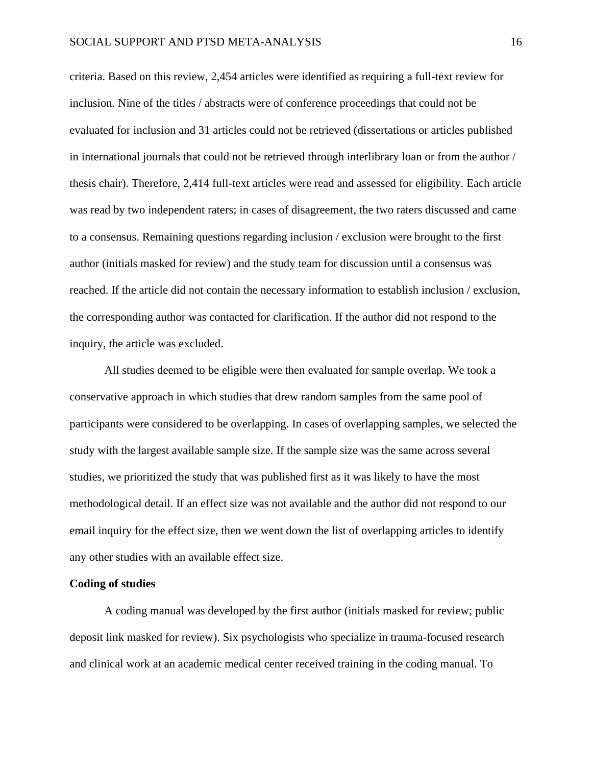criteria. Based on this review, 2,454 articles were identified as requiring a full-text review for inclusion. Nine of the titles / abstracts were of conference proceedings that could not be evaluated for inclusion and 31 articles could not be retrieved (dissertations or articles published in international journals that could not be retrieved through interlibrary loan or from the author / thesis chair). Therefore, 2,414 full-text articles were read and assessed for eligibility. Each article was read by two independent raters; in cases of disagreement, the two raters discussed and came to a consensus. Remaining questions regarding inclusion / exclusion were brought to the first author (initials masked for review) and the study team for discussion until a consensus was reached. If the article did not contain the necessary information to establish inclusion / exclusion, the corresponding author was contacted for clarification. If the author did not respond to the inquiry, the article was excluded.

All studies deemed to be eligible were then evaluated for sample overlap. We took a conservative approach in which studies that drew random samples from the same pool of participants were considered to be overlapping. In cases of overlapping samples, we selected the study with the largest available sample size. If the sample size was the same across several studies, we prioritized the study that was published first as it was likely to have the most methodological detail. If an effect size was not available and the author did not respond to our email inquiry for the effect size, then we went down the list of overlapping articles to identify any other studies with an available effect size.

**Coding of studies**

A coding manual was developed by the first author (initials masked for review; public deposit link masked for review). Six psychologists who specialize in trauma-focused research and clinical work at an academic medical center received training in the coding manual. To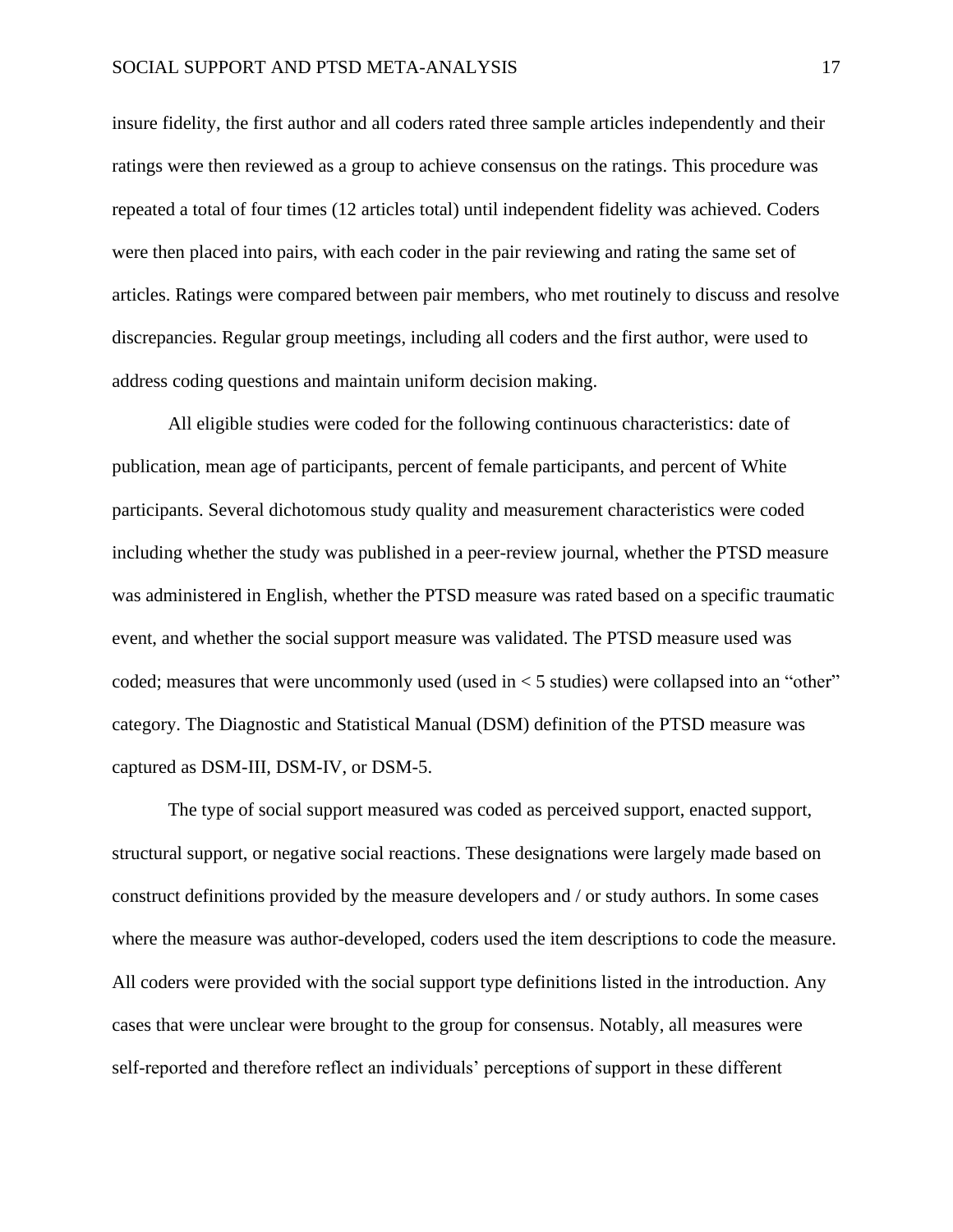insure fidelity, the first author and all coders rated three sample articles independently and their ratings were then reviewed as a group to achieve consensus on the ratings. This procedure was repeated a total of four times (12 articles total) until independent fidelity was achieved. Coders were then placed into pairs, with each coder in the pair reviewing and rating the same set of articles. Ratings were compared between pair members, who met routinely to discuss and resolve discrepancies. Regular group meetings, including all coders and the first author, were used to address coding questions and maintain uniform decision making.

All eligible studies were coded for the following continuous characteristics: date of publication, mean age of participants, percent of female participants, and percent of White participants. Several dichotomous study quality and measurement characteristics were coded including whether the study was published in a peer-review journal, whether the PTSD measure was administered in English, whether the PTSD measure was rated based on a specific traumatic event, and whether the social support measure was validated. The PTSD measure used was coded; measures that were uncommonly used (used in < 5 studies) were collapsed into an "other" category. The Diagnostic and Statistical Manual (DSM) definition of the PTSD measure was captured as DSM-III, DSM-IV, or DSM-5.

The type of social support measured was coded as perceived support, enacted support, structural support, or negative social reactions. These designations were largely made based on construct definitions provided by the measure developers and / or study authors. In some cases where the measure was author-developed, coders used the item descriptions to code the measure. All coders were provided with the social support type definitions listed in the introduction. Any cases that were unclear were brought to the group for consensus. Notably, all measures were self-reported and therefore reflect an individuals' perceptions of support in these different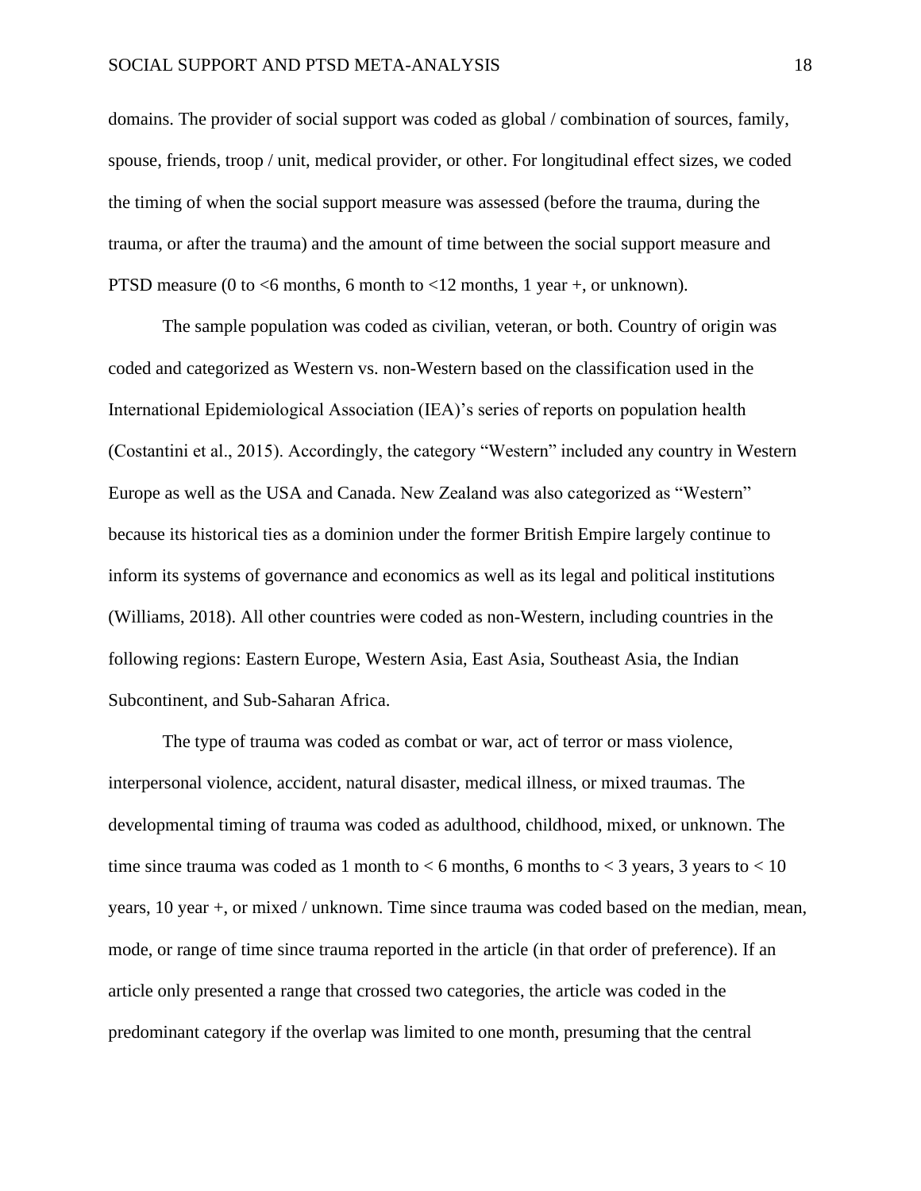domains. The provider of social support was coded as global / combination of sources, family, spouse, friends, troop / unit, medical provider, or other. For longitudinal effect sizes, we coded the timing of when the social support measure was assessed (before the trauma, during the trauma, or after the trauma) and the amount of time between the social support measure and PTSD measure (0 to <6 months, 6 month to <12 months, 1 year +, or unknown).

The sample population was coded as civilian, veteran, or both. Country of origin was coded and categorized as Western vs. non-Western based on the classification used in the International Epidemiological Association (IEA)'s series of reports on population health (Costantini et al., 2015). Accordingly, the category "Western" included any country in Western Europe as well as the USA and Canada. New Zealand was also categorized as "Western" because its historical ties as a dominion under the former British Empire largely continue to inform its systems of governance and economics as well as its legal and political institutions (Williams, 2018). All other countries were coded as non-Western, including countries in the following regions: Eastern Europe, Western Asia, East Asia, Southeast Asia, the Indian Subcontinent, and Sub-Saharan Africa.

The type of trauma was coded as combat or war, act of terror or mass violence, interpersonal violence, accident, natural disaster, medical illness, or mixed traumas. The developmental timing of trauma was coded as adulthood, childhood, mixed, or unknown. The time since trauma was coded as 1 month to < 6 months, 6 months to < 3 years, 3 years to < 10 years, 10 year +, or mixed / unknown. Time since trauma was coded based on the median, mean, mode, or range of time since trauma reported in the article (in that order of preference). If an article only presented a range that crossed two categories, the article was coded in the predominant category if the overlap was limited to one month, presuming that the central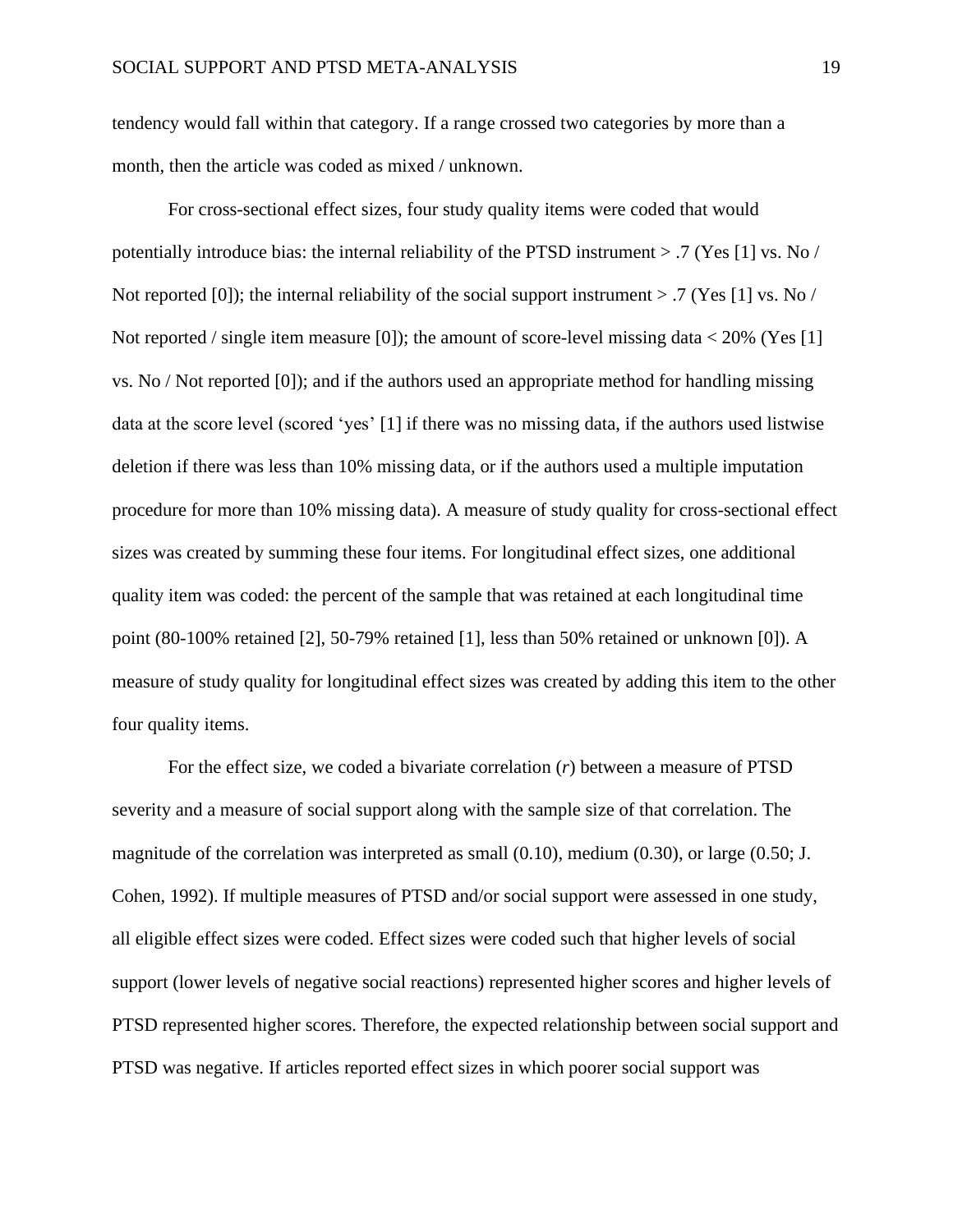tendency would fall within that category. If a range crossed two categories by more than a month, then the article was coded as mixed / unknown.

For cross-sectional effect sizes, four study quality items were coded that would potentially introduce bias: the internal reliability of the PTSD instrument > .7 (Yes [1] vs. No / Not reported [0]); the internal reliability of the social support instrument > .7 (Yes [1] vs. No / Not reported / single item measure [0]); the amount of score-level missing data < 20% (Yes [1] vs. No / Not reported [0]); and if the authors used an appropriate method for handling missing data at the score level (scored 'yes' [1] if there was no missing data, if the authors used listwise deletion if there was less than 10% missing data, or if the authors used a multiple imputation procedure for more than 10% missing data). A measure of study quality for cross-sectional effect sizes was created by summing these four items. For longitudinal effect sizes, one additional quality item was coded: the percent of the sample that was retained at each longitudinal time point (80-100% retained [2], 50-79% retained [1], less than 50% retained or unknown [0]). A measure of study quality for longitudinal effect sizes was created by adding this item to the other four quality items.

For the effect size, we coded a bivariate correlation ($r$) between a measure of PTSD severity and a measure of social support along with the sample size of that correlation. The magnitude of the correlation was interpreted as small (0.10), medium (0.30), or large (0.50; J. Cohen, 1992). If multiple measures of PTSD and/or social support were assessed in one study, all eligible effect sizes were coded. Effect sizes were coded such that higher levels of social support (lower levels of negative social reactions) represented higher scores and higher levels of PTSD represented higher scores. Therefore, the expected relationship between social support and PTSD was negative. If articles reported effect sizes in which poorer social support was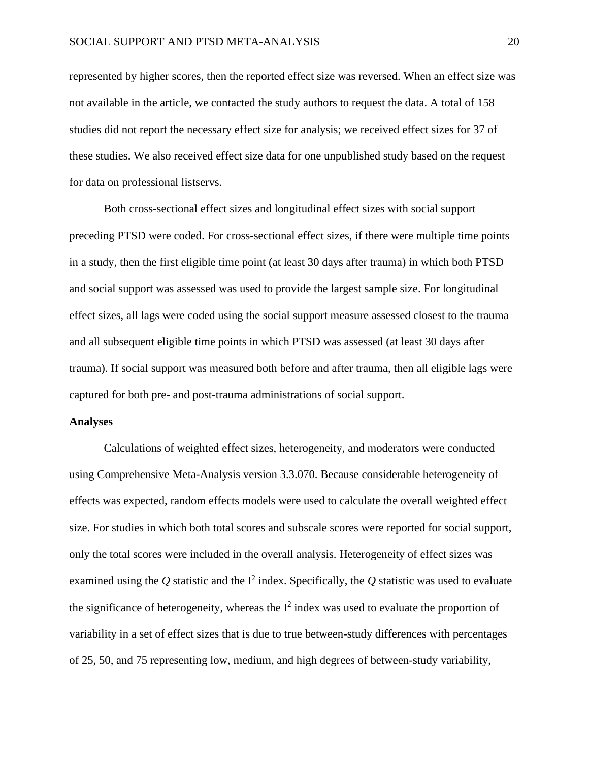represented by higher scores, then the reported effect size was reversed. When an effect size was not available in the article, we contacted the study authors to request the data. A total of 158 studies did not report the necessary effect size for analysis; we received effect sizes for 37 of these studies. We also received effect size data for one unpublished study based on the request for data on professional listservs.

Both cross-sectional effect sizes and longitudinal effect sizes with social support preceding PTSD were coded. For cross-sectional effect sizes, if there were multiple time points in a study, then the first eligible time point (at least 30 days after trauma) in which both PTSD and social support was assessed was used to provide the largest sample size. For longitudinal effect sizes, all lags were coded using the social support measure assessed closest to the trauma and all subsequent eligible time points in which PTSD was assessed (at least 30 days after trauma). If social support was measured both before and after trauma, then all eligible lags were captured for both pre- and post-trauma administrations of social support.

**Analyses**

Calculations of weighted effect sizes, heterogeneity, and moderators were conducted using Comprehensive Meta-Analysis version 3.3.070. Because considerable heterogeneity of effects was expected, random effects models were used to calculate the overall weighted effect size. For studies in which both total scores and subscale scores were reported for social support, only the total scores were included in the overall analysis. Heterogeneity of effect sizes was examined using the $Q$ statistic and the $I^2$ index. Specifically, the $Q$ statistic was used to evaluate the significance of heterogeneity, whereas the $I^2$ index was used to evaluate the proportion of variability in a set of effect sizes that is due to true between-study differences with percentages of 25, 50, and 75 representing low, medium, and high degrees of between-study variability,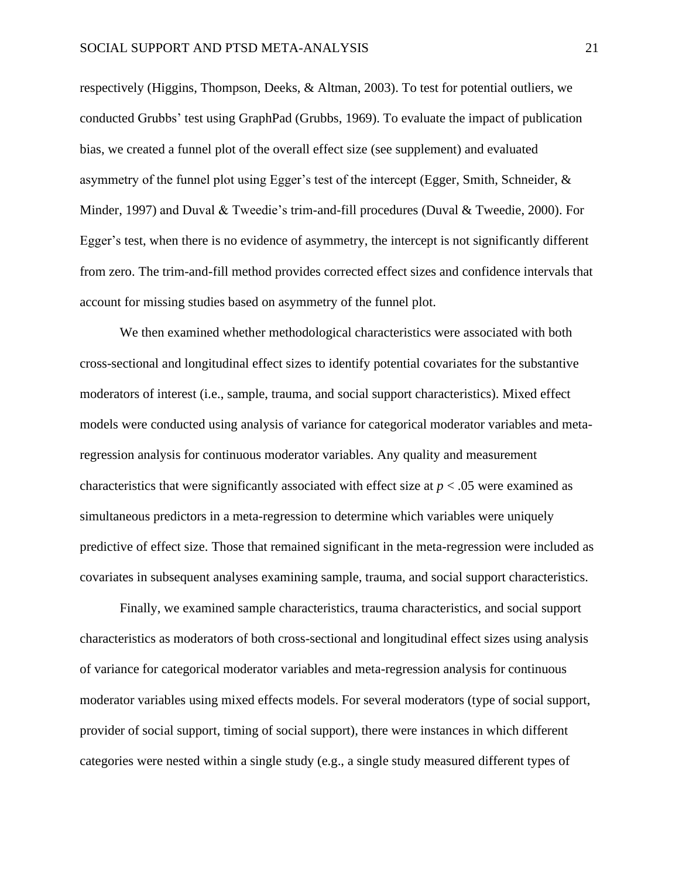respectively (Higgins, Thompson, Deeks, & Altman, 2003). To test for potential outliers, we conducted Grubbs' test using GraphPad (Grubbs, 1969). To evaluate the impact of publication bias, we created a funnel plot of the overall effect size (see supplement) and evaluated asymmetry of the funnel plot using Egger's test of the intercept (Egger, Smith, Schneider, & Minder, 1997) and Duval & Tweedie's trim-and-fill procedures (Duval & Tweedie, 2000). For Egger's test, when there is no evidence of asymmetry, the intercept is not significantly different from zero. The trim-and-fill method provides corrected effect sizes and confidence intervals that account for missing studies based on asymmetry of the funnel plot.

We then examined whether methodological characteristics were associated with both cross-sectional and longitudinal effect sizes to identify potential covariates for the substantive moderators of interest (i.e., sample, trauma, and social support characteristics). Mixed effect models were conducted using analysis of variance for categorical moderator variables and meta-regression analysis for continuous moderator variables. Any quality and measurement characteristics that were significantly associated with effect size at $p < .05$ were examined as simultaneous predictors in a meta-regression to determine which variables were uniquely predictive of effect size. Those that remained significant in the meta-regression were included as covariates in subsequent analyses examining sample, trauma, and social support characteristics.

Finally, we examined sample characteristics, trauma characteristics, and social support characteristics as moderators of both cross-sectional and longitudinal effect sizes using analysis of variance for categorical moderator variables and meta-regression analysis for continuous moderator variables using mixed effects models. For several moderators (type of social support, provider of social support, timing of social support), there were instances in which different categories were nested within a single study (e.g., a single study measured different types of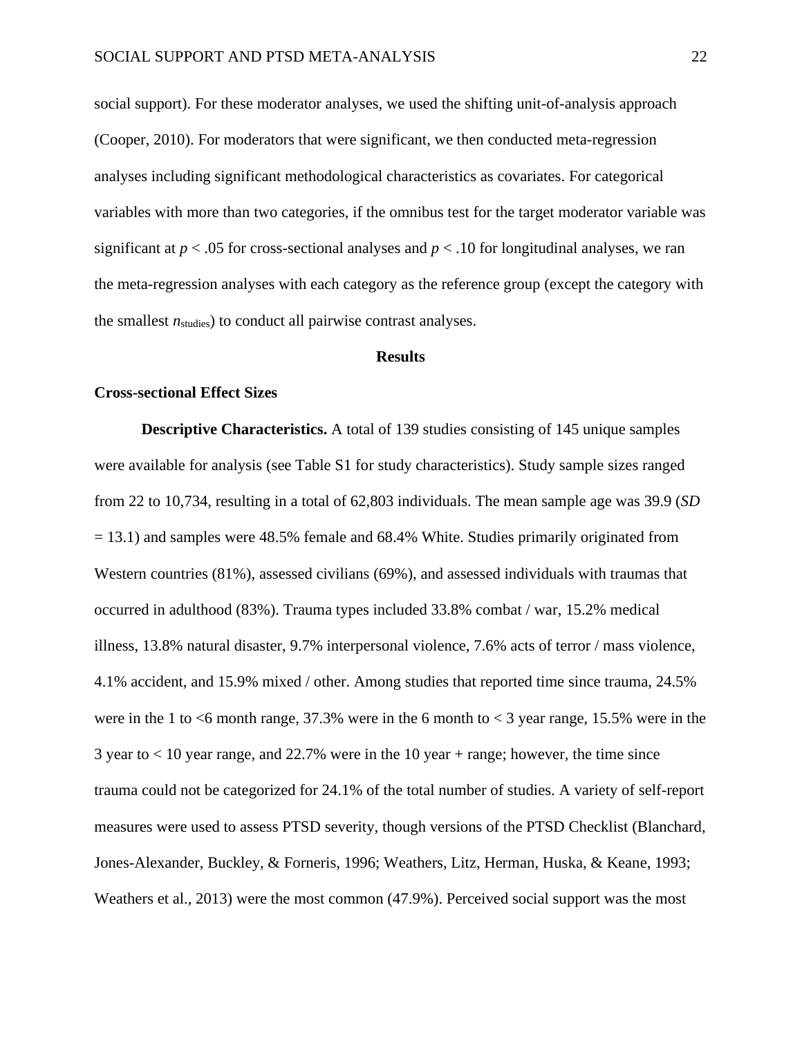social support). For these moderator analyses, we used the shifting unit-of-analysis approach (Cooper, 2010). For moderators that were significant, we then conducted meta-regression analyses including significant methodological characteristics as covariates. For categorical variables with more than two categories, if the omnibus test for the target moderator variable was significant at $p < .05$ for cross-sectional analyses and $p < .10$ for longitudinal analyses, we ran the meta-regression analyses with each category as the reference group (except the category with the smallest $n_{\text{studies}}$) to conduct all pairwise contrast analyses.

## Results

### Cross-sectional Effect Sizes

**Descriptive Characteristics.** A total of 139 studies consisting of 145 unique samples were available for analysis (see Table S1 for study characteristics). Study sample sizes ranged from 22 to 10,734, resulting in a total of 62,803 individuals. The mean sample age was 39.9 (*SD* = 13.1) and samples were 48.5% female and 68.4% White. Studies primarily originated from Western countries (81%), assessed civilians (69%), and assessed individuals with traumas that occurred in adulthood (83%). Trauma types included 33.8% combat / war, 15.2% medical illness, 13.8% natural disaster, 9.7% interpersonal violence, 7.6% acts of terror / mass violence, 4.1% accident, and 15.9% mixed / other. Among studies that reported time since trauma, 24.5% were in the 1 to <6 month range, 37.3% were in the 6 month to < 3 year range, 15.5% were in the 3 year to < 10 year range, and 22.7% were in the 10 year + range; however, the time since trauma could not be categorized for 24.1% of the total number of studies. A variety of self-report measures were used to assess PTSD severity, though versions of the PTSD Checklist (Blanchard, Jones-Alexander, Buckley, & Forneris, 1996; Weathers, Litz, Herman, Huska, & Keane, 1993; Weathers et al., 2013) were the most common (47.9%). Perceived social support was the most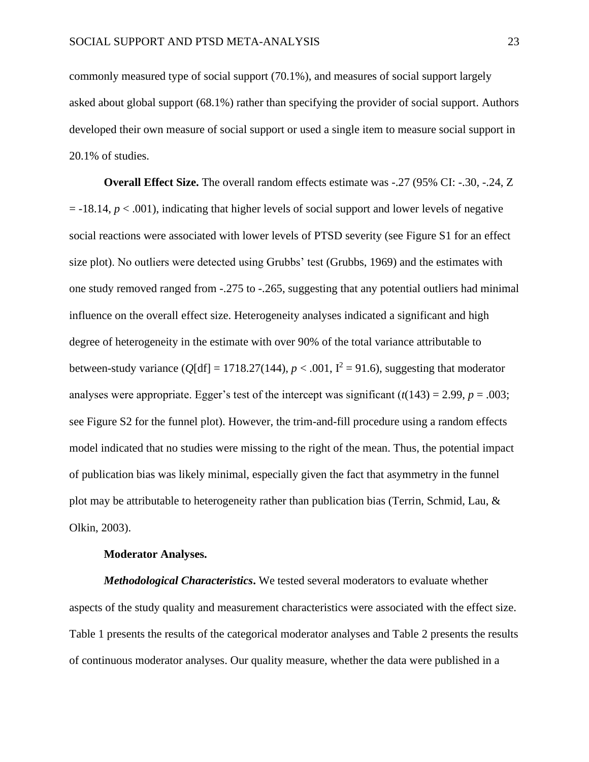commonly measured type of social support (70.1%), and measures of social support largely asked about global support (68.1%) rather than specifying the provider of social support. Authors developed their own measure of social support or used a single item to measure social support in 20.1% of studies.

**Overall Effect Size.** The overall random effects estimate was -.27 (95% CI: -.30, -.24, Z = -18.14, $p < .001$), indicating that higher levels of social support and lower levels of negative social reactions were associated with lower levels of PTSD severity (see Figure S1 for an effect size plot). No outliers were detected using Grubbs' test (Grubbs, 1969) and the estimates with one study removed ranged from -.275 to -.265, suggesting that any potential outliers had minimal influence on the overall effect size. Heterogeneity analyses indicated a significant and high degree of heterogeneity in the estimate with over 90% of the total variance attributable to between-study variance ($Q$[df] = 1718.27(144), $p < .001$, $I^2 = 91.6$), suggesting that moderator analyses were appropriate. Egger's test of the intercept was significant ($t(143) = 2.99$, $p = .003$; see Figure S2 for the funnel plot). However, the trim-and-fill procedure using a random effects model indicated that no studies were missing to the right of the mean. Thus, the potential impact of publication bias was likely minimal, especially given the fact that asymmetry in the funnel plot may be attributable to heterogeneity rather than publication bias (Terrin, Schmid, Lau, & Olkin, 2003).

**Moderator Analyses.**

***Methodological Characteristics*.** We tested several moderators to evaluate whether aspects of the study quality and measurement characteristics were associated with the effect size. Table 1 presents the results of the categorical moderator analyses and Table 2 presents the results of continuous moderator analyses. Our quality measure, whether the data were published in a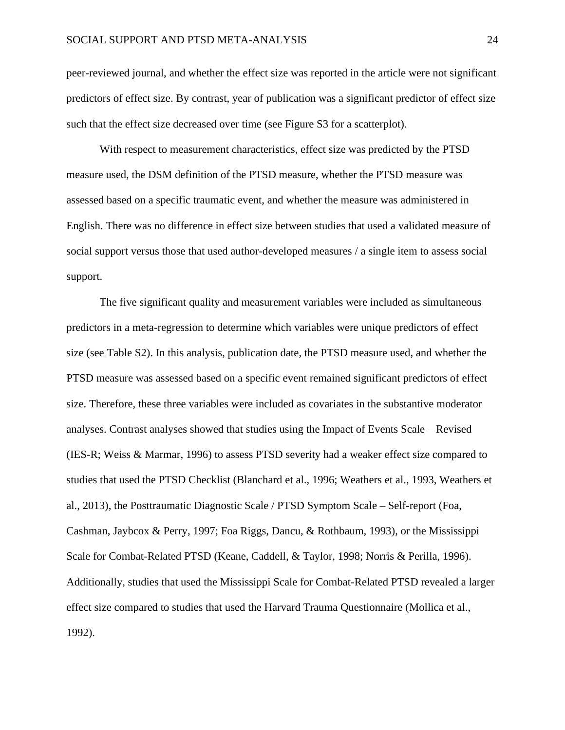peer-reviewed journal, and whether the effect size was reported in the article were not significant predictors of effect size. By contrast, year of publication was a significant predictor of effect size such that the effect size decreased over time (see Figure S3 for a scatterplot).

With respect to measurement characteristics, effect size was predicted by the PTSD measure used, the DSM definition of the PTSD measure, whether the PTSD measure was assessed based on a specific traumatic event, and whether the measure was administered in English. There was no difference in effect size between studies that used a validated measure of social support versus those that used author-developed measures / a single item to assess social support.

The five significant quality and measurement variables were included as simultaneous predictors in a meta-regression to determine which variables were unique predictors of effect size (see Table S2). In this analysis, publication date, the PTSD measure used, and whether the PTSD measure was assessed based on a specific event remained significant predictors of effect size. Therefore, these three variables were included as covariates in the substantive moderator analyses. Contrast analyses showed that studies using the Impact of Events Scale – Revised (IES-R; Weiss & Marmar, 1996) to assess PTSD severity had a weaker effect size compared to studies that used the PTSD Checklist (Blanchard et al., 1996; Weathers et al., 1993, Weathers et al., 2013), the Posttraumatic Diagnostic Scale / PTSD Symptom Scale – Self-report (Foa, Cashman, Jaybcox & Perry, 1997; Foa Riggs, Dancu, & Rothbaum, 1993), or the Mississippi Scale for Combat-Related PTSD (Keane, Caddell, & Taylor, 1998; Norris & Perilla, 1996). Additionally, studies that used the Mississippi Scale for Combat-Related PTSD revealed a larger effect size compared to studies that used the Harvard Trauma Questionnaire (Mollica et al., 1992).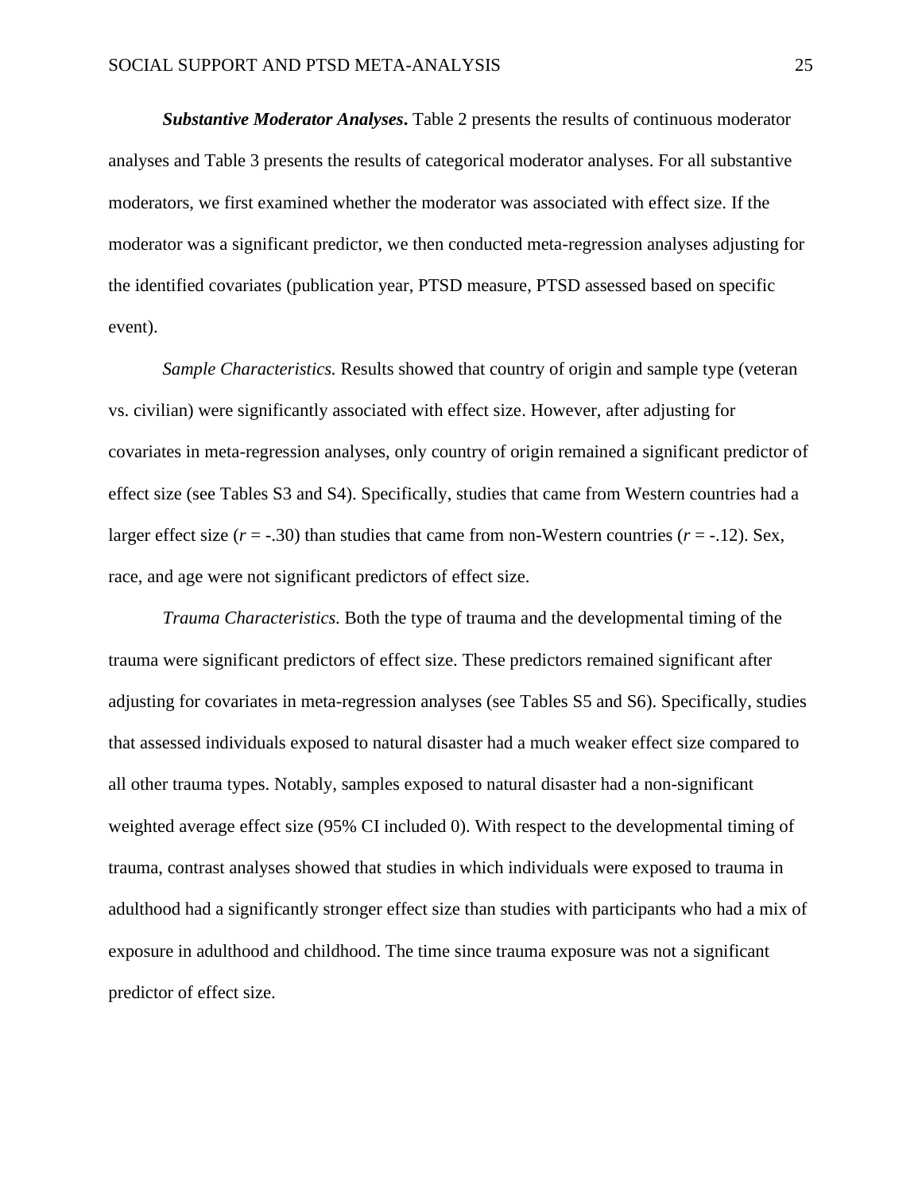***Substantive Moderator Analyses*.** Table 2 presents the results of continuous moderator analyses and Table 3 presents the results of categorical moderator analyses. For all substantive moderators, we first examined whether the moderator was associated with effect size. If the moderator was a significant predictor, we then conducted meta-regression analyses adjusting for the identified covariates (publication year, PTSD measure, PTSD assessed based on specific event).

*Sample Characteristics.* Results showed that country of origin and sample type (veteran vs. civilian) were significantly associated with effect size. However, after adjusting for covariates in meta-regression analyses, only country of origin remained a significant predictor of effect size (see Tables S3 and S4). Specifically, studies that came from Western countries had a larger effect size ($r$ = -.30) than studies that came from non-Western countries ($r$ = -.12). Sex, race, and age were not significant predictors of effect size.

*Trauma Characteristics.* Both the type of trauma and the developmental timing of the trauma were significant predictors of effect size. These predictors remained significant after adjusting for covariates in meta-regression analyses (see Tables S5 and S6). Specifically, studies that assessed individuals exposed to natural disaster had a much weaker effect size compared to all other trauma types. Notably, samples exposed to natural disaster had a non-significant weighted average effect size (95% CI included 0). With respect to the developmental timing of trauma, contrast analyses showed that studies in which individuals were exposed to trauma in adulthood had a significantly stronger effect size than studies with participants who had a mix of exposure in adulthood and childhood. The time since trauma exposure was not a significant predictor of effect size.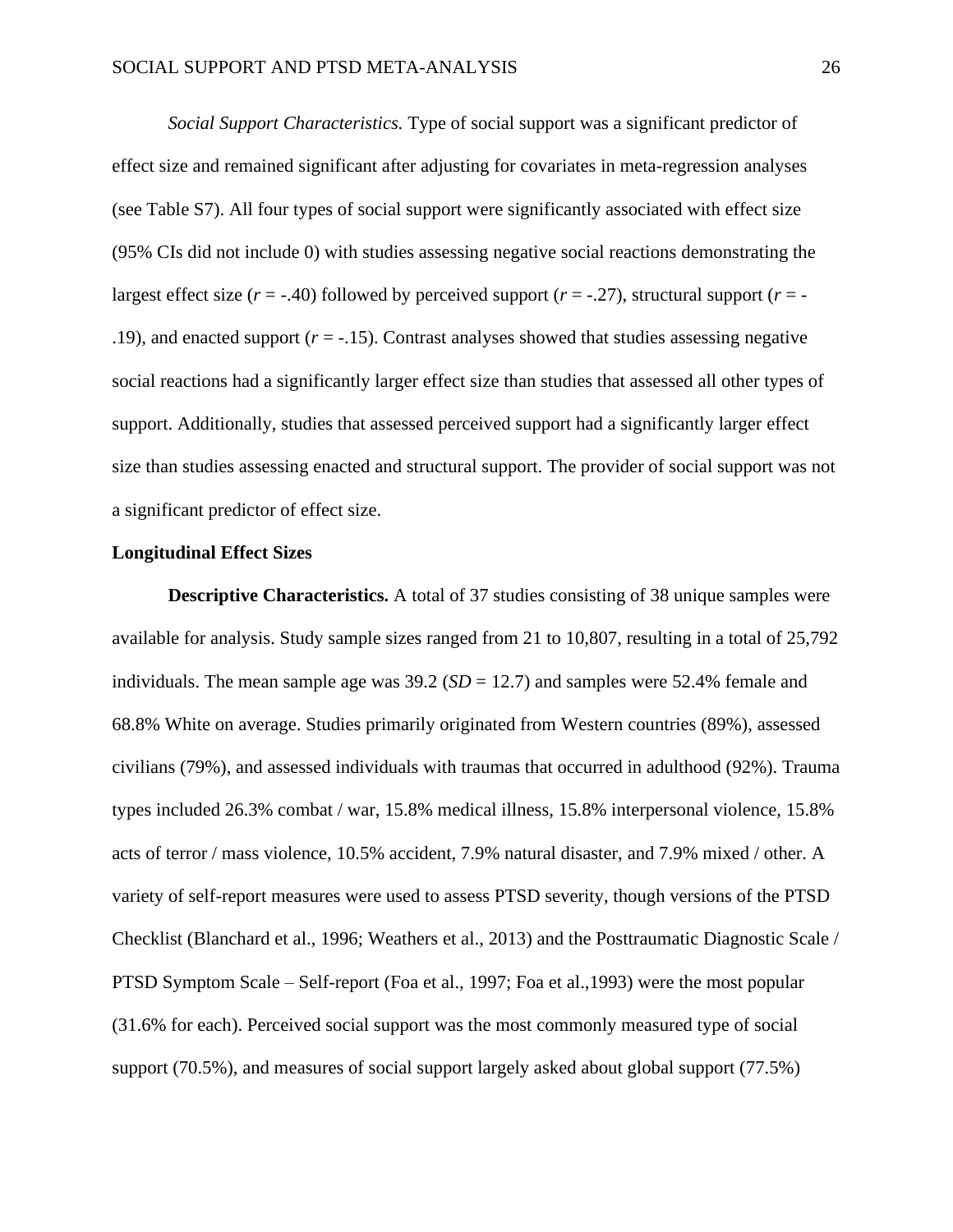*Social Support Characteristics.* Type of social support was a significant predictor of effect size and remained significant after adjusting for covariates in meta-regression analyses (see Table S7). All four types of social support were significantly associated with effect size (95% CIs did not include 0) with studies assessing negative social reactions demonstrating the largest effect size ($r$ = -.40) followed by perceived support ($r$ = -.27), structural support ($r$ = -.19), and enacted support ($r$ = -.15). Contrast analyses showed that studies assessing negative social reactions had a significantly larger effect size than studies that assessed all other types of support. Additionally, studies that assessed perceived support had a significantly larger effect size than studies assessing enacted and structural support. The provider of social support was not a significant predictor of effect size.

## Longitudinal Effect Sizes

**Descriptive Characteristics.** A total of 37 studies consisting of 38 unique samples were available for analysis. Study sample sizes ranged from 21 to 10,807, resulting in a total of 25,792 individuals. The mean sample age was 39.2 ($SD$ = 12.7) and samples were 52.4% female and 68.8% White on average. Studies primarily originated from Western countries (89%), assessed civilians (79%), and assessed individuals with traumas that occurred in adulthood (92%). Trauma types included 26.3% combat / war, 15.8% medical illness, 15.8% interpersonal violence, 15.8% acts of terror / mass violence, 10.5% accident, 7.9% natural disaster, and 7.9% mixed / other. A variety of self-report measures were used to assess PTSD severity, though versions of the PTSD Checklist (Blanchard et al., 1996; Weathers et al., 2013) and the Posttraumatic Diagnostic Scale / PTSD Symptom Scale – Self-report (Foa et al., 1997; Foa et al.,1993) were the most popular (31.6% for each). Perceived social support was the most commonly measured type of social support (70.5%), and measures of social support largely asked about global support (77.5%)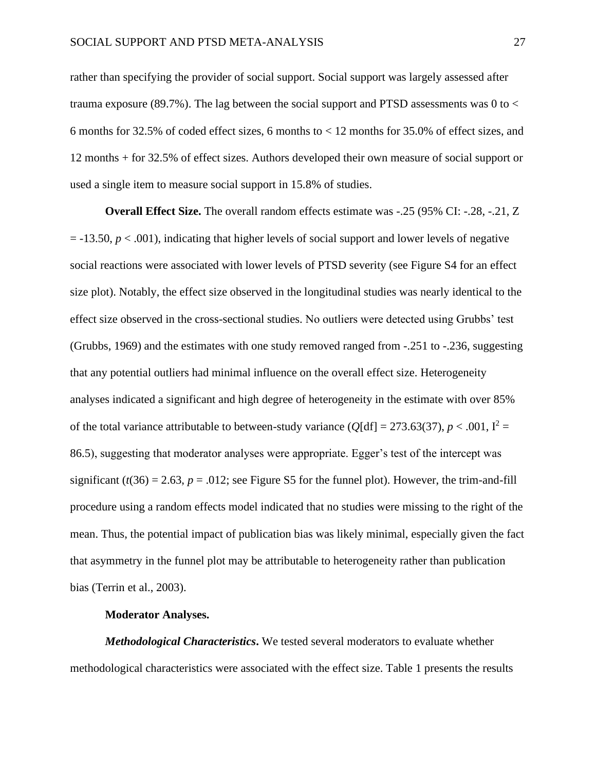rather than specifying the provider of social support. Social support was largely assessed after trauma exposure (89.7%). The lag between the social support and PTSD assessments was 0 to < 6 months for 32.5% of coded effect sizes, 6 months to < 12 months for 35.0% of effect sizes, and 12 months + for 32.5% of effect sizes. Authors developed their own measure of social support or used a single item to measure social support in 15.8% of studies.

**Overall Effect Size.** The overall random effects estimate was -.25 (95% CI: -.28, -.21, Z = -13.50, $p < .001$), indicating that higher levels of social support and lower levels of negative social reactions were associated with lower levels of PTSD severity (see Figure S4 for an effect size plot). Notably, the effect size observed in the longitudinal studies was nearly identical to the effect size observed in the cross-sectional studies. No outliers were detected using Grubbs' test (Grubbs, 1969) and the estimates with one study removed ranged from -.251 to -.236, suggesting that any potential outliers had minimal influence on the overall effect size. Heterogeneity analyses indicated a significant and high degree of heterogeneity in the estimate with over 85% of the total variance attributable to between-study variance ($Q$[df] = 273.63(37), $p < .001$, $I^2$ = 86.5), suggesting that moderator analyses were appropriate. Egger's test of the intercept was significant ($t(36) = 2.63$, $p = .012$; see Figure S5 for the funnel plot). However, the trim-and-fill procedure using a random effects model indicated that no studies were missing to the right of the mean. Thus, the potential impact of publication bias was likely minimal, especially given the fact that asymmetry in the funnel plot may be attributable to heterogeneity rather than publication bias (Terrin et al., 2003).

**Moderator Analyses.**

***Methodological Characteristics*****.** We tested several moderators to evaluate whether methodological characteristics were associated with the effect size. Table 1 presents the results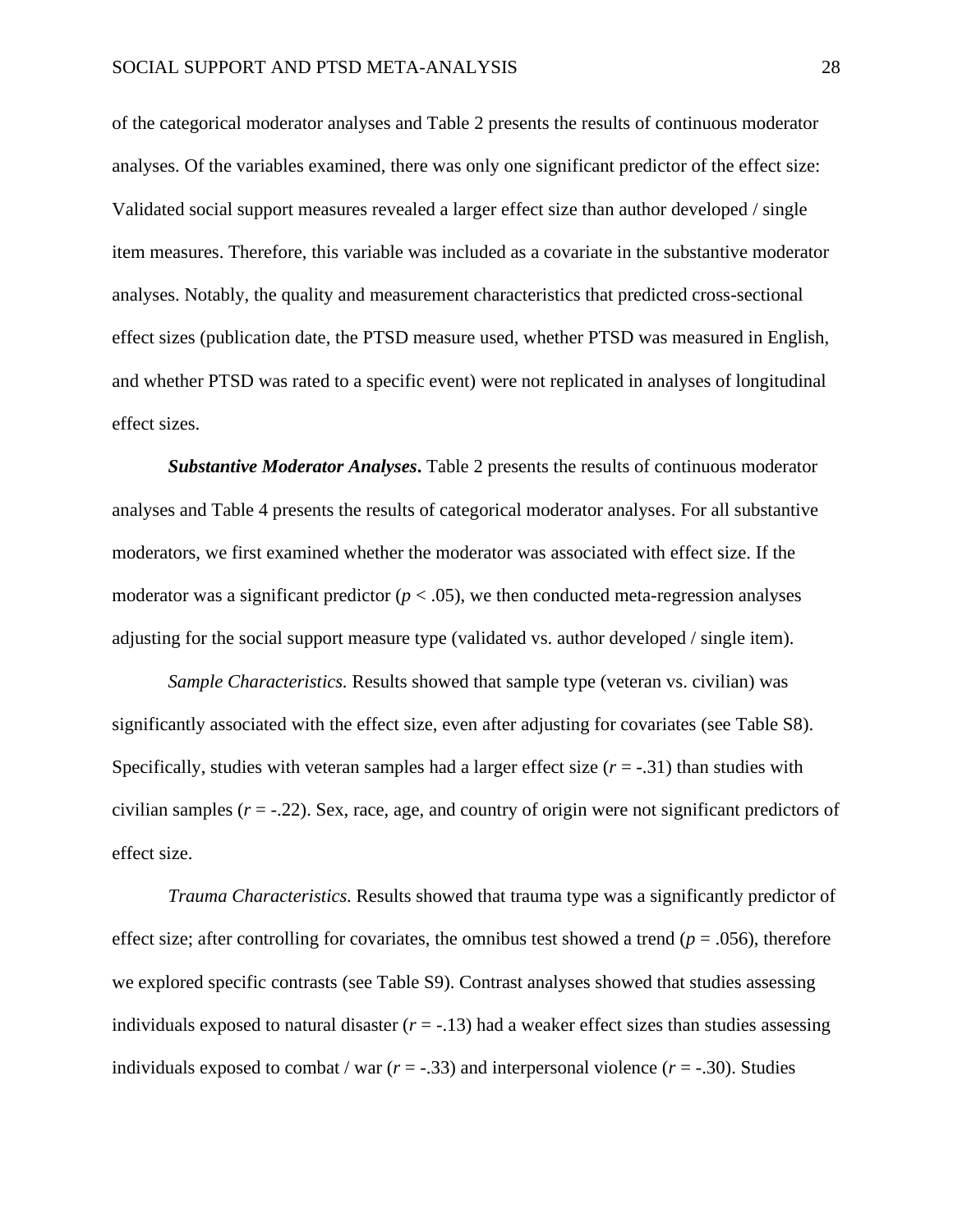of the categorical moderator analyses and Table 2 presents the results of continuous moderator analyses. Of the variables examined, there was only one significant predictor of the effect size: Validated social support measures revealed a larger effect size than author developed / single item measures. Therefore, this variable was included as a covariate in the substantive moderator analyses. Notably, the quality and measurement characteristics that predicted cross-sectional effect sizes (publication date, the PTSD measure used, whether PTSD was measured in English, and whether PTSD was rated to a specific event) were not replicated in analyses of longitudinal effect sizes.

***Substantive Moderator Analyses*.** Table 2 presents the results of continuous moderator analyses and Table 4 presents the results of categorical moderator analyses. For all substantive moderators, we first examined whether the moderator was associated with effect size. If the moderator was a significant predictor ($p < .05$), we then conducted meta-regression analyses adjusting for the social support measure type (validated vs. author developed / single item).

*Sample Characteristics.* Results showed that sample type (veteran vs. civilian) was significantly associated with the effect size, even after adjusting for covariates (see Table S8). Specifically, studies with veteran samples had a larger effect size ($r = -.31$) than studies with civilian samples ($r = -.22$). Sex, race, age, and country of origin were not significant predictors of effect size.

*Trauma Characteristics.* Results showed that trauma type was a significantly predictor of effect size; after controlling for covariates, the omnibus test showed a trend ($p = .056$), therefore we explored specific contrasts (see Table S9). Contrast analyses showed that studies assessing individuals exposed to natural disaster ($r = -.13$) had a weaker effect sizes than studies assessing individuals exposed to combat / war ($r = -.33$) and interpersonal violence ($r = -.30$). Studies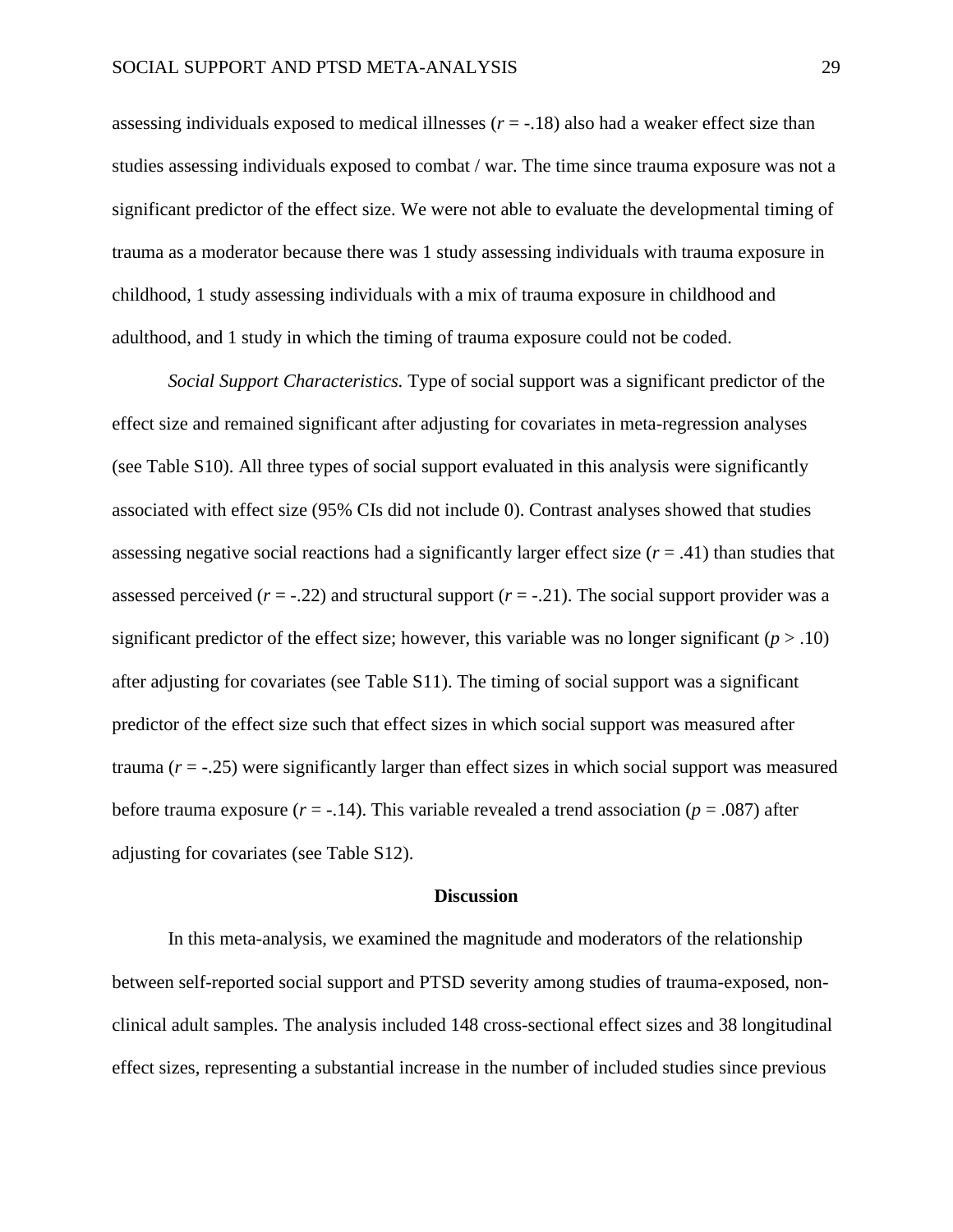assessing individuals exposed to medical illnesses ($r = -.18$) also had a weaker effect size than studies assessing individuals exposed to combat / war. The time since trauma exposure was not a significant predictor of the effect size. We were not able to evaluate the developmental timing of trauma as a moderator because there was 1 study assessing individuals with trauma exposure in childhood, 1 study assessing individuals with a mix of trauma exposure in childhood and adulthood, and 1 study in which the timing of trauma exposure could not be coded.

*Social Support Characteristics.* Type of social support was a significant predictor of the effect size and remained significant after adjusting for covariates in meta-regression analyses (see Table S10). All three types of social support evaluated in this analysis were significantly associated with effect size (95% CIs did not include 0). Contrast analyses showed that studies assessing negative social reactions had a significantly larger effect size ($r = .41$) than studies that assessed perceived ($r = -.22$) and structural support ($r = -.21$). The social support provider was a significant predictor of the effect size; however, this variable was no longer significant ($p > .10$) after adjusting for covariates (see Table S11). The timing of social support was a significant predictor of the effect size such that effect sizes in which social support was measured after trauma ($r = -.25$) were significantly larger than effect sizes in which social support was measured before trauma exposure ($r = -.14$). This variable revealed a trend association ($p = .087$) after adjusting for covariates (see Table S12).

## Discussion

In this meta-analysis, we examined the magnitude and moderators of the relationship between self-reported social support and PTSD severity among studies of trauma-exposed, non-clinical adult samples. The analysis included 148 cross-sectional effect sizes and 38 longitudinal effect sizes, representing a substantial increase in the number of included studies since previous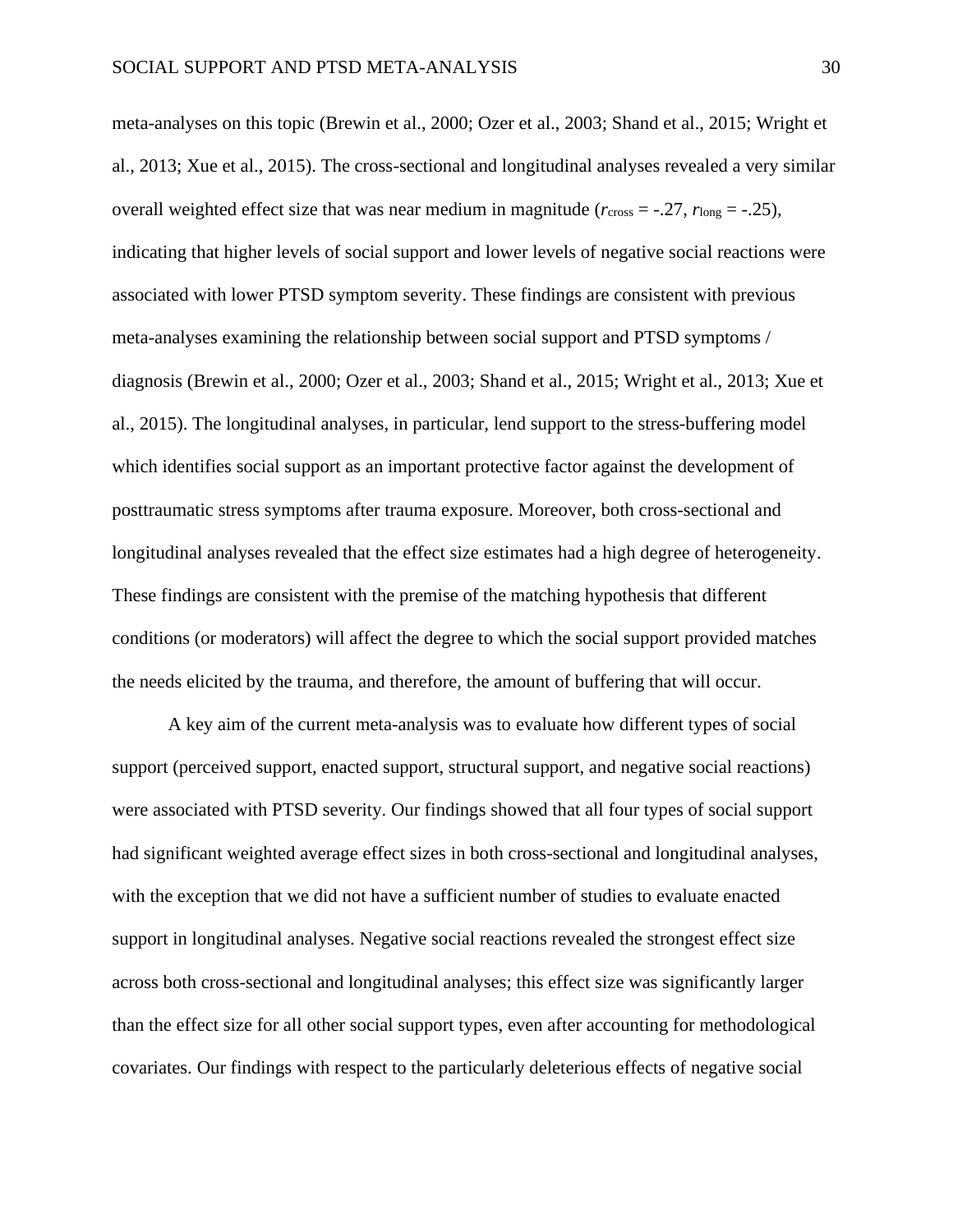meta-analyses on this topic (Brewin et al., 2000; Ozer et al., 2003; Shand et al., 2015; Wright et al., 2013; Xue et al., 2015). The cross-sectional and longitudinal analyses revealed a very similar overall weighted effect size that was near medium in magnitude ($r_{cross}$ = -.27, $r_{long}$ = -.25), indicating that higher levels of social support and lower levels of negative social reactions were associated with lower PTSD symptom severity. These findings are consistent with previous meta-analyses examining the relationship between social support and PTSD symptoms / diagnosis (Brewin et al., 2000; Ozer et al., 2003; Shand et al., 2015; Wright et al., 2013; Xue et al., 2015). The longitudinal analyses, in particular, lend support to the stress-buffering model which identifies social support as an important protective factor against the development of posttraumatic stress symptoms after trauma exposure. Moreover, both cross-sectional and longitudinal analyses revealed that the effect size estimates had a high degree of heterogeneity. These findings are consistent with the premise of the matching hypothesis that different conditions (or moderators) will affect the degree to which the social support provided matches the needs elicited by the trauma, and therefore, the amount of buffering that will occur.

A key aim of the current meta-analysis was to evaluate how different types of social support (perceived support, enacted support, structural support, and negative social reactions) were associated with PTSD severity. Our findings showed that all four types of social support had significant weighted average effect sizes in both cross-sectional and longitudinal analyses, with the exception that we did not have a sufficient number of studies to evaluate enacted support in longitudinal analyses. Negative social reactions revealed the strongest effect size across both cross-sectional and longitudinal analyses; this effect size was significantly larger than the effect size for all other social support types, even after accounting for methodological covariates. Our findings with respect to the particularly deleterious effects of negative social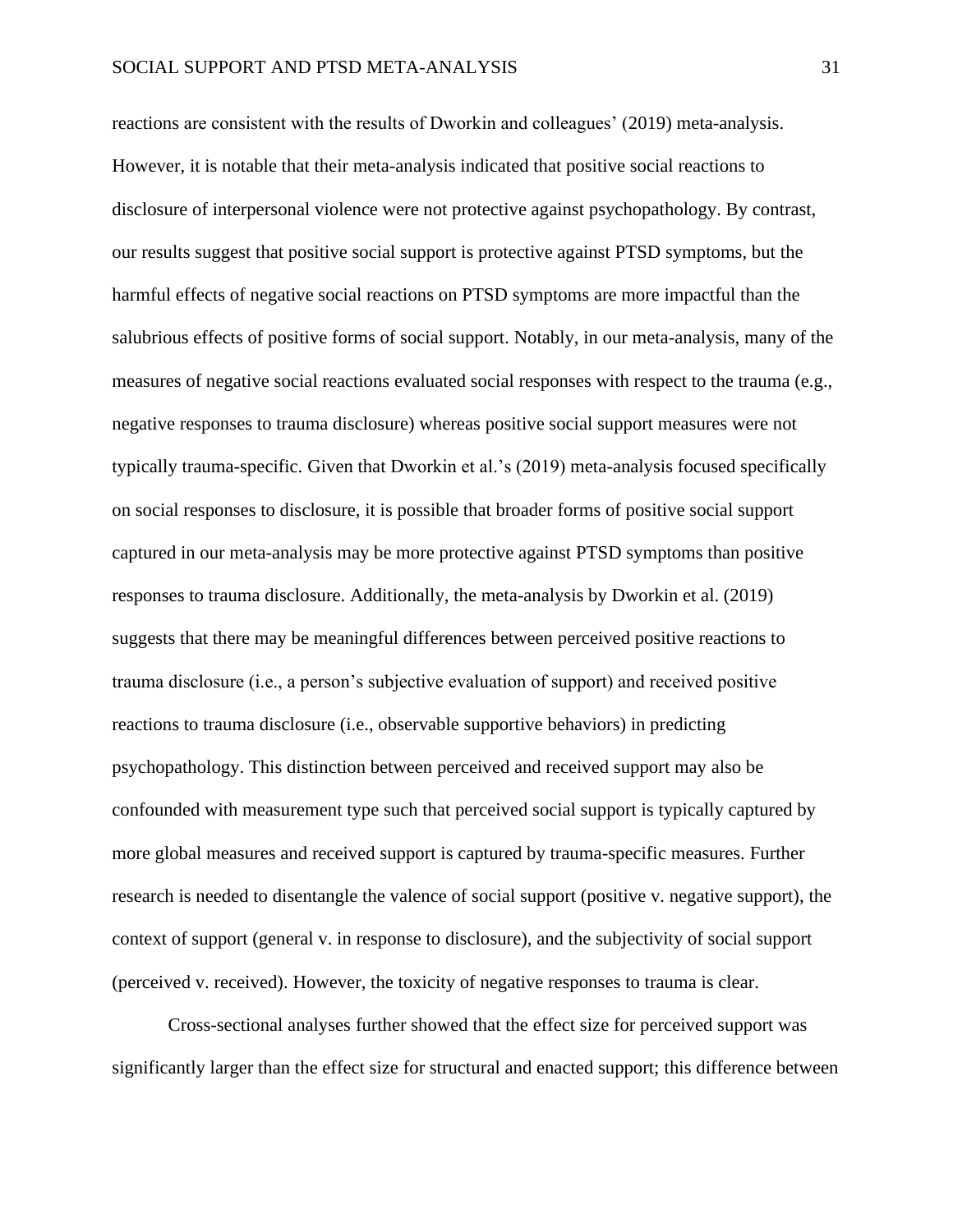reactions are consistent with the results of Dworkin and colleagues' (2019) meta-analysis. However, it is notable that their meta-analysis indicated that positive social reactions to disclosure of interpersonal violence were not protective against psychopathology. By contrast, our results suggest that positive social support is protective against PTSD symptoms, but the harmful effects of negative social reactions on PTSD symptoms are more impactful than the salubrious effects of positive forms of social support. Notably, in our meta-analysis, many of the measures of negative social reactions evaluated social responses with respect to the trauma (e.g., negative responses to trauma disclosure) whereas positive social support measures were not typically trauma-specific. Given that Dworkin et al.'s (2019) meta-analysis focused specifically on social responses to disclosure, it is possible that broader forms of positive social support captured in our meta-analysis may be more protective against PTSD symptoms than positive responses to trauma disclosure. Additionally, the meta-analysis by Dworkin et al. (2019) suggests that there may be meaningful differences between perceived positive reactions to trauma disclosure (i.e., a person's subjective evaluation of support) and received positive reactions to trauma disclosure (i.e., observable supportive behaviors) in predicting psychopathology. This distinction between perceived and received support may also be confounded with measurement type such that perceived social support is typically captured by more global measures and received support is captured by trauma-specific measures. Further research is needed to disentangle the valence of social support (positive v. negative support), the context of support (general v. in response to disclosure), and the subjectivity of social support (perceived v. received). However, the toxicity of negative responses to trauma is clear.

Cross-sectional analyses further showed that the effect size for perceived support was significantly larger than the effect size for structural and enacted support; this difference between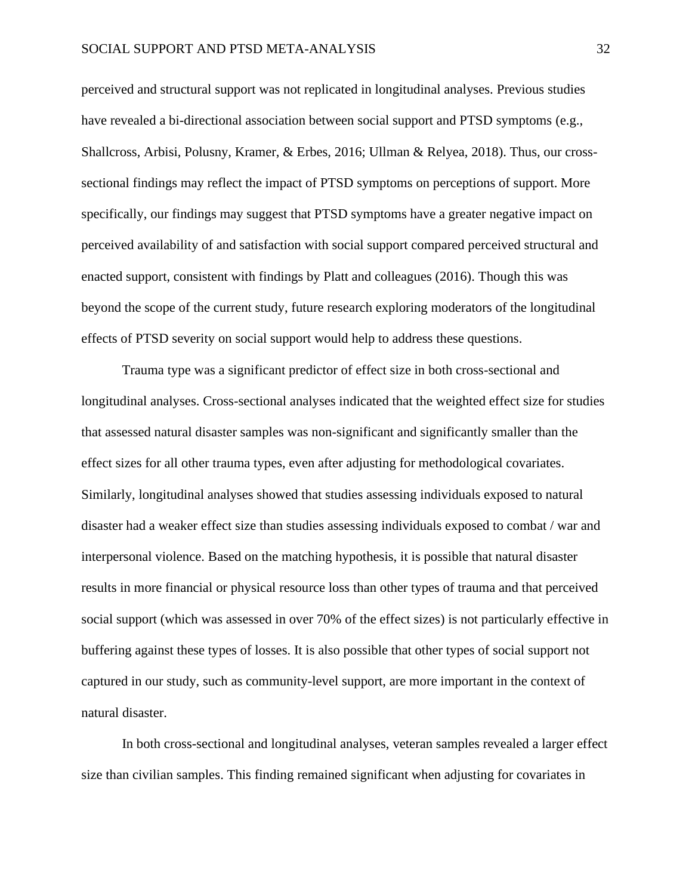perceived and structural support was not replicated in longitudinal analyses. Previous studies have revealed a bi-directional association between social support and PTSD symptoms (e.g., Shallcross, Arbisi, Polusny, Kramer, & Erbes, 2016; Ullman & Relyea, 2018). Thus, our cross-sectional findings may reflect the impact of PTSD symptoms on perceptions of support. More specifically, our findings may suggest that PTSD symptoms have a greater negative impact on perceived availability of and satisfaction with social support compared perceived structural and enacted support, consistent with findings by Platt and colleagues (2016). Though this was beyond the scope of the current study, future research exploring moderators of the longitudinal effects of PTSD severity on social support would help to address these questions.

Trauma type was a significant predictor of effect size in both cross-sectional and longitudinal analyses. Cross-sectional analyses indicated that the weighted effect size for studies that assessed natural disaster samples was non-significant and significantly smaller than the effect sizes for all other trauma types, even after adjusting for methodological covariates. Similarly, longitudinal analyses showed that studies assessing individuals exposed to natural disaster had a weaker effect size than studies assessing individuals exposed to combat / war and interpersonal violence. Based on the matching hypothesis, it is possible that natural disaster results in more financial or physical resource loss than other types of trauma and that perceived social support (which was assessed in over 70% of the effect sizes) is not particularly effective in buffering against these types of losses. It is also possible that other types of social support not captured in our study, such as community-level support, are more important in the context of natural disaster.

In both cross-sectional and longitudinal analyses, veteran samples revealed a larger effect size than civilian samples. This finding remained significant when adjusting for covariates in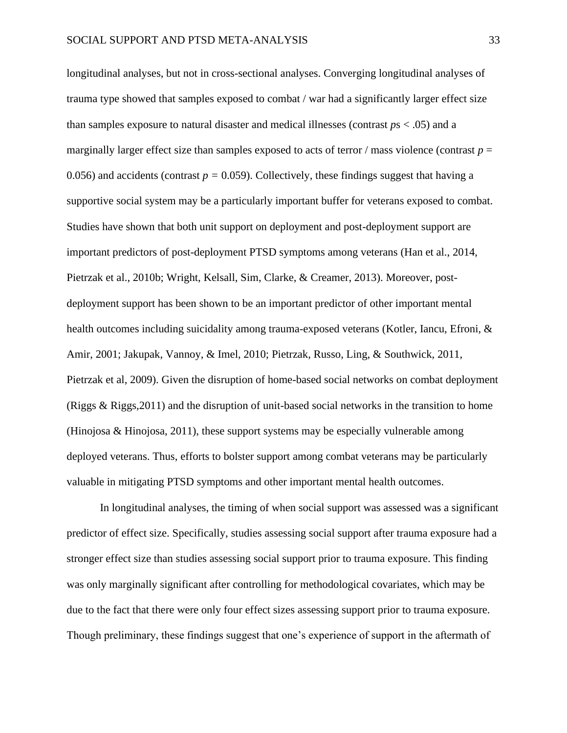longitudinal analyses, but not in cross-sectional analyses. Converging longitudinal analyses of trauma type showed that samples exposed to combat / war had a significantly larger effect size than samples exposure to natural disaster and medical illnesses (contrast *p*s $< .05$) and a marginally larger effect size than samples exposed to acts of terror / mass violence (contrast $p = 0.056$) and accidents (contrast $p = 0.059$). Collectively, these findings suggest that having a supportive social system may be a particularly important buffer for veterans exposed to combat. Studies have shown that both unit support on deployment and post-deployment support are important predictors of post-deployment PTSD symptoms among veterans (Han et al., 2014, Pietrzak et al., 2010b; Wright, Kelsall, Sim, Clarke, & Creamer, 2013). Moreover, post-deployment support has been shown to be an important predictor of other important mental health outcomes including suicidality among trauma-exposed veterans (Kotler, Iancu, Efroni, & Amir, 2001; Jakupak, Vannoy, & Imel, 2010; Pietrzak, Russo, Ling, & Southwick, 2011, Pietrzak et al, 2009). Given the disruption of home-based social networks on combat deployment (Riggs & Riggs,2011) and the disruption of unit-based social networks in the transition to home (Hinojosa & Hinojosa, 2011), these support systems may be especially vulnerable among deployed veterans. Thus, efforts to bolster support among combat veterans may be particularly valuable in mitigating PTSD symptoms and other important mental health outcomes.

In longitudinal analyses, the timing of when social support was assessed was a significant predictor of effect size. Specifically, studies assessing social support after trauma exposure had a stronger effect size than studies assessing social support prior to trauma exposure. This finding was only marginally significant after controlling for methodological covariates, which may be due to the fact that there were only four effect sizes assessing support prior to trauma exposure. Though preliminary, these findings suggest that one's experience of support in the aftermath of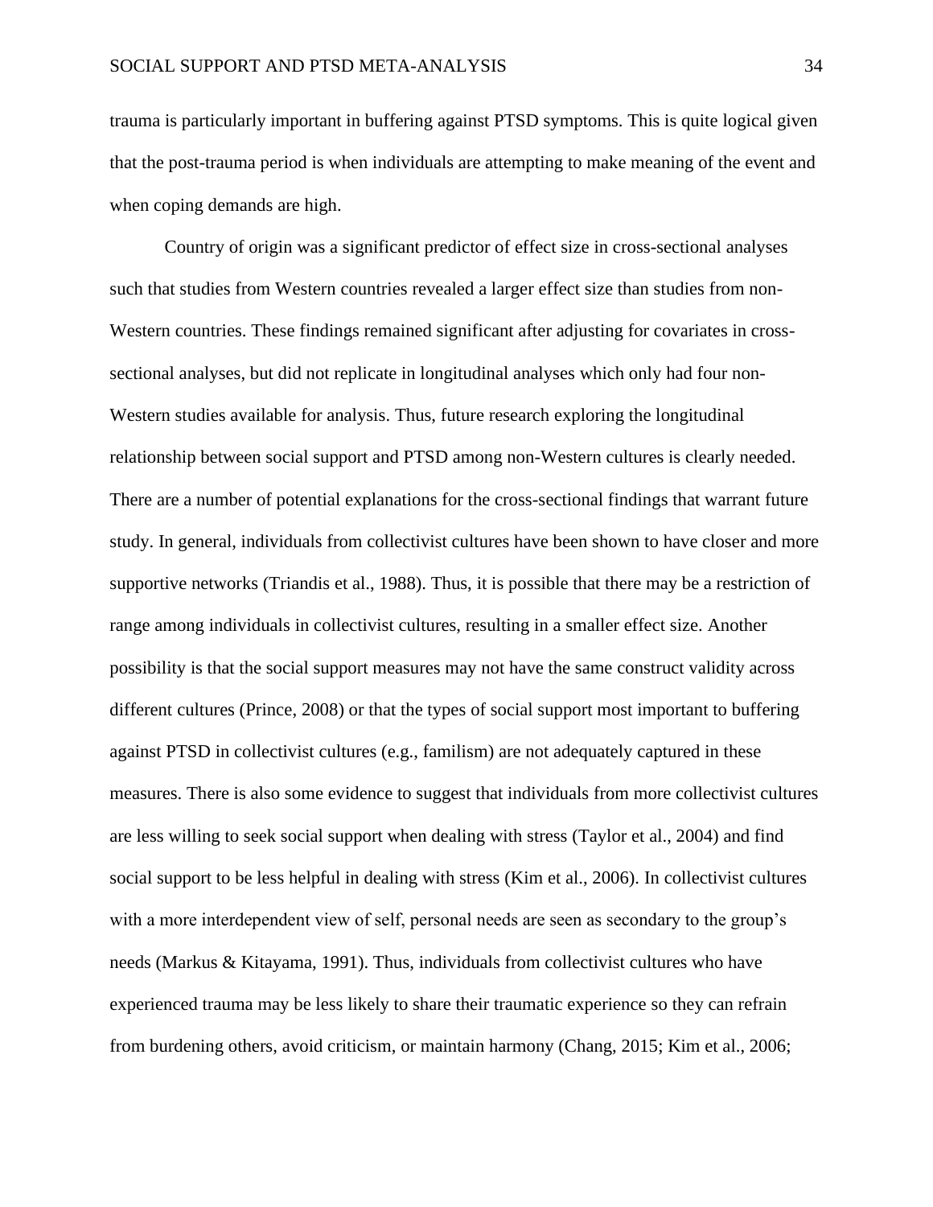trauma is particularly important in buffering against PTSD symptoms. This is quite logical given that the post-trauma period is when individuals are attempting to make meaning of the event and when coping demands are high.

Country of origin was a significant predictor of effect size in cross-sectional analyses such that studies from Western countries revealed a larger effect size than studies from non-Western countries. These findings remained significant after adjusting for covariates in cross-sectional analyses, but did not replicate in longitudinal analyses which only had four non-Western studies available for analysis. Thus, future research exploring the longitudinal relationship between social support and PTSD among non-Western cultures is clearly needed. There are a number of potential explanations for the cross-sectional findings that warrant future study. In general, individuals from collectivist cultures have been shown to have closer and more supportive networks (Triandis et al., 1988). Thus, it is possible that there may be a restriction of range among individuals in collectivist cultures, resulting in a smaller effect size. Another possibility is that the social support measures may not have the same construct validity across different cultures (Prince, 2008) or that the types of social support most important to buffering against PTSD in collectivist cultures (e.g., familism) are not adequately captured in these measures. There is also some evidence to suggest that individuals from more collectivist cultures are less willing to seek social support when dealing with stress (Taylor et al., 2004) and find social support to be less helpful in dealing with stress (Kim et al., 2006). In collectivist cultures with a more interdependent view of self, personal needs are seen as secondary to the group's needs (Markus & Kitayama, 1991). Thus, individuals from collectivist cultures who have experienced trauma may be less likely to share their traumatic experience so they can refrain from burdening others, avoid criticism, or maintain harmony (Chang, 2015; Kim et al., 2006;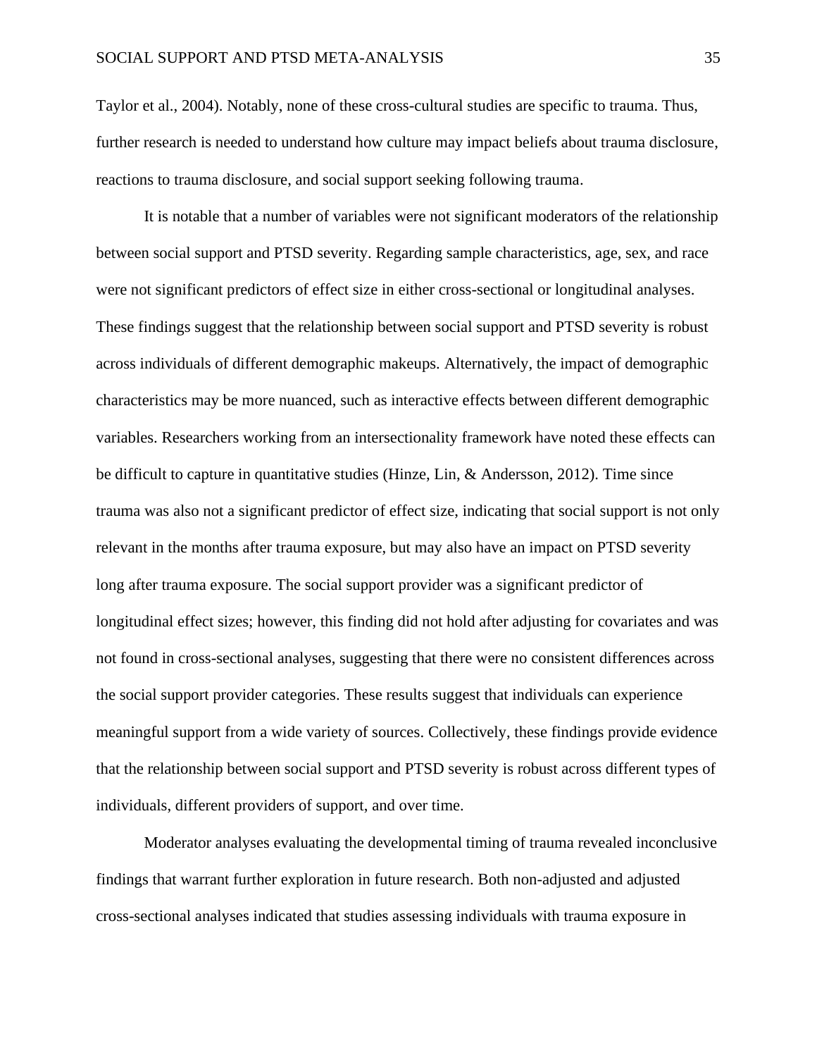Taylor et al., 2004). Notably, none of these cross-cultural studies are specific to trauma. Thus, further research is needed to understand how culture may impact beliefs about trauma disclosure, reactions to trauma disclosure, and social support seeking following trauma.

It is notable that a number of variables were not significant moderators of the relationship between social support and PTSD severity. Regarding sample characteristics, age, sex, and race were not significant predictors of effect size in either cross-sectional or longitudinal analyses. These findings suggest that the relationship between social support and PTSD severity is robust across individuals of different demographic makeups. Alternatively, the impact of demographic characteristics may be more nuanced, such as interactive effects between different demographic variables. Researchers working from an intersectionality framework have noted these effects can be difficult to capture in quantitative studies (Hinze, Lin, & Andersson, 2012). Time since trauma was also not a significant predictor of effect size, indicating that social support is not only relevant in the months after trauma exposure, but may also have an impact on PTSD severity long after trauma exposure. The social support provider was a significant predictor of longitudinal effect sizes; however, this finding did not hold after adjusting for covariates and was not found in cross-sectional analyses, suggesting that there were no consistent differences across the social support provider categories. These results suggest that individuals can experience meaningful support from a wide variety of sources. Collectively, these findings provide evidence that the relationship between social support and PTSD severity is robust across different types of individuals, different providers of support, and over time.

Moderator analyses evaluating the developmental timing of trauma revealed inconclusive findings that warrant further exploration in future research. Both non-adjusted and adjusted cross-sectional analyses indicated that studies assessing individuals with trauma exposure in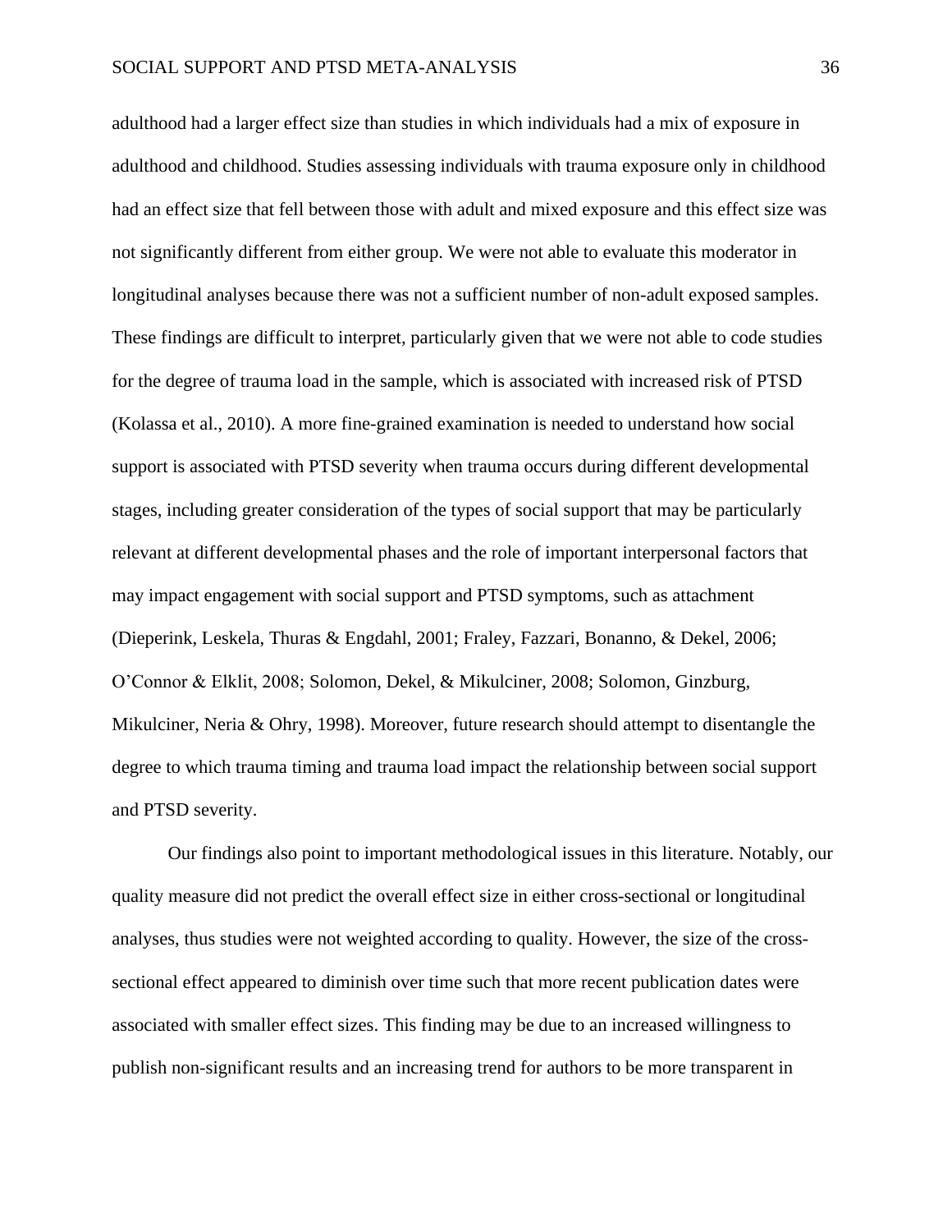adulthood had a larger effect size than studies in which individuals had a mix of exposure in adulthood and childhood. Studies assessing individuals with trauma exposure only in childhood had an effect size that fell between those with adult and mixed exposure and this effect size was not significantly different from either group. We were not able to evaluate this moderator in longitudinal analyses because there was not a sufficient number of non-adult exposed samples. These findings are difficult to interpret, particularly given that we were not able to code studies for the degree of trauma load in the sample, which is associated with increased risk of PTSD (Kolassa et al., 2010). A more fine-grained examination is needed to understand how social support is associated with PTSD severity when trauma occurs during different developmental stages, including greater consideration of the types of social support that may be particularly relevant at different developmental phases and the role of important interpersonal factors that may impact engagement with social support and PTSD symptoms, such as attachment (Dieperink, Leskela, Thuras & Engdahl, 2001; Fraley, Fazzari, Bonanno, & Dekel, 2006; O'Connor & Elklit, 2008; Solomon, Dekel, & Mikulciner, 2008; Solomon, Ginzburg, Mikulciner, Neria & Ohry, 1998). Moreover, future research should attempt to disentangle the degree to which trauma timing and trauma load impact the relationship between social support and PTSD severity.

Our findings also point to important methodological issues in this literature. Notably, our quality measure did not predict the overall effect size in either cross-sectional or longitudinal analyses, thus studies were not weighted according to quality. However, the size of the cross-sectional effect appeared to diminish over time such that more recent publication dates were associated with smaller effect sizes. This finding may be due to an increased willingness to publish non-significant results and an increasing trend for authors to be more transparent in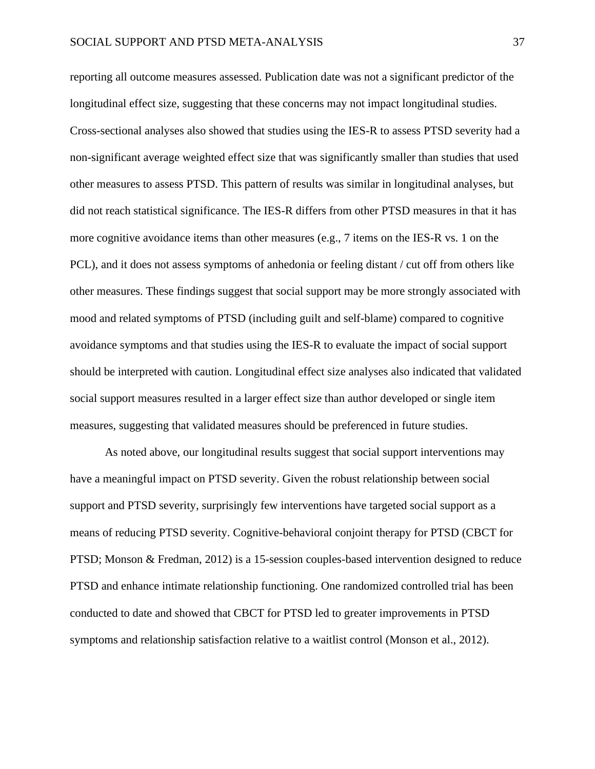reporting all outcome measures assessed. Publication date was not a significant predictor of the longitudinal effect size, suggesting that these concerns may not impact longitudinal studies. Cross-sectional analyses also showed that studies using the IES-R to assess PTSD severity had a non-significant average weighted effect size that was significantly smaller than studies that used other measures to assess PTSD. This pattern of results was similar in longitudinal analyses, but did not reach statistical significance. The IES-R differs from other PTSD measures in that it has more cognitive avoidance items than other measures (e.g., 7 items on the IES-R vs. 1 on the PCL), and it does not assess symptoms of anhedonia or feeling distant / cut off from others like other measures. These findings suggest that social support may be more strongly associated with mood and related symptoms of PTSD (including guilt and self-blame) compared to cognitive avoidance symptoms and that studies using the IES-R to evaluate the impact of social support should be interpreted with caution. Longitudinal effect size analyses also indicated that validated social support measures resulted in a larger effect size than author developed or single item measures, suggesting that validated measures should be preferenced in future studies.

As noted above, our longitudinal results suggest that social support interventions may have a meaningful impact on PTSD severity. Given the robust relationship between social support and PTSD severity, surprisingly few interventions have targeted social support as a means of reducing PTSD severity. Cognitive-behavioral conjoint therapy for PTSD (CBCT for PTSD; Monson & Fredman, 2012) is a 15-session couples-based intervention designed to reduce PTSD and enhance intimate relationship functioning. One randomized controlled trial has been conducted to date and showed that CBCT for PTSD led to greater improvements in PTSD symptoms and relationship satisfaction relative to a waitlist control (Monson et al., 2012).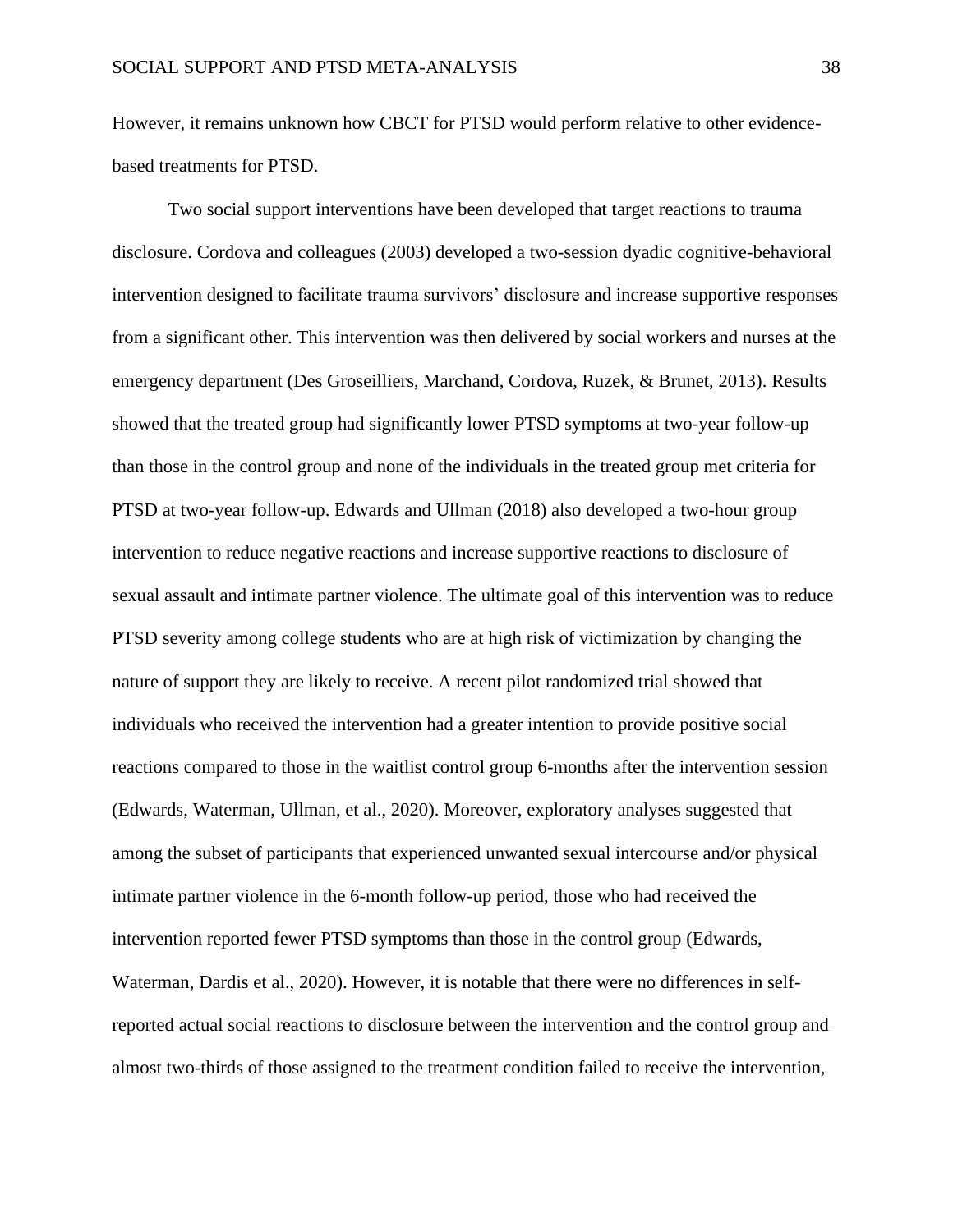However, it remains unknown how CBCT for PTSD would perform relative to other evidence-based treatments for PTSD.

Two social support interventions have been developed that target reactions to trauma disclosure. Cordova and colleagues (2003) developed a two-session dyadic cognitive-behavioral intervention designed to facilitate trauma survivors' disclosure and increase supportive responses from a significant other. This intervention was then delivered by social workers and nurses at the emergency department (Des Groseilliers, Marchand, Cordova, Ruzek, & Brunet, 2013). Results showed that the treated group had significantly lower PTSD symptoms at two-year follow-up than those in the control group and none of the individuals in the treated group met criteria for PTSD at two-year follow-up. Edwards and Ullman (2018) also developed a two-hour group intervention to reduce negative reactions and increase supportive reactions to disclosure of sexual assault and intimate partner violence. The ultimate goal of this intervention was to reduce PTSD severity among college students who are at high risk of victimization by changing the nature of support they are likely to receive. A recent pilot randomized trial showed that individuals who received the intervention had a greater intention to provide positive social reactions compared to those in the waitlist control group 6-months after the intervention session (Edwards, Waterman, Ullman, et al., 2020). Moreover, exploratory analyses suggested that among the subset of participants that experienced unwanted sexual intercourse and/or physical intimate partner violence in the 6-month follow-up period, those who had received the intervention reported fewer PTSD symptoms than those in the control group (Edwards, Waterman, Dardis et al., 2020). However, it is notable that there were no differences in self-reported actual social reactions to disclosure between the intervention and the control group and almost two-thirds of those assigned to the treatment condition failed to receive the intervention,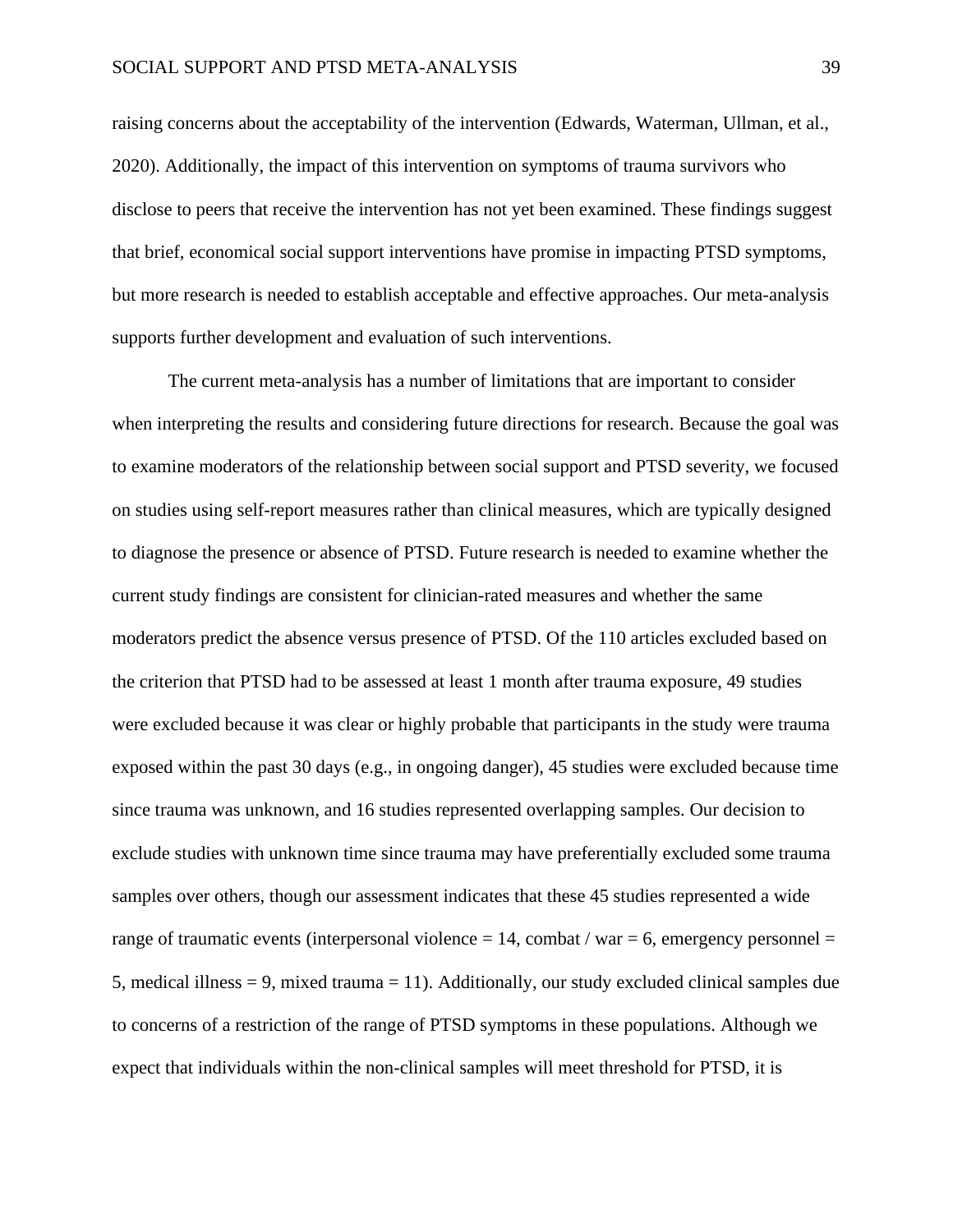raising concerns about the acceptability of the intervention (Edwards, Waterman, Ullman, et al., 2020). Additionally, the impact of this intervention on symptoms of trauma survivors who disclose to peers that receive the intervention has not yet been examined. These findings suggest that brief, economical social support interventions have promise in impacting PTSD symptoms, but more research is needed to establish acceptable and effective approaches. Our meta-analysis supports further development and evaluation of such interventions.

The current meta-analysis has a number of limitations that are important to consider when interpreting the results and considering future directions for research. Because the goal was to examine moderators of the relationship between social support and PTSD severity, we focused on studies using self-report measures rather than clinical measures, which are typically designed to diagnose the presence or absence of PTSD. Future research is needed to examine whether the current study findings are consistent for clinician-rated measures and whether the same moderators predict the absence versus presence of PTSD. Of the 110 articles excluded based on the criterion that PTSD had to be assessed at least 1 month after trauma exposure, 49 studies were excluded because it was clear or highly probable that participants in the study were trauma exposed within the past 30 days (e.g., in ongoing danger), 45 studies were excluded because time since trauma was unknown, and 16 studies represented overlapping samples. Our decision to exclude studies with unknown time since trauma may have preferentially excluded some trauma samples over others, though our assessment indicates that these 45 studies represented a wide range of traumatic events (interpersonal violence = 14, combat / war = 6, emergency personnel = 5, medical illness = 9, mixed trauma = 11). Additionally, our study excluded clinical samples due to concerns of a restriction of the range of PTSD symptoms in these populations. Although we expect that individuals within the non-clinical samples will meet threshold for PTSD, it is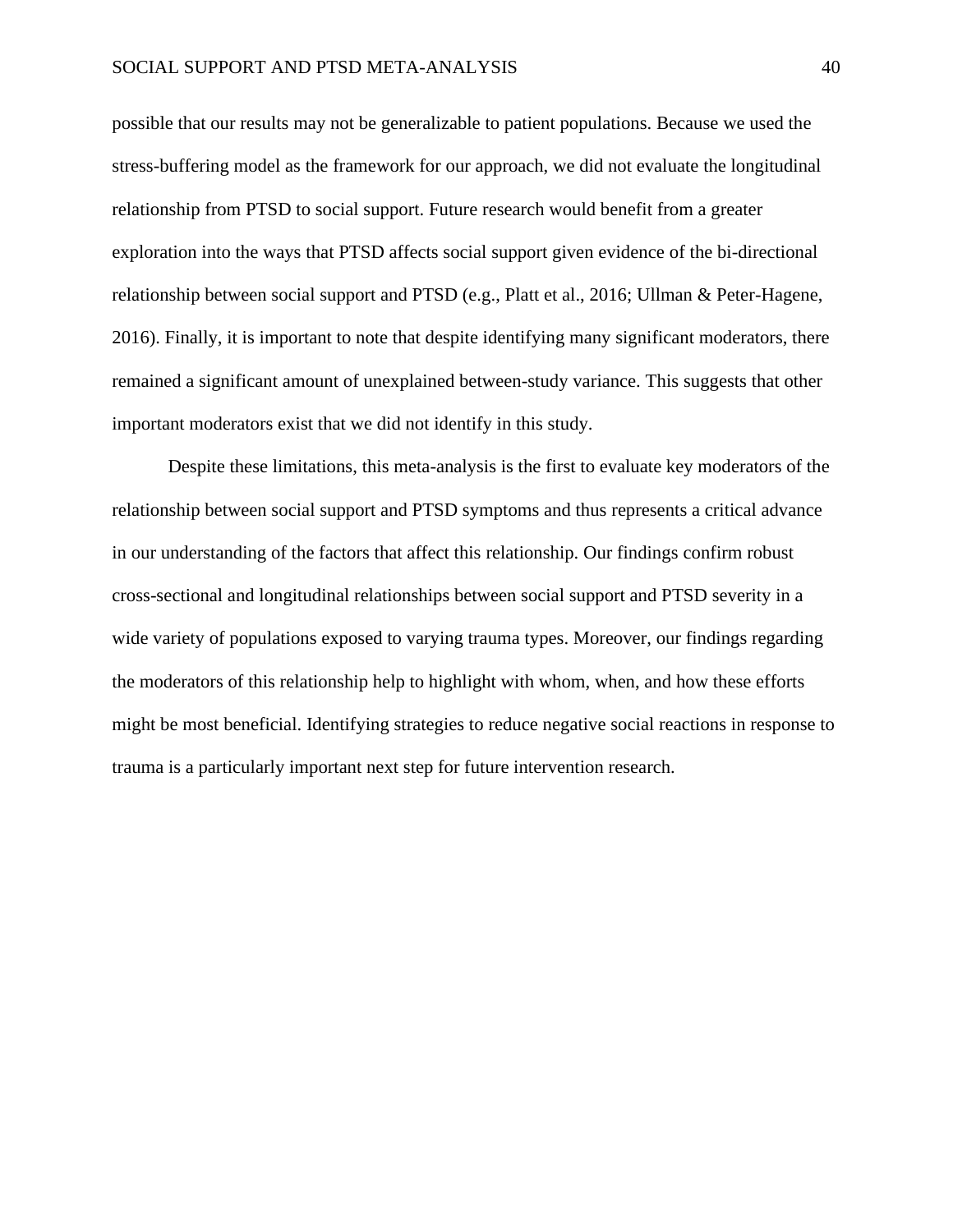possible that our results may not be generalizable to patient populations. Because we used the stress-buffering model as the framework for our approach, we did not evaluate the longitudinal relationship from PTSD to social support. Future research would benefit from a greater exploration into the ways that PTSD affects social support given evidence of the bi-directional relationship between social support and PTSD (e.g., Platt et al., 2016; Ullman & Peter-Hagene, 2016). Finally, it is important to note that despite identifying many significant moderators, there remained a significant amount of unexplained between-study variance. This suggests that other important moderators exist that we did not identify in this study.

Despite these limitations, this meta-analysis is the first to evaluate key moderators of the relationship between social support and PTSD symptoms and thus represents a critical advance in our understanding of the factors that affect this relationship. Our findings confirm robust cross-sectional and longitudinal relationships between social support and PTSD severity in a wide variety of populations exposed to varying trauma types. Moreover, our findings regarding the moderators of this relationship help to highlight with whom, when, and how these efforts might be most beneficial. Identifying strategies to reduce negative social reactions in response to trauma is a particularly important next step for future intervention research.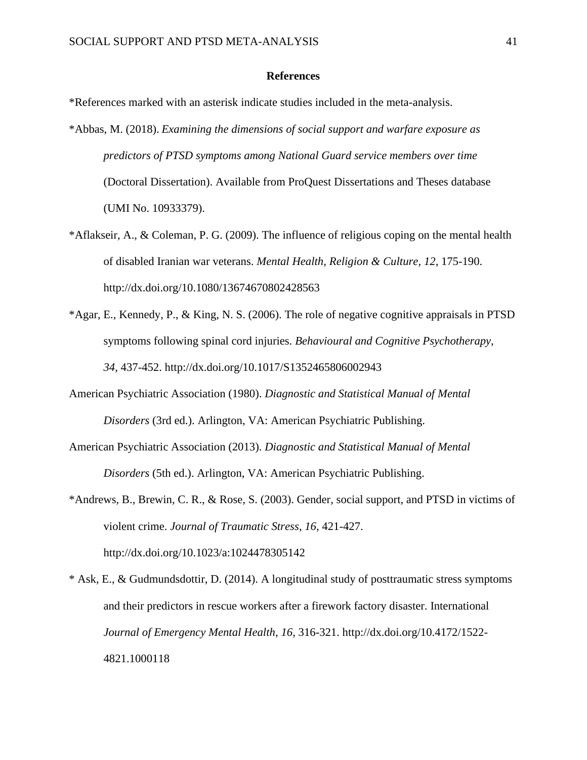## References

*References marked with an asterisk indicate studies included in the meta-analysis.

*Abbas, M. (2018). *Examining the dimensions of social support and warfare exposure as predictors of PTSD symptoms among National Guard service members over time* (Doctoral Dissertation). Available from ProQuest Dissertations and Theses database (UMI No. 10933379).

*Aflakseir, A., & Coleman, P. G. (2009). The influence of religious coping on the mental health of disabled Iranian war veterans. *Mental Health, Religion & Culture, 12*, 175-190. http://dx.doi.org/10.1080/13674670802428563

*Agar, E., Kennedy, P., & King, N. S. (2006). The role of negative cognitive appraisals in PTSD symptoms following spinal cord injuries. *Behavioural and Cognitive Psychotherapy, 34*, 437-452. http://dx.doi.org/10.1017/S1352465806002943

American Psychiatric Association (1980). *Diagnostic and Statistical Manual of Mental Disorders* (3rd ed.). Arlington, VA: American Psychiatric Publishing.

American Psychiatric Association (2013). *Diagnostic and Statistical Manual of Mental Disorders* (5th ed.). Arlington, VA: American Psychiatric Publishing.

*Andrews, B., Brewin, C. R., & Rose, S. (2003). Gender, social support, and PTSD in victims of violent crime. *Journal of Traumatic Stress, 16*, 421-427. http://dx.doi.org/10.1023/a:1024478305142

* Ask, E., & Gudmundsdottir, D. (2014). A longitudinal study of posttraumatic stress symptoms and their predictors in rescue workers after a firework factory disaster. International *Journal of Emergency Mental Health, 16*, 316-321. http://dx.doi.org/10.4172/1522-4821.1000118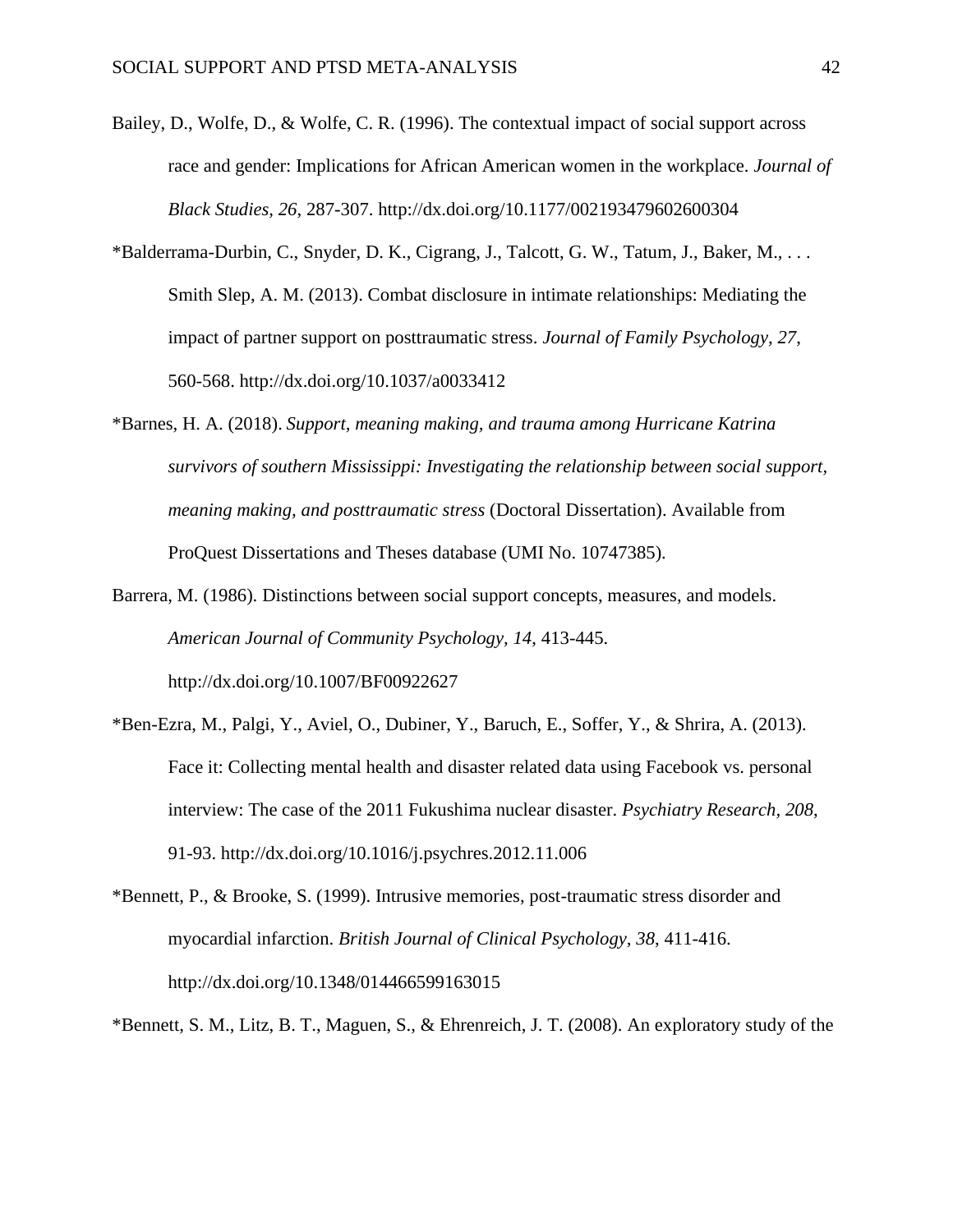Bailey, D., Wolfe, D., & Wolfe, C. R. (1996). The contextual impact of social support across race and gender: Implications for African American women in the workplace. *Journal of Black Studies, 26*, 287-307. http://dx.doi.org/10.1177/002193479602600304

*Balderrama-Durbin, C., Snyder, D. K., Cigrang, J., Talcott, G. W., Tatum, J., Baker, M., . . . Smith Slep, A. M. (2013). Combat disclosure in intimate relationships: Mediating the impact of partner support on posttraumatic stress. *Journal of Family Psychology, 27*, 560-568. http://dx.doi.org/10.1037/a0033412

*Barnes, H. A. (2018). *Support, meaning making, and trauma among Hurricane Katrina survivors of southern Mississippi: Investigating the relationship between social support, meaning making, and posttraumatic stress* (Doctoral Dissertation). Available from ProQuest Dissertations and Theses database (UMI No. 10747385).

Barrera, M. (1986). Distinctions between social support concepts, measures, and models. *American Journal of Community Psychology, 14*, 413-445. http://dx.doi.org/10.1007/BF00922627

*Ben-Ezra, M., Palgi, Y., Aviel, O., Dubiner, Y., Baruch, E., Soffer, Y., & Shrira, A. (2013). Face it: Collecting mental health and disaster related data using Facebook vs. personal interview: The case of the 2011 Fukushima nuclear disaster. *Psychiatry Research, 208*, 91-93. http://dx.doi.org/10.1016/j.psychres.2012.11.006

*Bennett, P., & Brooke, S. (1999). Intrusive memories, post-traumatic stress disorder and myocardial infarction. *British Journal of Clinical Psychology, 38*, 411-416. http://dx.doi.org/10.1348/014466599163015

*Bennett, S. M., Litz, B. T., Maguen, S., & Ehrenreich, J. T. (2008). An exploratory study of the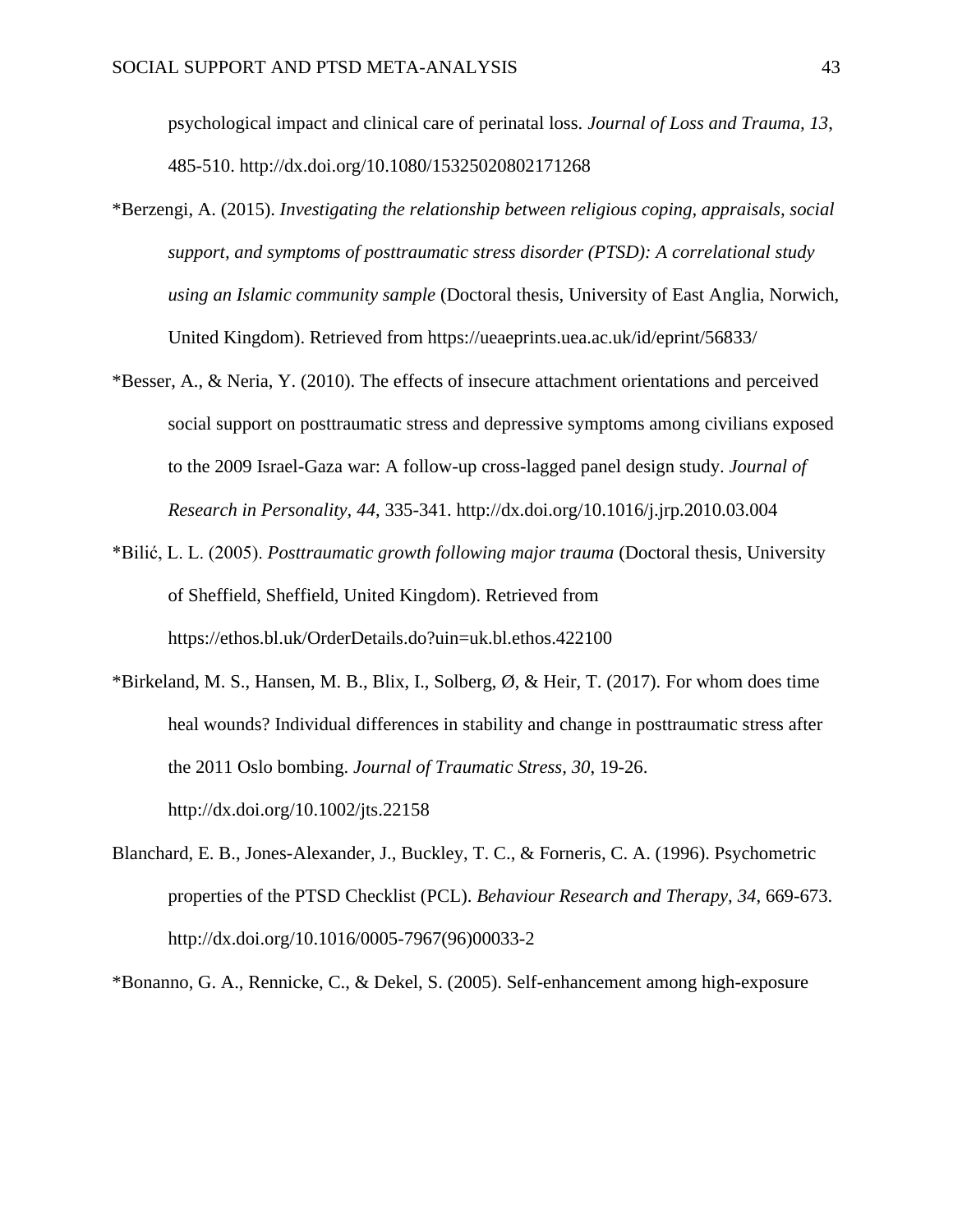psychological impact and clinical care of perinatal loss. *Journal of Loss and Trauma, 13*, 485-510. http://dx.doi.org/10.1080/15325020802171268

*Berzengi, A. (2015). *Investigating the relationship between religious coping, appraisals, social support, and symptoms of posttraumatic stress disorder (PTSD): A correlational study using an Islamic community sample* (Doctoral thesis, University of East Anglia, Norwich, United Kingdom). Retrieved from https://ueaeprints.uea.ac.uk/id/eprint/56833/

*Besser, A., & Neria, Y. (2010). The effects of insecure attachment orientations and perceived social support on posttraumatic stress and depressive symptoms among civilians exposed to the 2009 Israel-Gaza war: A follow-up cross-lagged panel design study. *Journal of Research in Personality, 44*, 335-341. http://dx.doi.org/10.1016/j.jrp.2010.03.004

*Bilić, L. L. (2005). *Posttraumatic growth following major trauma* (Doctoral thesis, University of Sheffield, Sheffield, United Kingdom). Retrieved from https://ethos.bl.uk/OrderDetails.do?uin=uk.bl.ethos.422100

*Birkeland, M. S., Hansen, M. B., Blix, I., Solberg, Ø, & Heir, T. (2017). For whom does time heal wounds? Individual differences in stability and change in posttraumatic stress after the 2011 Oslo bombing. *Journal of Traumatic Stress, 30*, 19-26. http://dx.doi.org/10.1002/jts.22158

Blanchard, E. B., Jones-Alexander, J., Buckley, T. C., & Forneris, C. A. (1996). Psychometric properties of the PTSD Checklist (PCL). *Behaviour Research and Therapy, 34*, 669-673. http://dx.doi.org/10.1016/0005-7967(96)00033-2

*Bonanno, G. A., Rennicke, C., & Dekel, S. (2005). Self-enhancement among high-exposure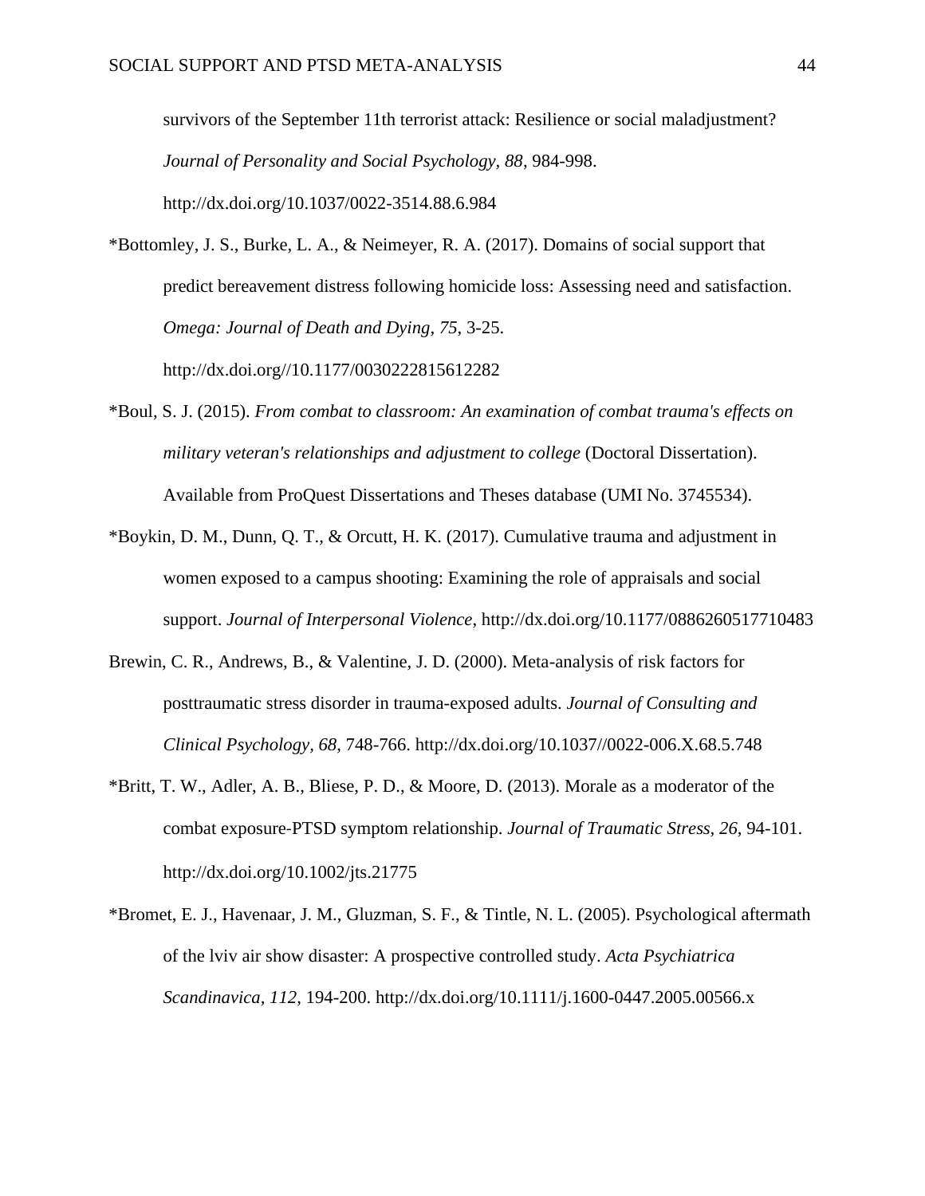survivors of the September 11th terrorist attack: Resilience or social maladjustment? *Journal of Personality and Social Psychology, 88*, 984-998. http://dx.doi.org/10.1037/0022-3514.88.6.984

*Bottomley, J. S., Burke, L. A., & Neimeyer, R. A. (2017). Domains of social support that predict bereavement distress following homicide loss: Assessing need and satisfaction. *Omega: Journal of Death and Dying, 75*, 3-25. http://dx.doi.org//10.1177/0030222815612282

*Boul, S. J. (2015). *From combat to classroom: An examination of combat trauma's effects on military veteran's relationships and adjustment to college* (Doctoral Dissertation). Available from ProQuest Dissertations and Theses database (UMI No. 3745534).

*Boykin, D. M., Dunn, Q. T., & Orcutt, H. K. (2017). Cumulative trauma and adjustment in women exposed to a campus shooting: Examining the role of appraisals and social support. *Journal of Interpersonal Violence*, http://dx.doi.org/10.1177/0886260517710483

Brewin, C. R., Andrews, B., & Valentine, J. D. (2000). Meta-analysis of risk factors for posttraumatic stress disorder in trauma-exposed adults. *Journal of Consulting and Clinical Psychology, 68*, 748-766. http://dx.doi.org/10.1037//0022-006.X.68.5.748

*Britt, T. W., Adler, A. B., Bliese, P. D., & Moore, D. (2013). Morale as a moderator of the combat exposure-PTSD symptom relationship. *Journal of Traumatic Stress, 26*, 94-101. http://dx.doi.org/10.1002/jts.21775

*Bromet, E. J., Havenaar, J. M., Gluzman, S. F., & Tintle, N. L. (2005). Psychological aftermath of the lviv air show disaster: A prospective controlled study. *Acta Psychiatrica Scandinavica, 112*, 194-200. http://dx.doi.org/10.1111/j.1600-0447.2005.00566.x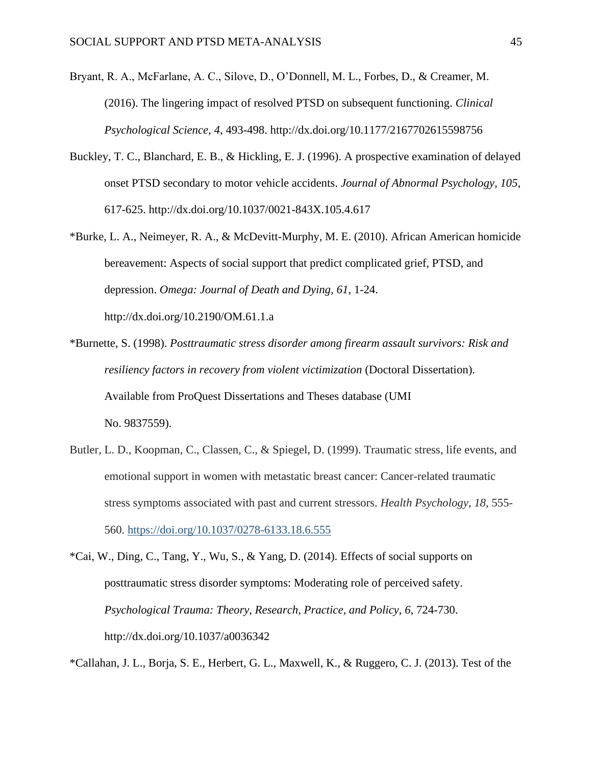Bryant, R. A., McFarlane, A. C., Silove, D., O'Donnell, M. L., Forbes, D., & Creamer, M. (2016). The lingering impact of resolved PTSD on subsequent functioning. *Clinical Psychological Science, 4*, 493-498. http://dx.doi.org/10.1177/2167702615598756

Buckley, T. C., Blanchard, E. B., & Hickling, E. J. (1996). A prospective examination of delayed onset PTSD secondary to motor vehicle accidents. *Journal of Abnormal Psychology, 105*, 617-625. http://dx.doi.org/10.1037/0021-843X.105.4.617

*Burke, L. A., Neimeyer, R. A., & McDevitt-Murphy, M. E. (2010). African American homicide bereavement: Aspects of social support that predict complicated grief, PTSD, and depression. *Omega: Journal of Death and Dying, 61*, 1-24. http://dx.doi.org/10.2190/OM.61.1.a

*Burnette, S. (1998). *Posttraumatic stress disorder among firearm assault survivors: Risk and resiliency factors in recovery from violent victimization* (Doctoral Dissertation). Available from ProQuest Dissertations and Theses database (UMI No. 9837559).

Butler, L. D., Koopman, C., Classen, C., & Spiegel, D. (1999). Traumatic stress, life events, and emotional support in women with metastatic breast cancer: Cancer-related traumatic stress symptoms associated with past and current stressors. *Health Psychology*, *18*, 555-560. https://doi.org/10.1037/0278-6133.18.6.555

*Cai, W., Ding, C., Tang, Y., Wu, S., & Yang, D. (2014). Effects of social supports on posttraumatic stress disorder symptoms: Moderating role of perceived safety. *Psychological Trauma: Theory, Research, Practice, and Policy, 6*, 724-730. http://dx.doi.org/10.1037/a0036342

*Callahan, J. L., Borja, S. E., Herbert, G. L., Maxwell, K., & Ruggero, C. J. (2013). Test of the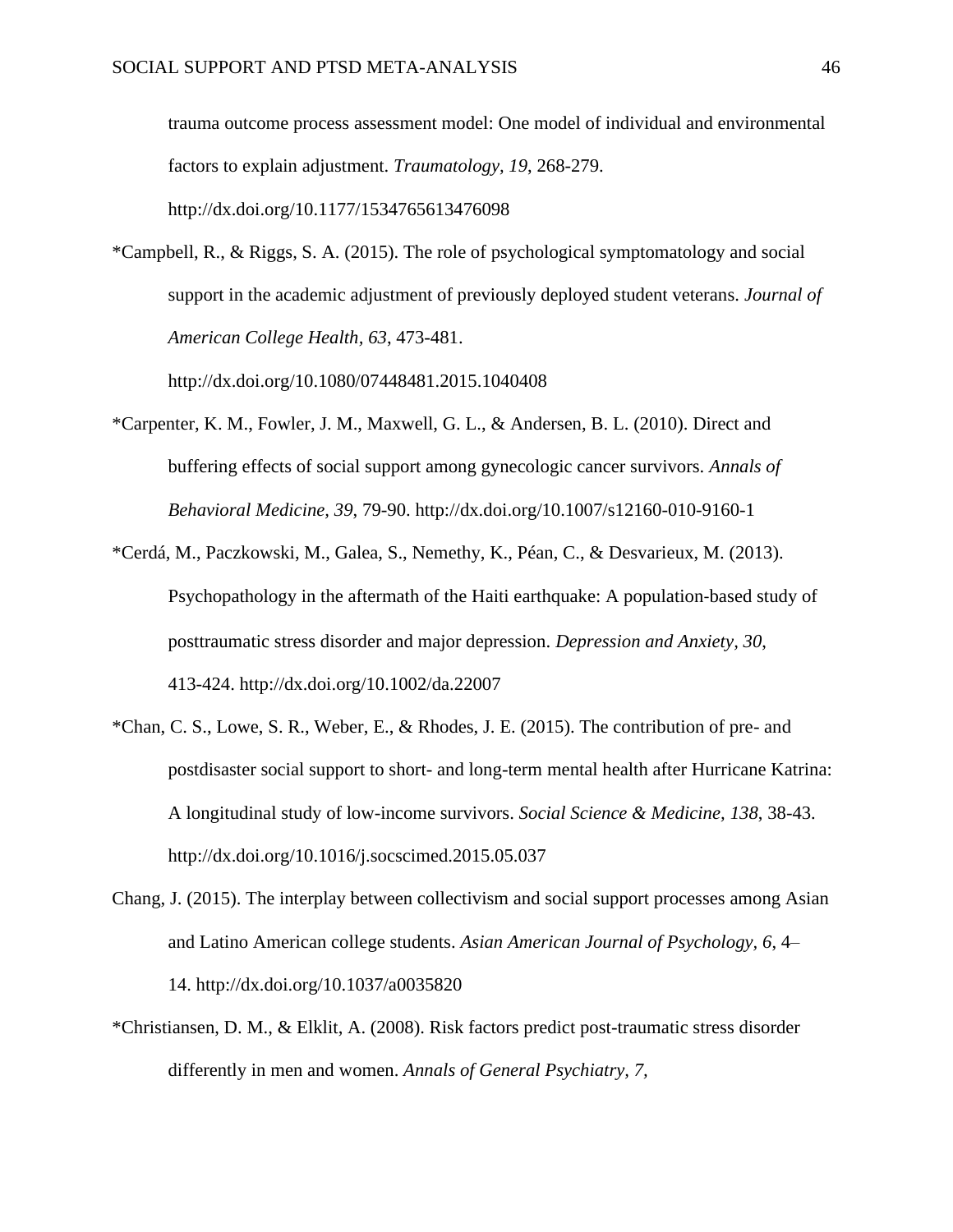trauma outcome process assessment model: One model of individual and environmental factors to explain adjustment. *Traumatology, 19*, 268-279. http://dx.doi.org/10.1177/1534765613476098

*Campbell, R., & Riggs, S. A. (2015). The role of psychological symptomatology and social support in the academic adjustment of previously deployed student veterans. *Journal of American College Health*, *63*, 473-481. http://dx.doi.org/10.1080/07448481.2015.1040408

*Carpenter, K. M., Fowler, J. M., Maxwell, G. L., & Andersen, B. L. (2010). Direct and buffering effects of social support among gynecologic cancer survivors. *Annals of Behavioral Medicine*, *39*, 79-90. http://dx.doi.org/10.1007/s12160-010-9160-1

*Cerdá, M., Paczkowski, M., Galea, S., Nemethy, K., Péan, C., & Desvarieux, M. (2013). Psychopathology in the aftermath of the Haiti earthquake: A population-based study of posttraumatic stress disorder and major depression. *Depression and Anxiety, 30*, 413-424. http://dx.doi.org/10.1002/da.22007

*Chan, C. S., Lowe, S. R., Weber, E., & Rhodes, J. E. (2015). The contribution of pre- and postdisaster social support to short- and long-term mental health after Hurricane Katrina: A longitudinal study of low-income survivors. *Social Science & Medicine, 138*, 38-43. http://dx.doi.org/10.1016/j.socscimed.2015.05.037

Chang, J. (2015). The interplay between collectivism and social support processes among Asian and Latino American college students. *Asian American Journal of Psychology, 6*, 4–14. http://dx.doi.org/10.1037/a0035820

*Christiansen, D. M., & Elklit, A. (2008). Risk factors predict post-traumatic stress disorder differently in men and women. *Annals of General Psychiatry, 7,*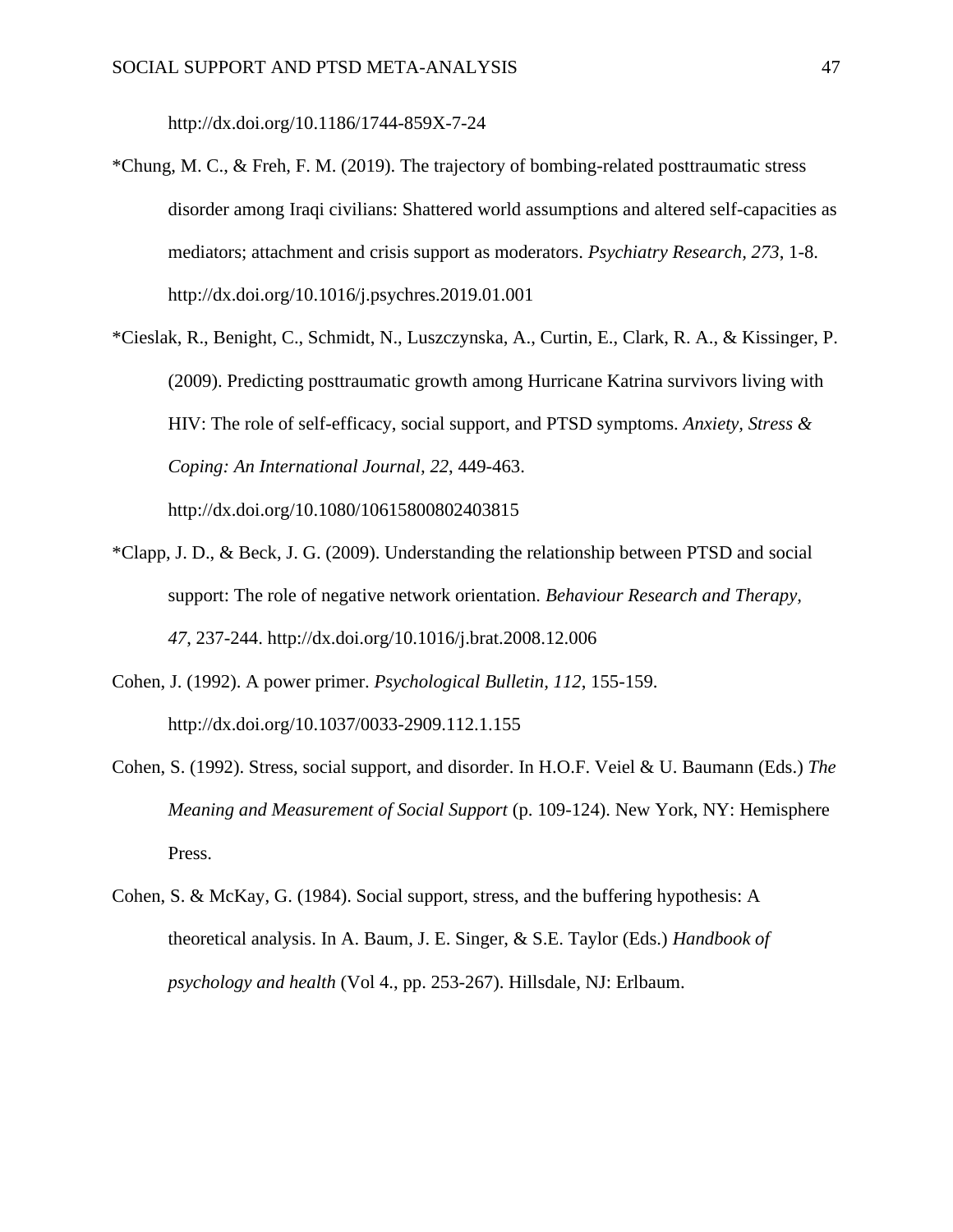http://dx.doi.org/10.1186/1744-859X-7-24

*Chung, M. C., & Freh, F. M. (2019). The trajectory of bombing-related posttraumatic stress disorder among Iraqi civilians: Shattered world assumptions and altered self-capacities as mediators; attachment and crisis support as moderators. *Psychiatry Research, 273*, 1-8. http://dx.doi.org/10.1016/j.psychres.2019.01.001

*Cieslak, R., Benight, C., Schmidt, N., Luszczynska, A., Curtin, E., Clark, R. A., & Kissinger, P. (2009). Predicting posttraumatic growth among Hurricane Katrina survivors living with HIV: The role of self-efficacy, social support, and PTSD symptoms. *Anxiety, Stress & Coping: An International Journal, 22*, 449-463. http://dx.doi.org/10.1080/10615800802403815

*Clapp, J. D., & Beck, J. G. (2009). Understanding the relationship between PTSD and social support: The role of negative network orientation. *Behaviour Research and Therapy, 47*, 237-244. http://dx.doi.org/10.1016/j.brat.2008.12.006

Cohen, J. (1992). A power primer. *Psychological Bulletin, 112*, 155-159. http://dx.doi.org/10.1037/0033-2909.112.1.155

Cohen, S. (1992). Stress, social support, and disorder. In H.O.F. Veiel & U. Baumann (Eds.) *The Meaning and Measurement of Social Support* (p. 109-124). New York, NY: Hemisphere Press.

Cohen, S. & McKay, G. (1984). Social support, stress, and the buffering hypothesis: A theoretical analysis. In A. Baum, J. E. Singer, & S.E. Taylor (Eds.) *Handbook of psychology and health* (Vol 4., pp. 253-267). Hillsdale, NJ: Erlbaum.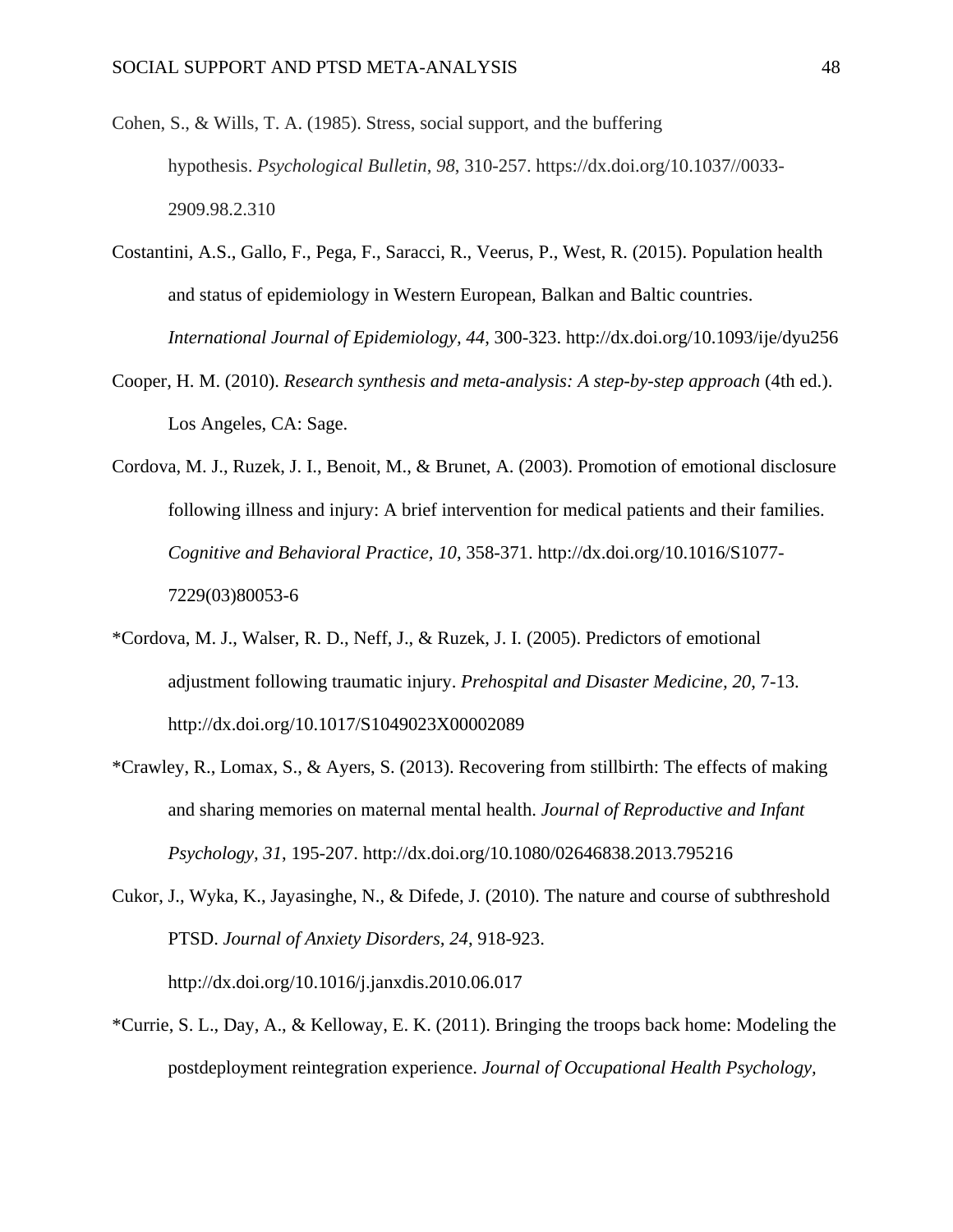Cohen, S., & Wills, T. A. (1985). Stress, social support, and the buffering hypothesis. *Psychological Bulletin*, *98*, 310-257. https://dx.doi.org/10.1037//0033-2909.98.2.310

Costantini, A.S., Gallo, F., Pega, F., Saracci, R., Veerus, P., West, R. (2015). Population health and status of epidemiology in Western European, Balkan and Baltic countries. *International Journal of Epidemiology, 44*, 300-323. http://dx.doi.org/10.1093/ije/dyu256

Cooper, H. M. (2010). *Research synthesis and meta-analysis: A step-by-step approach* (4th ed.). Los Angeles, CA: Sage.

Cordova, M. J., Ruzek, J. I., Benoit, M., & Brunet, A. (2003). Promotion of emotional disclosure following illness and injury: A brief intervention for medical patients and their families. *Cognitive and Behavioral Practice, 10*, 358-371. http://dx.doi.org/10.1016/S1077-7229(03)80053-6

*Cordova, M. J., Walser, R. D., Neff, J., & Ruzek, J. I. (2005). Predictors of emotional adjustment following traumatic injury. *Prehospital and Disaster Medicine, 20*, 7-13. http://dx.doi.org/10.1017/S1049023X00002089

*Crawley, R., Lomax, S., & Ayers, S. (2013). Recovering from stillbirth: The effects of making and sharing memories on maternal mental health. *Journal of Reproductive and Infant Psychology, 31*, 195-207. http://dx.doi.org/10.1080/02646838.2013.795216

Cukor, J., Wyka, K., Jayasinghe, N., & Difede, J. (2010). The nature and course of subthreshold PTSD. *Journal of Anxiety Disorders, 24*, 918-923. http://dx.doi.org/10.1016/j.janxdis.2010.06.017

*Currie, S. L., Day, A., & Kelloway, E. K. (2011). Bringing the troops back home: Modeling the postdeployment reintegration experience. *Journal of Occupational Health Psychology,*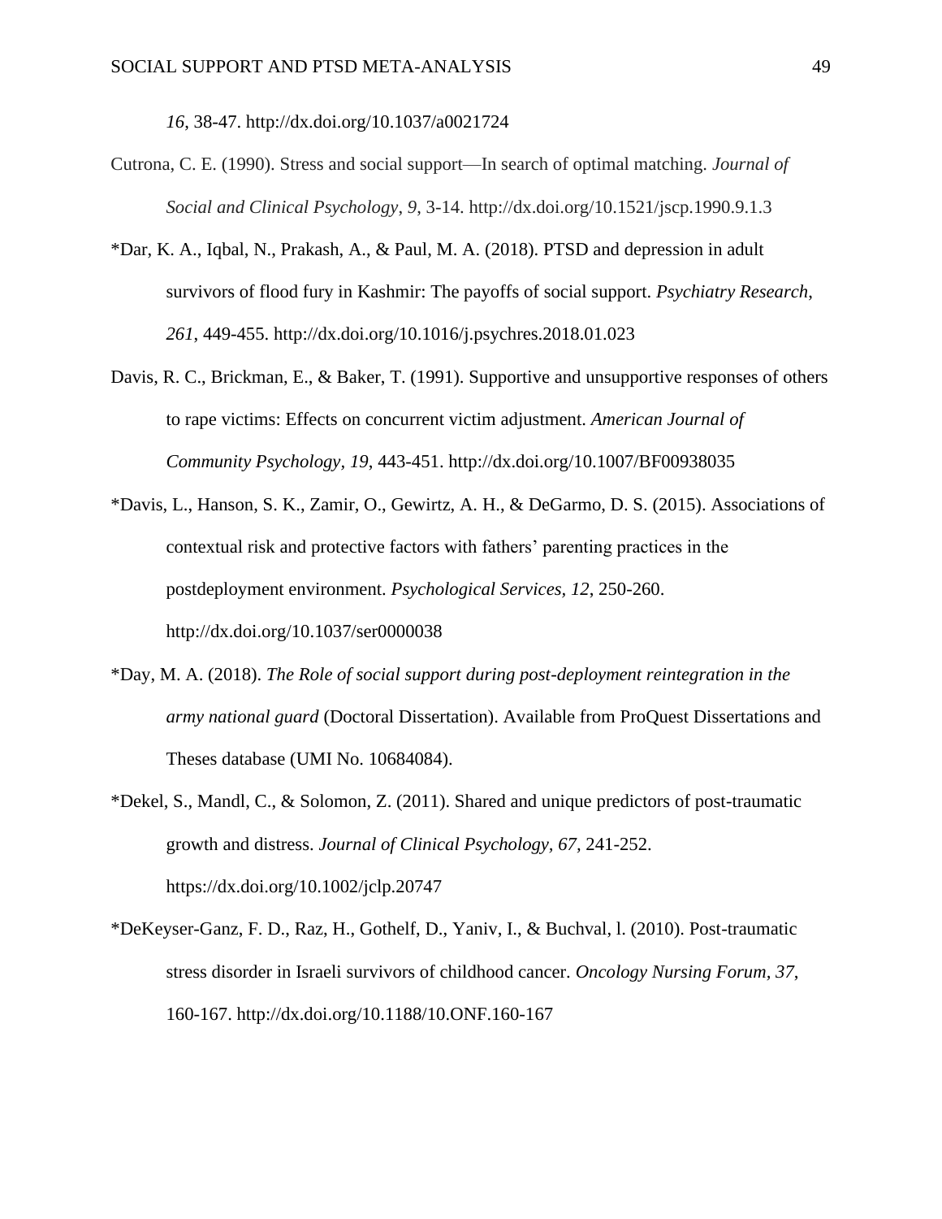*16*, 38-47. http://dx.doi.org/10.1037/a0021724

Cutrona, C. E. (1990). Stress and social support—In search of optimal matching. *Journal of Social and Clinical Psychology*, *9*, 3-14. http://dx.doi.org/10.1521/jscp.1990.9.1.3

*Dar, K. A., Iqbal, N., Prakash, A., & Paul, M. A. (2018). PTSD and depression in adult survivors of flood fury in Kashmir: The payoffs of social support. *Psychiatry Research*, *261*, 449-455. http://dx.doi.org/10.1016/j.psychres.2018.01.023

Davis, R. C., Brickman, E., & Baker, T. (1991). Supportive and unsupportive responses of others to rape victims: Effects on concurrent victim adjustment. *American Journal of Community Psychology*, *19*, 443-451. http://dx.doi.org/10.1007/BF00938035

*Davis, L., Hanson, S. K., Zamir, O., Gewirtz, A. H., & DeGarmo, D. S. (2015). Associations of contextual risk and protective factors with fathers' parenting practices in the postdeployment environment. *Psychological Services, 12*, 250-260. http://dx.doi.org/10.1037/ser0000038

*Day, M. A. (2018). *The Role of social support during post-deployment reintegration in the army national guard* (Doctoral Dissertation). Available from ProQuest Dissertations and Theses database (UMI No. 10684084).

*Dekel, S., Mandl, C., & Solomon, Z. (2011). Shared and unique predictors of post-traumatic growth and distress. *Journal of Clinical Psychology*, *67*, 241-252. https://dx.doi.org/10.1002/jclp.20747

*DeKeyser-Ganz, F. D., Raz, H., Gothelf, D., Yaniv, I., & Buchval, l. (2010). Post-traumatic stress disorder in Israeli survivors of childhood cancer. *Oncology Nursing Forum*, *37*, 160-167. http://dx.doi.org/10.1188/10.ONF.160-167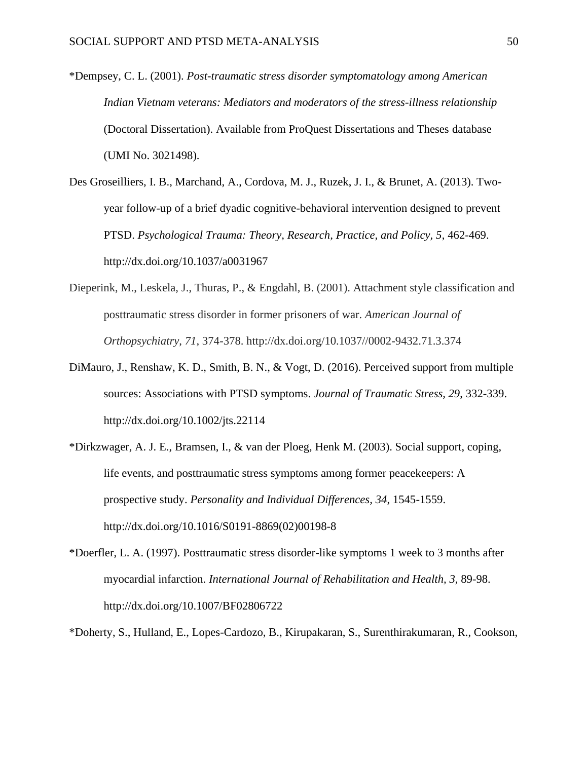*Dempsey, C. L. (2001). *Post-traumatic stress disorder symptomatology among American Indian Vietnam veterans: Mediators and moderators of the stress-illness relationship* (Doctoral Dissertation). Available from ProQuest Dissertations and Theses database (UMI No. 3021498).

Des Groseilliers, I. B., Marchand, A., Cordova, M. J., Ruzek, J. I., & Brunet, A. (2013). Two-year follow-up of a brief dyadic cognitive-behavioral intervention designed to prevent PTSD. *Psychological Trauma: Theory, Research, Practice, and Policy, 5*, 462-469. http://dx.doi.org/10.1037/a0031967

Dieperink, M., Leskela, J., Thuras, P., & Engdahl, B. (2001). Attachment style classification and posttraumatic stress disorder in former prisoners of war. *American Journal of Orthopsychiatry*, *71*, 374-378. http://dx.doi.org/10.1037//0002-9432.71.3.374

DiMauro, J., Renshaw, K. D., Smith, B. N., & Vogt, D. (2016). Perceived support from multiple sources: Associations with PTSD symptoms. *Journal of Traumatic Stress, 29*, 332-339. http://dx.doi.org/10.1002/jts.22114

*Dirkzwager, A. J. E., Bramsen, I., & van der Ploeg, Henk M. (2003). Social support, coping, life events, and posttraumatic stress symptoms among former peacekeepers: A prospective study. *Personality and Individual Differences*, *34*, 1545-1559. http://dx.doi.org/10.1016/S0191-8869(02)00198-8

*Doerfler, L. A. (1997). Posttraumatic stress disorder-like symptoms 1 week to 3 months after myocardial infarction. *International Journal of Rehabilitation and Health*, *3*, 89-98. http://dx.doi.org/10.1007/BF02806722

*Doherty, S., Hulland, E., Lopes-Cardozo, B., Kirupakaran, S., Surenthirakumaran, R., Cookson,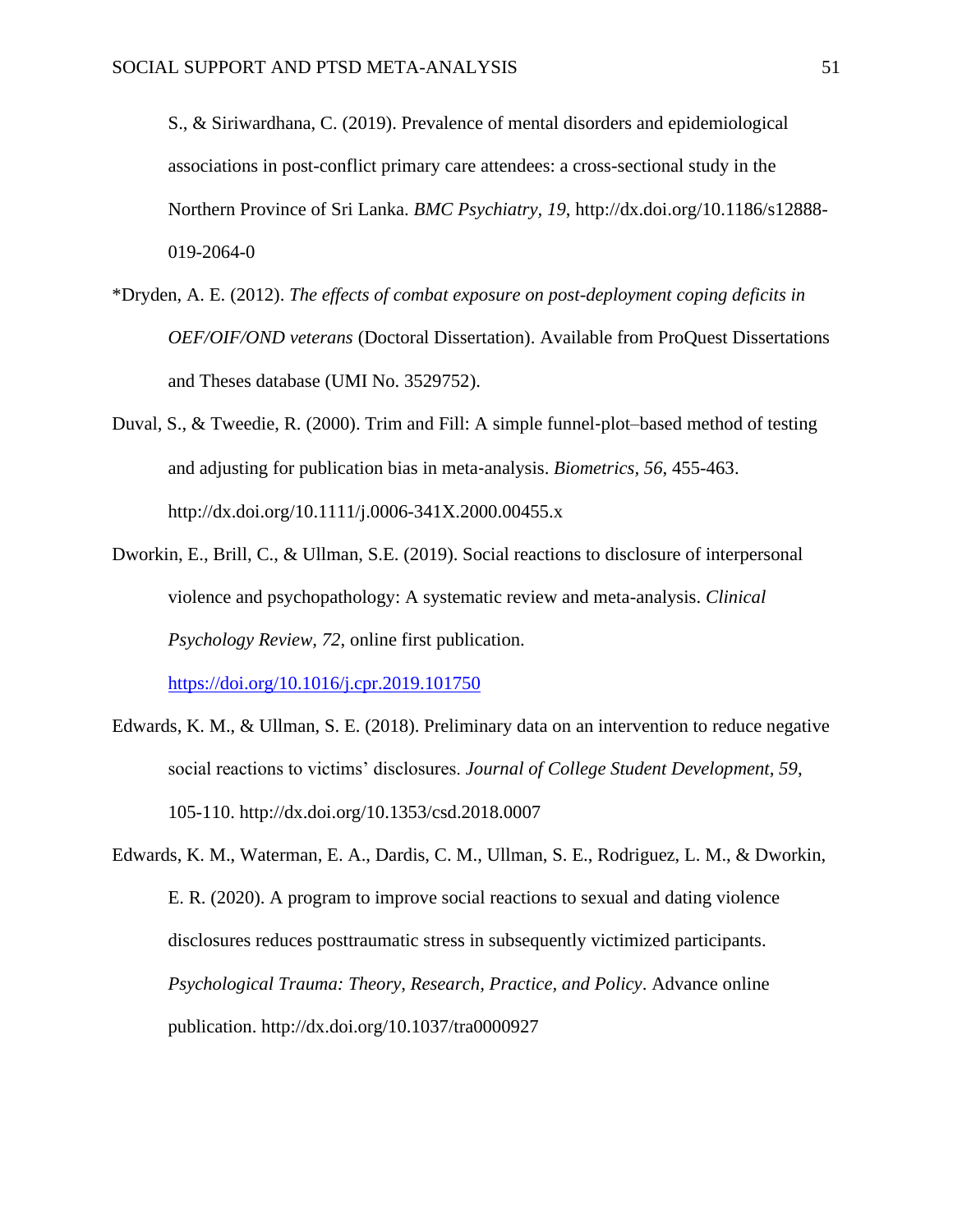S., & Siriwardhana, C. (2019). Prevalence of mental disorders and epidemiological associations in post-conflict primary care attendees: a cross-sectional study in the Northern Province of Sri Lanka. *BMC Psychiatry, 19*, http://dx.doi.org/10.1186/s12888-019-2064-0

*Dryden, A. E. (2012). *The effects of combat exposure on post-deployment coping deficits in OEF/OIF/OND veterans* (Doctoral Dissertation). Available from ProQuest Dissertations and Theses database (UMI No. 3529752).

Duval, S., & Tweedie, R. (2000). Trim and Fill: A simple funnel-plot–based method of testing and adjusting for publication bias in meta-analysis. *Biometrics, 56*, 455-463. http://dx.doi.org/10.1111/j.0006-341X.2000.00455.x

Dworkin, E., Brill, C., & Ullman, S.E. (2019). Social reactions to disclosure of interpersonal violence and psychopathology: A systematic review and meta-analysis. *Clinical Psychology Review, 72*, online first publication. https://doi.org/10.1016/j.cpr.2019.101750

Edwards, K. M., & Ullman, S. E. (2018). Preliminary data on an intervention to reduce negative social reactions to victims' disclosures. *Journal of College Student Development, 59*, 105-110. http://dx.doi.org/10.1353/csd.2018.0007

Edwards, K. M., Waterman, E. A., Dardis, C. M., Ullman, S. E., Rodriguez, L. M., & Dworkin, E. R. (2020). A program to improve social reactions to sexual and dating violence disclosures reduces posttraumatic stress in subsequently victimized participants. *Psychological Trauma: Theory, Research, Practice, and Policy*. Advance online publication. http://dx.doi.org/10.1037/tra0000927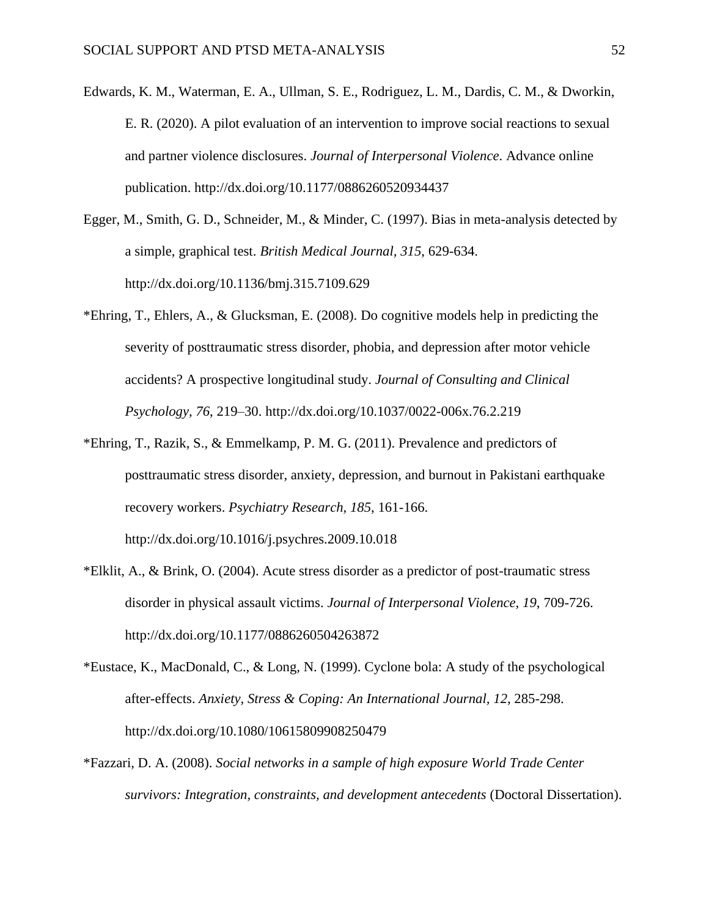Edwards, K. M., Waterman, E. A., Ullman, S. E., Rodriguez, L. M., Dardis, C. M., & Dworkin, E. R. (2020). A pilot evaluation of an intervention to improve social reactions to sexual and partner violence disclosures. *Journal of Interpersonal Violence*. Advance online publication. http://dx.doi.org/10.1177/0886260520934437

Egger, M., Smith, G. D., Schneider, M., & Minder, C. (1997). Bias in meta-analysis detected by a simple, graphical test. *British Medical Journal*, *315*, 629-634. http://dx.doi.org/10.1136/bmj.315.7109.629

*Ehring, T., Ehlers, A., & Glucksman, E. (2008). Do cognitive models help in predicting the severity of posttraumatic stress disorder, phobia, and depression after motor vehicle accidents? A prospective longitudinal study. *Journal of Consulting and Clinical Psychology, 76*, 219–30. http://dx.doi.org/10.1037/0022-006x.76.2.219

*Ehring, T., Razik, S., & Emmelkamp, P. M. G. (2011). Prevalence and predictors of posttraumatic stress disorder, anxiety, depression, and burnout in Pakistani earthquake recovery workers. *Psychiatry Research, 185*, 161-166. http://dx.doi.org/10.1016/j.psychres.2009.10.018

*Elklit, A., & Brink, O. (2004). Acute stress disorder as a predictor of post-traumatic stress disorder in physical assault victims. *Journal of Interpersonal Violence, 19*, 709-726. http://dx.doi.org/10.1177/0886260504263872

*Eustace, K., MacDonald, C., & Long, N. (1999). Cyclone bola: A study of the psychological after-effects. *Anxiety, Stress & Coping: An International Journal, 12*, 285-298. http://dx.doi.org/10.1080/10615809908250479

*Fazzari, D. A. (2008). *Social networks in a sample of high exposure World Trade Center survivors: Integration, constraints, and development antecedents* (Doctoral Dissertation).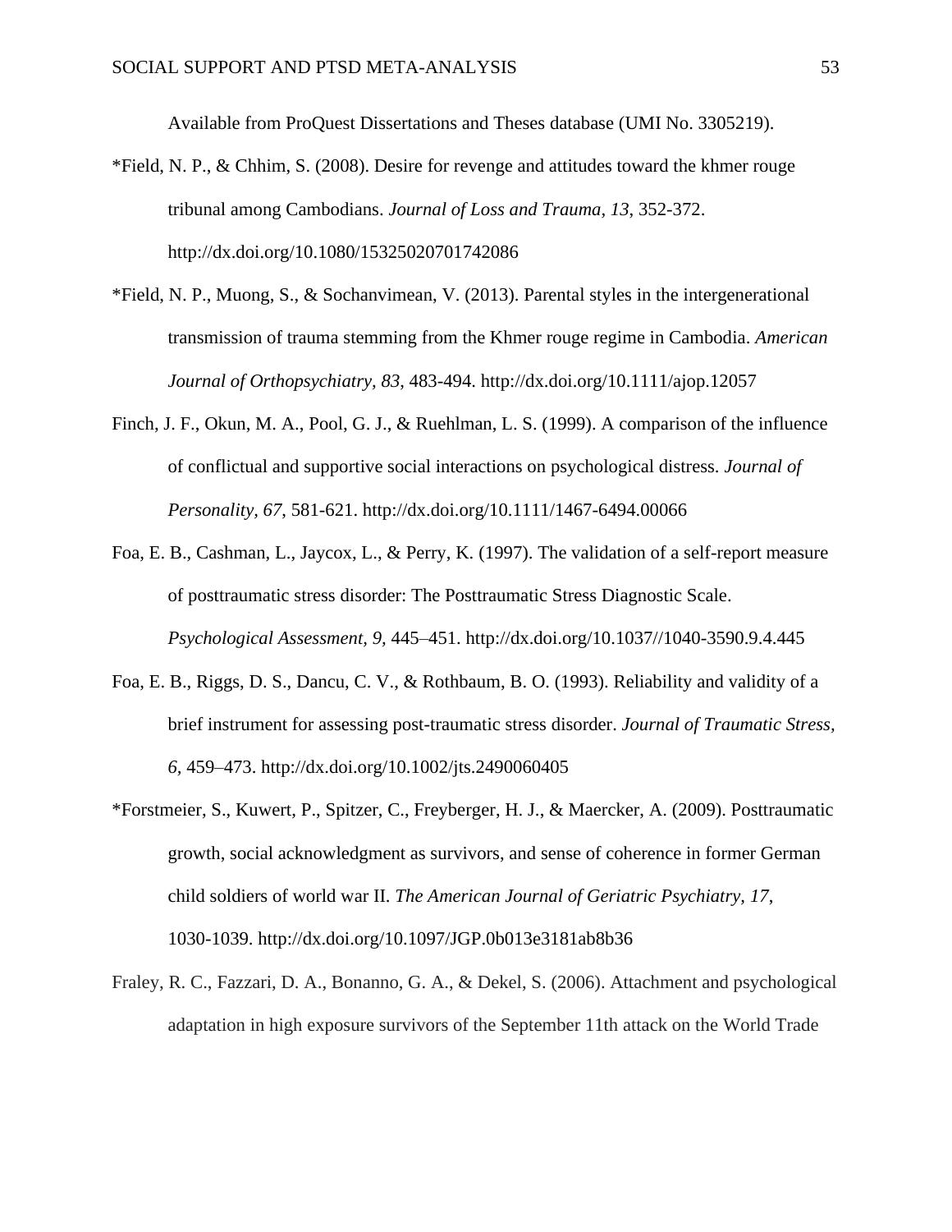Available from ProQuest Dissertations and Theses database (UMI No. 3305219).

*Field, N. P., & Chhim, S. (2008). Desire for revenge and attitudes toward the khmer rouge tribunal among Cambodians. *Journal of Loss and Trauma, 13*, 352-372. http://dx.doi.org/10.1080/15325020701742086

*Field, N. P., Muong, S., & Sochanvimean, V. (2013). Parental styles in the intergenerational transmission of trauma stemming from the Khmer rouge regime in Cambodia. *American Journal of Orthopsychiatry, 83*, 483-494. http://dx.doi.org/10.1111/ajop.12057

Finch, J. F., Okun, M. A., Pool, G. J., & Ruehlman, L. S. (1999). A comparison of the influence of conflictual and supportive social interactions on psychological distress. *Journal of Personality*, *67*, 581-621. http://dx.doi.org/10.1111/1467-6494.00066

Foa, E. B., Cashman, L., Jaycox, L., & Perry, K. (1997). The validation of a self-report measure of posttraumatic stress disorder: The Posttraumatic Stress Diagnostic Scale. *Psychological Assessment, 9,* 445–451. http://dx.doi.org/10.1037//1040-3590.9.4.445

Foa, E. B., Riggs, D. S., Dancu, C. V., & Rothbaum, B. O. (1993). Reliability and validity of a brief instrument for assessing post-traumatic stress disorder. *Journal of Traumatic Stress, 6*, 459–473. http://dx.doi.org/10.1002/jts.2490060405

*Forstmeier, S., Kuwert, P., Spitzer, C., Freyberger, H. J., & Maercker, A. (2009). Posttraumatic growth, social acknowledgment as survivors, and sense of coherence in former German child soldiers of world war II. *The American Journal of Geriatric Psychiatry*, *17*, 1030-1039. http://dx.doi.org/10.1097/JGP.0b013e3181ab8b36

Fraley, R. C., Fazzari, D. A., Bonanno, G. A., & Dekel, S. (2006). Attachment and psychological adaptation in high exposure survivors of the September 11th attack on the World Trade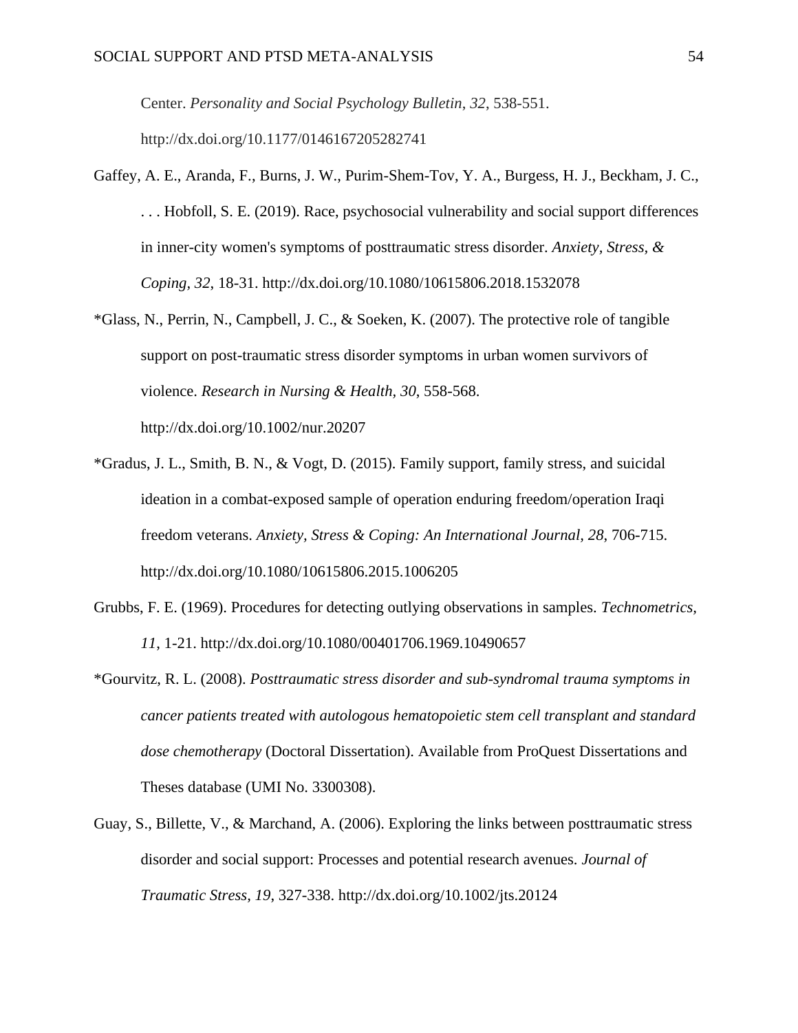Center. *Personality and Social Psychology Bulletin*, *32*, 538-551. http://dx.doi.org/10.1177/0146167205282741

Gaffey, A. E., Aranda, F., Burns, J. W., Purim-Shem-Tov, Y. A., Burgess, H. J., Beckham, J. C., . . . Hobfoll, S. E. (2019). Race, psychosocial vulnerability and social support differences in inner-city women's symptoms of posttraumatic stress disorder. *Anxiety, Stress, & Coping, 32,* 18-31. http://dx.doi.org/10.1080/10615806.2018.1532078

*Glass, N., Perrin, N., Campbell, J. C., & Soeken, K. (2007). The protective role of tangible support on post-traumatic stress disorder symptoms in urban women survivors of violence. *Research in Nursing & Health*, *30*, 558-568. http://dx.doi.org/10.1002/nur.20207

*Gradus, J. L., Smith, B. N., & Vogt, D. (2015). Family support, family stress, and suicidal ideation in a combat-exposed sample of operation enduring freedom/operation Iraqi freedom veterans. *Anxiety, Stress & Coping: An International Journal, 28*, 706-715. http://dx.doi.org/10.1080/10615806.2015.1006205

Grubbs, F. E. (1969). Procedures for detecting outlying observations in samples. *Technometrics*, *11*, 1-21. http://dx.doi.org/10.1080/00401706.1969.10490657

*Gourvitz, R. L. (2008). *Posttraumatic stress disorder and sub-syndromal trauma symptoms in cancer patients treated with autologous hematopoietic stem cell transplant and standard dose chemotherapy* (Doctoral Dissertation). Available from ProQuest Dissertations and Theses database (UMI No. 3300308).

Guay, S., Billette, V., & Marchand, A. (2006). Exploring the links between posttraumatic stress disorder and social support: Processes and potential research avenues. *Journal of Traumatic Stress, 19*, 327-338. http://dx.doi.org/10.1002/jts.20124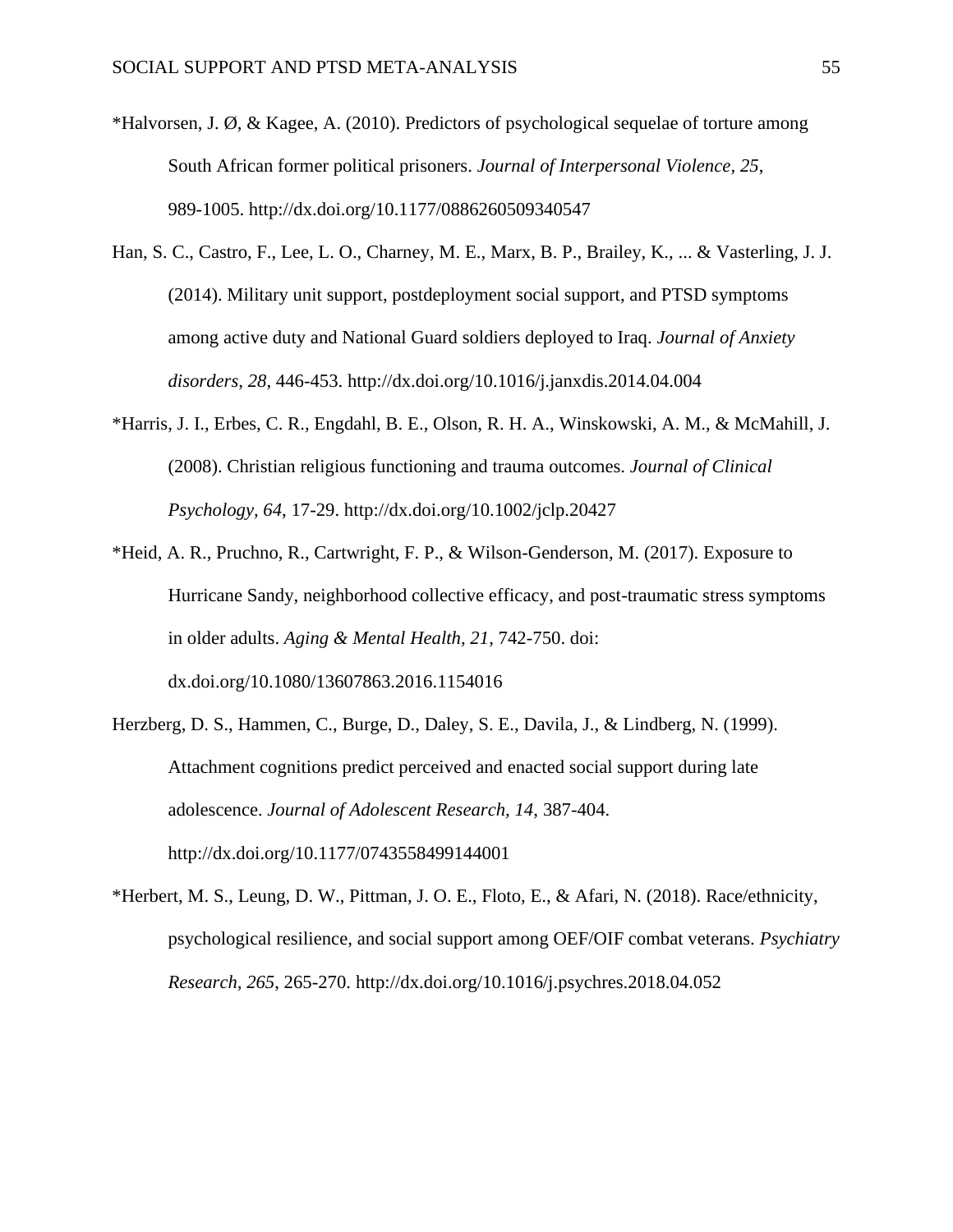*Halvorsen, J. Ø, & Kagee, A. (2010). Predictors of psychological sequelae of torture among South African former political prisoners. *Journal of Interpersonal Violence, 25*, 989-1005. http://dx.doi.org/10.1177/0886260509340547

Han, S. C., Castro, F., Lee, L. O., Charney, M. E., Marx, B. P., Brailey, K., ... & Vasterling, J. J. (2014). Military unit support, postdeployment social support, and PTSD symptoms among active duty and National Guard soldiers deployed to Iraq. *Journal of Anxiety disorders*, *28*, 446-453. http://dx.doi.org/10.1016/j.janxdis.2014.04.004

*Harris, J. I., Erbes, C. R., Engdahl, B. E., Olson, R. H. A., Winskowski, A. M., & McMahill, J. (2008). Christian religious functioning and trauma outcomes. *Journal of Clinical Psychology, 64*, 17-29. http://dx.doi.org/10.1002/jclp.20427

*Heid, A. R., Pruchno, R., Cartwright, F. P., & Wilson-Genderson, M. (2017). Exposure to Hurricane Sandy, neighborhood collective efficacy, and post-traumatic stress symptoms in older adults. *Aging & Mental Health, 21,* 742-750. doi: dx.doi.org/10.1080/13607863.2016.1154016

Herzberg, D. S., Hammen, C., Burge, D., Daley, S. E., Davila, J., & Lindberg, N. (1999). Attachment cognitions predict perceived and enacted social support during late adolescence. *Journal of Adolescent Research, 14*, 387-404. http://dx.doi.org/10.1177/0743558499144001

*Herbert, M. S., Leung, D. W., Pittman, J. O. E., Floto, E., & Afari, N. (2018). Race/ethnicity, psychological resilience, and social support among OEF/OIF combat veterans. *Psychiatry Research, 265,* 265-270. http://dx.doi.org/10.1016/j.psychres.2018.04.052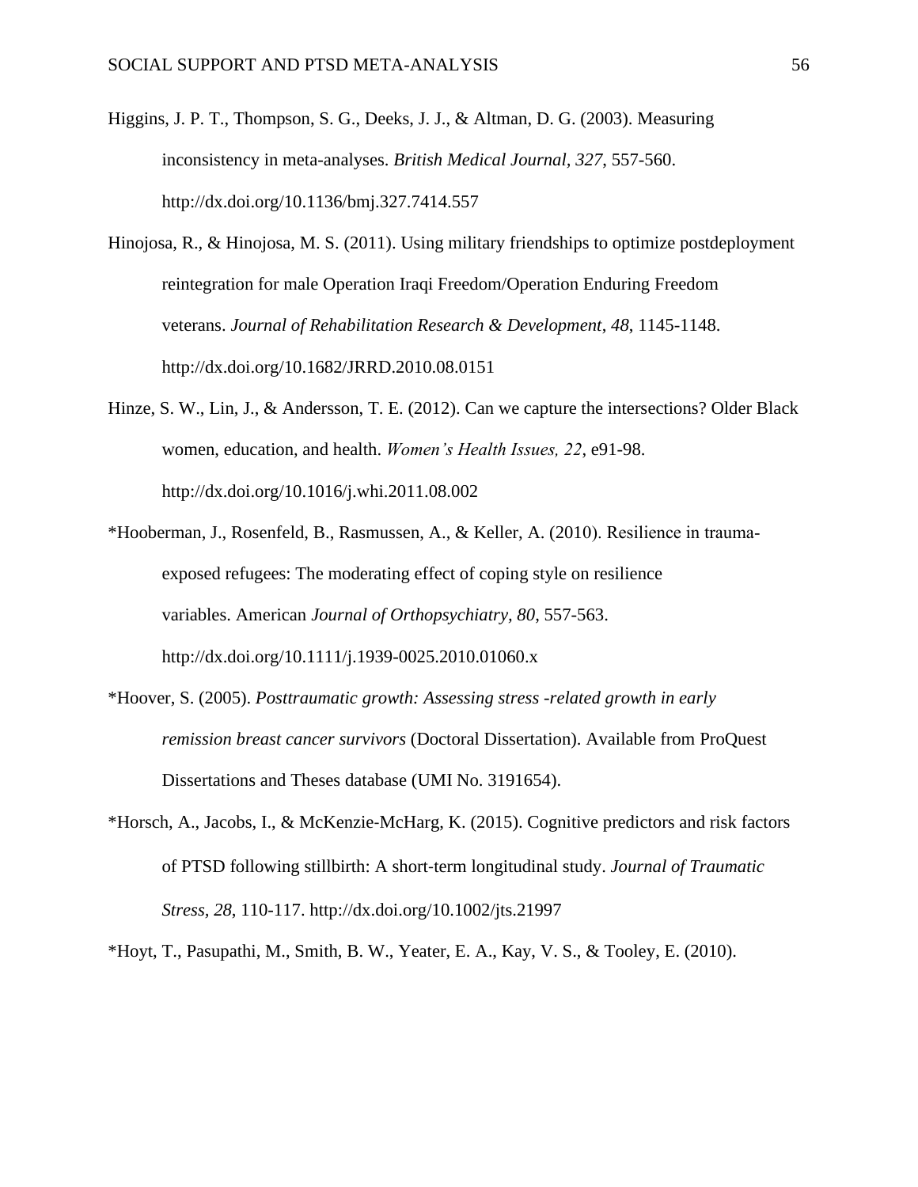Higgins, J. P. T., Thompson, S. G., Deeks, J. J., & Altman, D. G. (2003). Measuring inconsistency in meta-analyses. *British Medical Journal, 327*, 557-560. http://dx.doi.org/10.1136/bmj.327.7414.557

Hinojosa, R., & Hinojosa, M. S. (2011). Using military friendships to optimize postdeployment reintegration for male Operation Iraqi Freedom/Operation Enduring Freedom veterans. *Journal of Rehabilitation Research & Development*, *48*, 1145-1148. http://dx.doi.org/10.1682/JRRD.2010.08.0151

Hinze, S. W., Lin, J., & Andersson, T. E. (2012). Can we capture the intersections? Older Black women, education, and health. *Women's Health Issues, 22*, e91-98. http://dx.doi.org/10.1016/j.whi.2011.08.002

*Hooberman, J., Rosenfeld, B., Rasmussen, A., & Keller, A. (2010). Resilience in trauma-exposed refugees: The moderating effect of coping style on resilience variables. American *Journal of Orthopsychiatry, 80*, 557-563. http://dx.doi.org/10.1111/j.1939-0025.2010.01060.x

*Hoover, S. (2005). *Posttraumatic growth: Assessing stress -related growth in early remission breast cancer survivors* (Doctoral Dissertation). Available from ProQuest Dissertations and Theses database (UMI No. 3191654).

*Horsch, A., Jacobs, I., & McKenzie-McHarg, K. (2015). Cognitive predictors and risk factors of PTSD following stillbirth: A short-term longitudinal study. *Journal of Traumatic Stress, 28*, 110-117. http://dx.doi.org/10.1002/jts.21997

*Hoyt, T., Pasupathi, M., Smith, B. W., Yeater, E. A., Kay, V. S., & Tooley, E. (2010).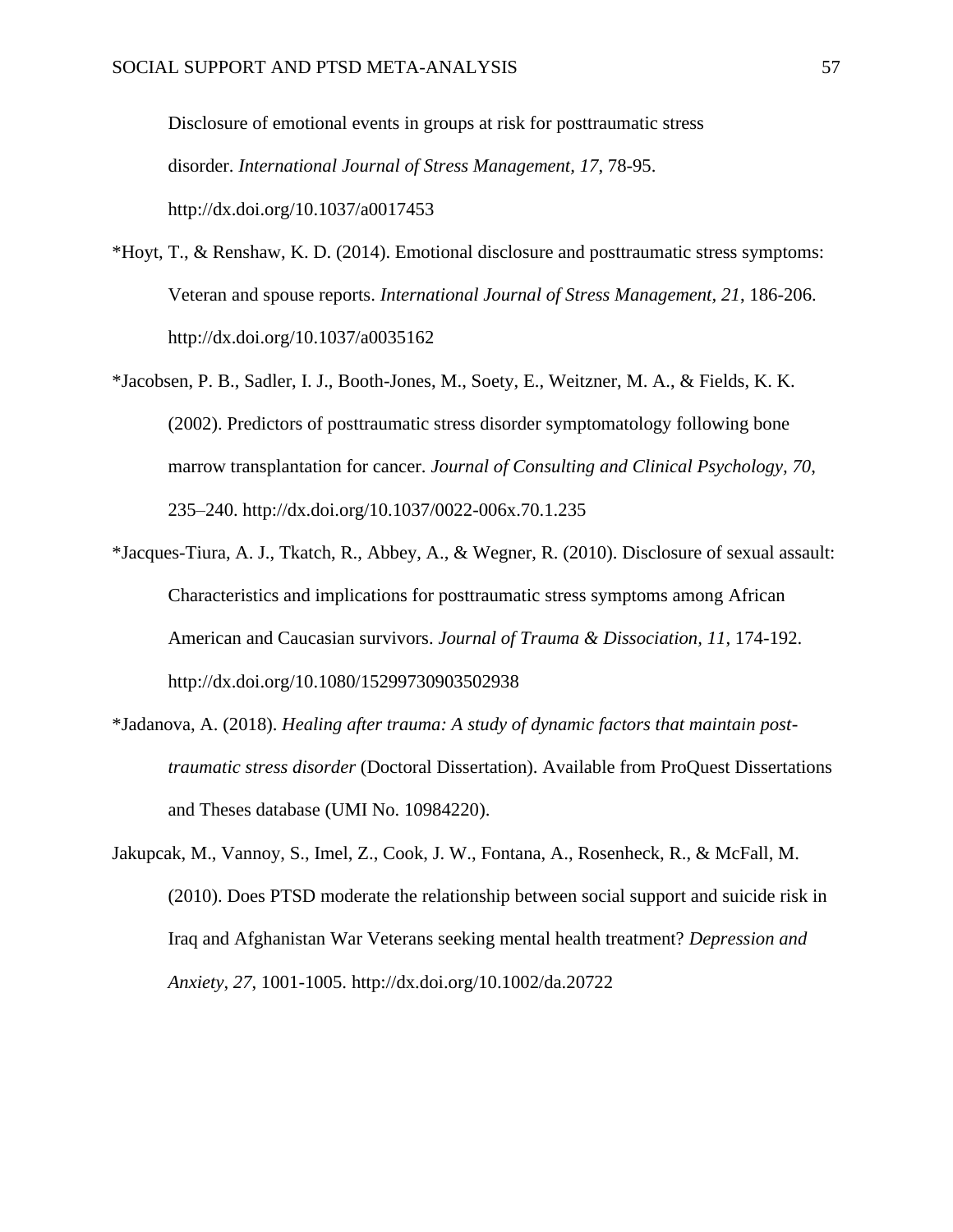Disclosure of emotional events in groups at risk for posttraumatic stress disorder. *International Journal of Stress Management*, *17*, 78-95. http://dx.doi.org/10.1037/a0017453

*Hoyt, T., & Renshaw, K. D. (2014). Emotional disclosure and posttraumatic stress symptoms: Veteran and spouse reports. *International Journal of Stress Management*, *21*, 186-206. http://dx.doi.org/10.1037/a0035162

*Jacobsen, P. B., Sadler, I. J., Booth-Jones, M., Soety, E., Weitzner, M. A., & Fields, K. K. (2002). Predictors of posttraumatic stress disorder symptomatology following bone marrow transplantation for cancer. *Journal of Consulting and Clinical Psychology, 70*, 235–240. http://dx.doi.org/10.1037/0022-006x.70.1.235

*Jacques-Tiura, A. J., Tkatch, R., Abbey, A., & Wegner, R. (2010). Disclosure of sexual assault: Characteristics and implications for posttraumatic stress symptoms among African American and Caucasian survivors. *Journal of Trauma & Dissociation*, *11*, 174-192. http://dx.doi.org/10.1080/15299730903502938

*Jadanova, A. (2018). *Healing after trauma: A study of dynamic factors that maintain post-traumatic stress disorder* (Doctoral Dissertation). Available from ProQuest Dissertations and Theses database (UMI No. 10984220).

Jakupcak, M., Vannoy, S., Imel, Z., Cook, J. W., Fontana, A., Rosenheck, R., & McFall, M. (2010). Does PTSD moderate the relationship between social support and suicide risk in Iraq and Afghanistan War Veterans seeking mental health treatment? *Depression and Anxiety*, *27*, 1001-1005. http://dx.doi.org/10.1002/da.20722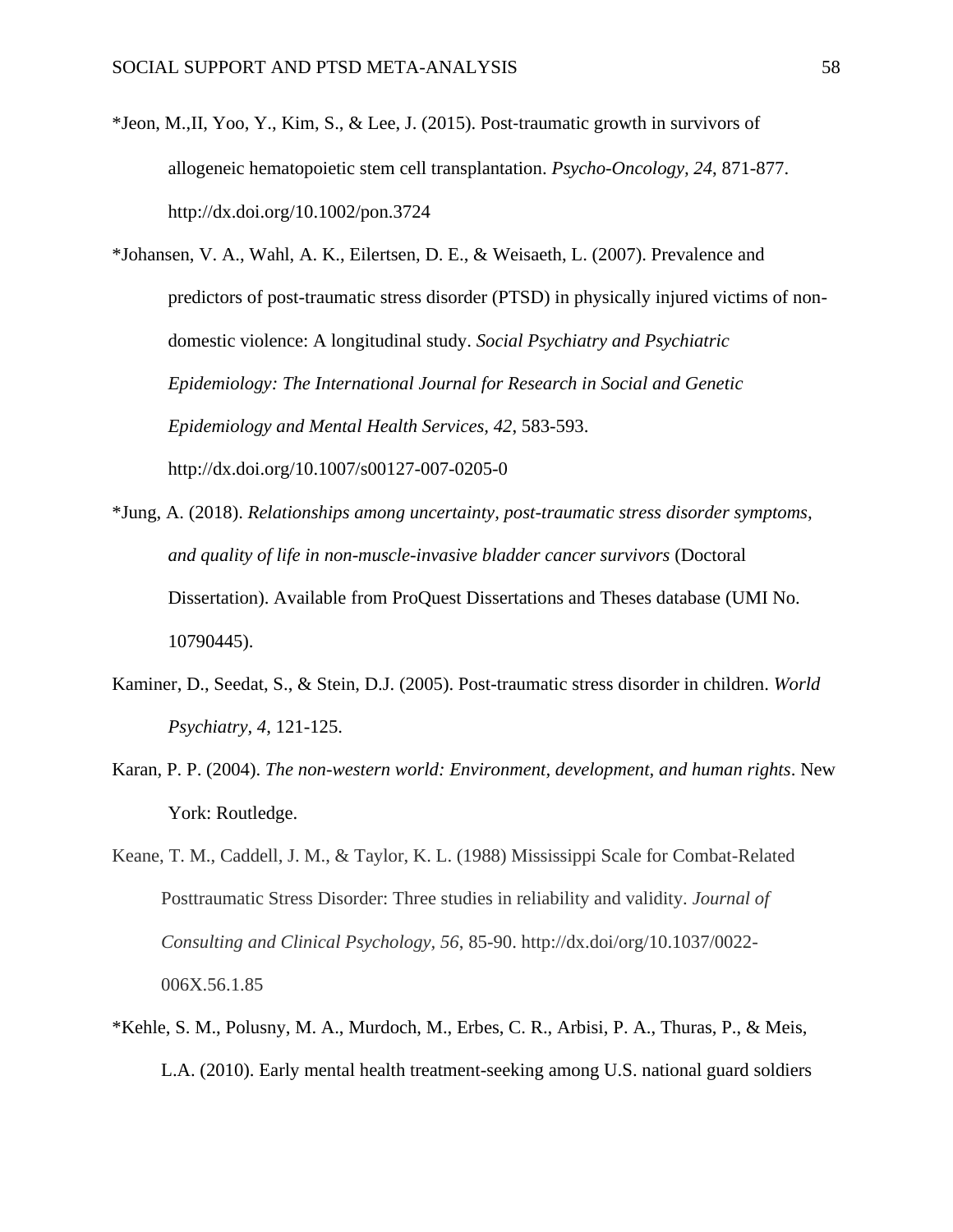*Jeon, M.,II, Yoo, Y., Kim, S., & Lee, J. (2015). Post-traumatic growth in survivors of allogeneic hematopoietic stem cell transplantation. *Psycho-Oncology, 24*, 871-877. http://dx.doi.org/10.1002/pon.3724

*Johansen, V. A., Wahl, A. K., Eilertsen, D. E., & Weisaeth, L. (2007). Prevalence and predictors of post-traumatic stress disorder (PTSD) in physically injured victims of non-domestic violence: A longitudinal study. *Social Psychiatry and Psychiatric Epidemiology: The International Journal for Research in Social and Genetic Epidemiology and Mental Health Services, 42*, 583-593. http://dx.doi.org/10.1007/s00127-007-0205-0

*Jung, A. (2018). *Relationships among uncertainty, post-traumatic stress disorder symptoms, and quality of life in non-muscle-invasive bladder cancer survivors* (Doctoral Dissertation). Available from ProQuest Dissertations and Theses database (UMI No. 10790445).

Kaminer, D., Seedat, S., & Stein, D.J. (2005). Post-traumatic stress disorder in children. *World Psychiatry, 4*, 121-125.

Karan, P. P. (2004). *The non-western world: Environment, development, and human rights*. New York: Routledge.

Keane, T. M., Caddell, J. M., & Taylor, K. L. (1988) Mississippi Scale for Combat-Related Posttraumatic Stress Disorder: Three studies in reliability and validity. *Journal of Consulting and Clinical Psychology, 56*, 85-90. http://dx.doi/org/10.1037/0022-006X.56.1.85

*Kehle, S. M., Polusny, M. A., Murdoch, M., Erbes, C. R., Arbisi, P. A., Thuras, P., & Meis, L.A. (2010). Early mental health treatment-seeking among U.S. national guard soldiers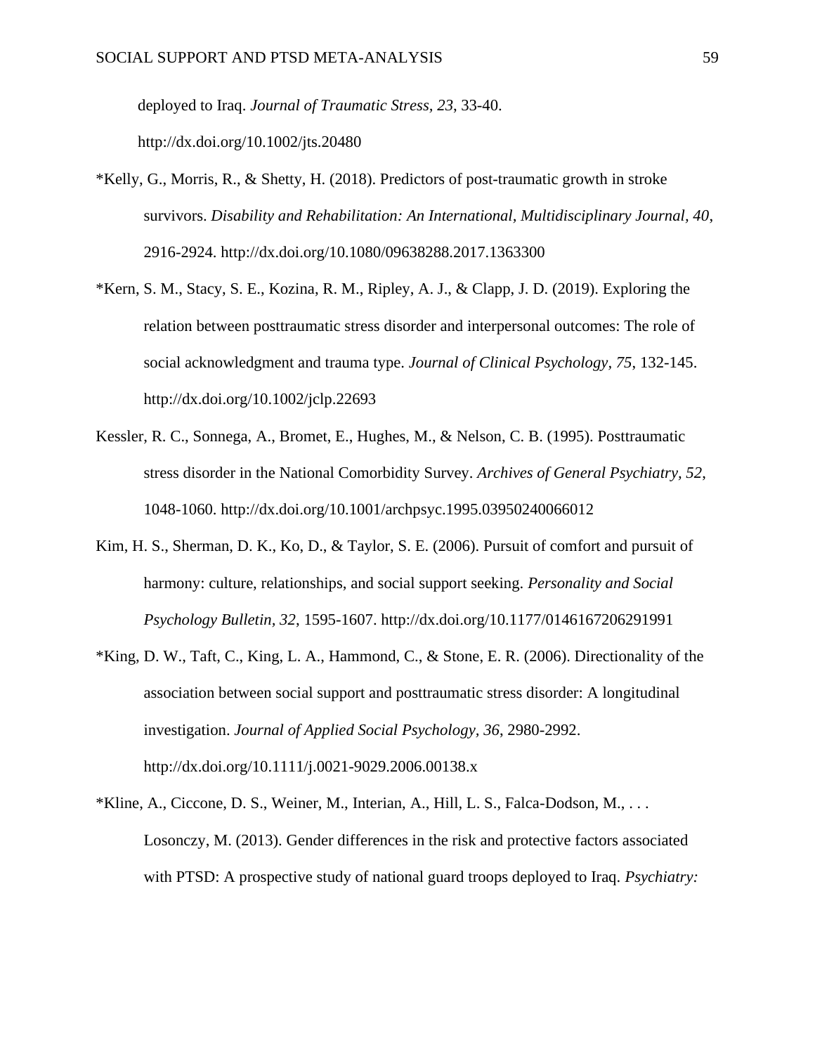deployed to Iraq. *Journal of Traumatic Stress, 23*, 33-40. http://dx.doi.org/10.1002/jts.20480

*Kelly, G., Morris, R., & Shetty, H. (2018). Predictors of post-traumatic growth in stroke survivors. *Disability and Rehabilitation: An International, Multidisciplinary Journal, 40*, 2916-2924. http://dx.doi.org/10.1080/09638288.2017.1363300

*Kern, S. M., Stacy, S. E., Kozina, R. M., Ripley, A. J., & Clapp, J. D. (2019). Exploring the relation between posttraumatic stress disorder and interpersonal outcomes: The role of social acknowledgment and trauma type. *Journal of Clinical Psychology, 75*, 132-145. http://dx.doi.org/10.1002/jclp.22693

Kessler, R. C., Sonnega, A., Bromet, E., Hughes, M., & Nelson, C. B. (1995). Posttraumatic stress disorder in the National Comorbidity Survey. *Archives of General Psychiatry, 52*, 1048-1060. http://dx.doi.org/10.1001/archpsyc.1995.03950240066012

Kim, H. S., Sherman, D. K., Ko, D., & Taylor, S. E. (2006). Pursuit of comfort and pursuit of harmony: culture, relationships, and social support seeking. *Personality and Social Psychology Bulletin, 32*, 1595-1607. http://dx.doi.org/10.1177/0146167206291991

*King, D. W., Taft, C., King, L. A., Hammond, C., & Stone, E. R. (2006). Directionality of the association between social support and posttraumatic stress disorder: A longitudinal investigation. *Journal of Applied Social Psychology, 36*, 2980-2992. http://dx.doi.org/10.1111/j.0021-9029.2006.00138.x

*Kline, A., Ciccone, D. S., Weiner, M., Interian, A., Hill, L. S., Falca-Dodson, M., . . . Losonczy, M. (2013). Gender differences in the risk and protective factors associated with PTSD: A prospective study of national guard troops deployed to Iraq. *Psychiatry:*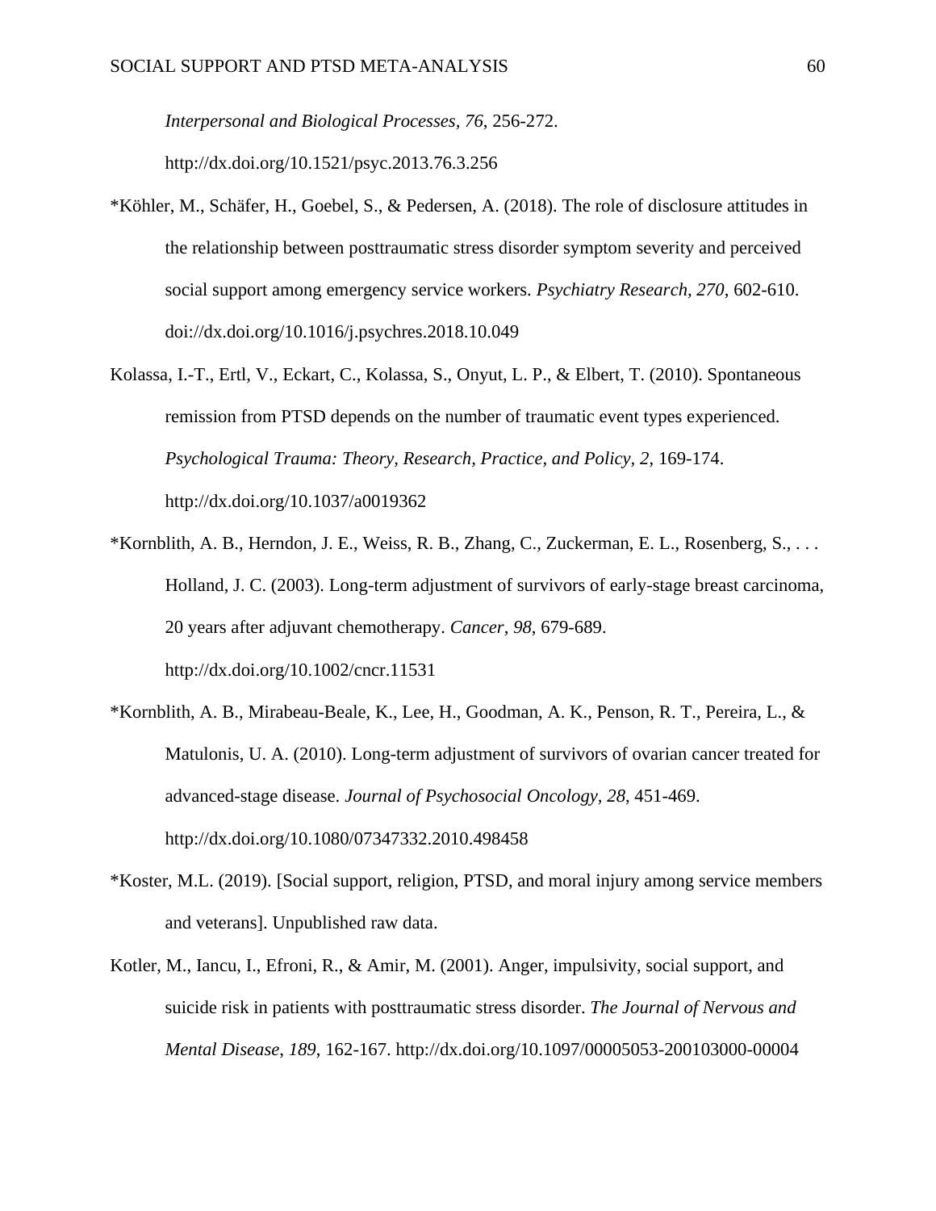*Interpersonal and Biological Processes, 76*, 256-272. http://dx.doi.org/10.1521/psyc.2013.76.3.256

*Köhler, M., Schäfer, H., Goebel, S., & Pedersen, A. (2018). The role of disclosure attitudes in the relationship between posttraumatic stress disorder symptom severity and perceived social support among emergency service workers. *Psychiatry Research, 270*, 602-610. doi://dx.doi.org/10.1016/j.psychres.2018.10.049

Kolassa, I.-T., Ertl, V., Eckart, C., Kolassa, S., Onyut, L. P., & Elbert, T. (2010). Spontaneous remission from PTSD depends on the number of traumatic event types experienced. *Psychological Trauma: Theory, Research, Practice, and Policy, 2*, 169-174. http://dx.doi.org/10.1037/a0019362

*Kornblith, A. B., Herndon, J. E., Weiss, R. B., Zhang, C., Zuckerman, E. L., Rosenberg, S., . . . Holland, J. C. (2003). Long-term adjustment of survivors of early-stage breast carcinoma, 20 years after adjuvant chemotherapy. *Cancer, 98*, 679-689. http://dx.doi.org/10.1002/cncr.11531

*Kornblith, A. B., Mirabeau-Beale, K., Lee, H., Goodman, A. K., Penson, R. T., Pereira, L., & Matulonis, U. A. (2010). Long-term adjustment of survivors of ovarian cancer treated for advanced-stage disease. *Journal of Psychosocial Oncology, 28*, 451-469. http://dx.doi.org/10.1080/07347332.2010.498458

*Koster, M.L. (2019). [Social support, religion, PTSD, and moral injury among service members and veterans]. Unpublished raw data.

Kotler, M., Iancu, I., Efroni, R., & Amir, M. (2001). Anger, impulsivity, social support, and suicide risk in patients with posttraumatic stress disorder. *The Journal of Nervous and Mental Disease, 189*, 162-167. http://dx.doi.org/10.1097/00005053-200103000-00004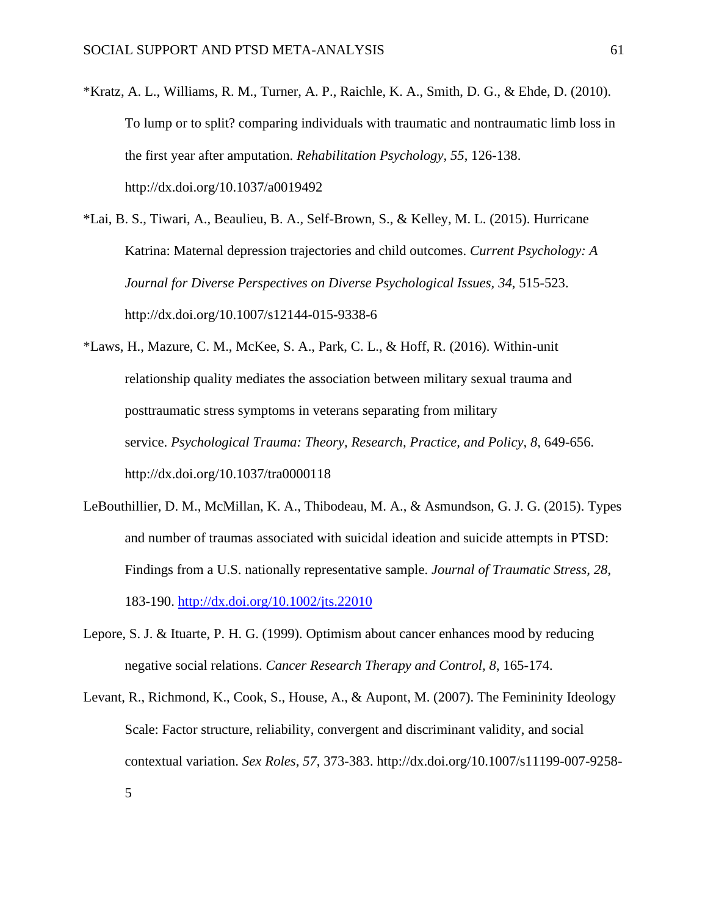*Kratz, A. L., Williams, R. M., Turner, A. P., Raichle, K. A., Smith, D. G., & Ehde, D. (2010). To lump or to split? comparing individuals with traumatic and nontraumatic limb loss in the first year after amputation. *Rehabilitation Psychology, 55*, 126-138. http://dx.doi.org/10.1037/a0019492

*Lai, B. S., Tiwari, A., Beaulieu, B. A., Self-Brown, S., & Kelley, M. L. (2015). Hurricane Katrina: Maternal depression trajectories and child outcomes. *Current Psychology: A Journal for Diverse Perspectives on Diverse Psychological Issues, 34*, 515-523. http://dx.doi.org/10.1007/s12144-015-9338-6

*Laws, H., Mazure, C. M., McKee, S. A., Park, C. L., & Hoff, R. (2016). Within-unit relationship quality mediates the association between military sexual trauma and posttraumatic stress symptoms in veterans separating from military service. *Psychological Trauma: Theory, Research, Practice, and Policy, 8*, 649-656. http://dx.doi.org/10.1037/tra0000118

LeBouthillier, D. M., McMillan, K. A., Thibodeau, M. A., & Asmundson, G. J. G. (2015). Types and number of traumas associated with suicidal ideation and suicide attempts in PTSD: Findings from a U.S. nationally representative sample. *Journal of Traumatic Stress, 28*, 183-190. http://dx.doi.org/10.1002/jts.22010

Lepore, S. J. & Ituarte, P. H. G. (1999). Optimism about cancer enhances mood by reducing negative social relations. *Cancer Research Therapy and Control, 8*, 165-174.

Levant, R., Richmond, K., Cook, S., House, A., & Aupont, M. (2007). The Femininity Ideology Scale: Factor structure, reliability, convergent and discriminant validity, and social contextual variation. *Sex Roles, 57*, 373-383. http://dx.doi.org/10.1007/s11199-007-9258-5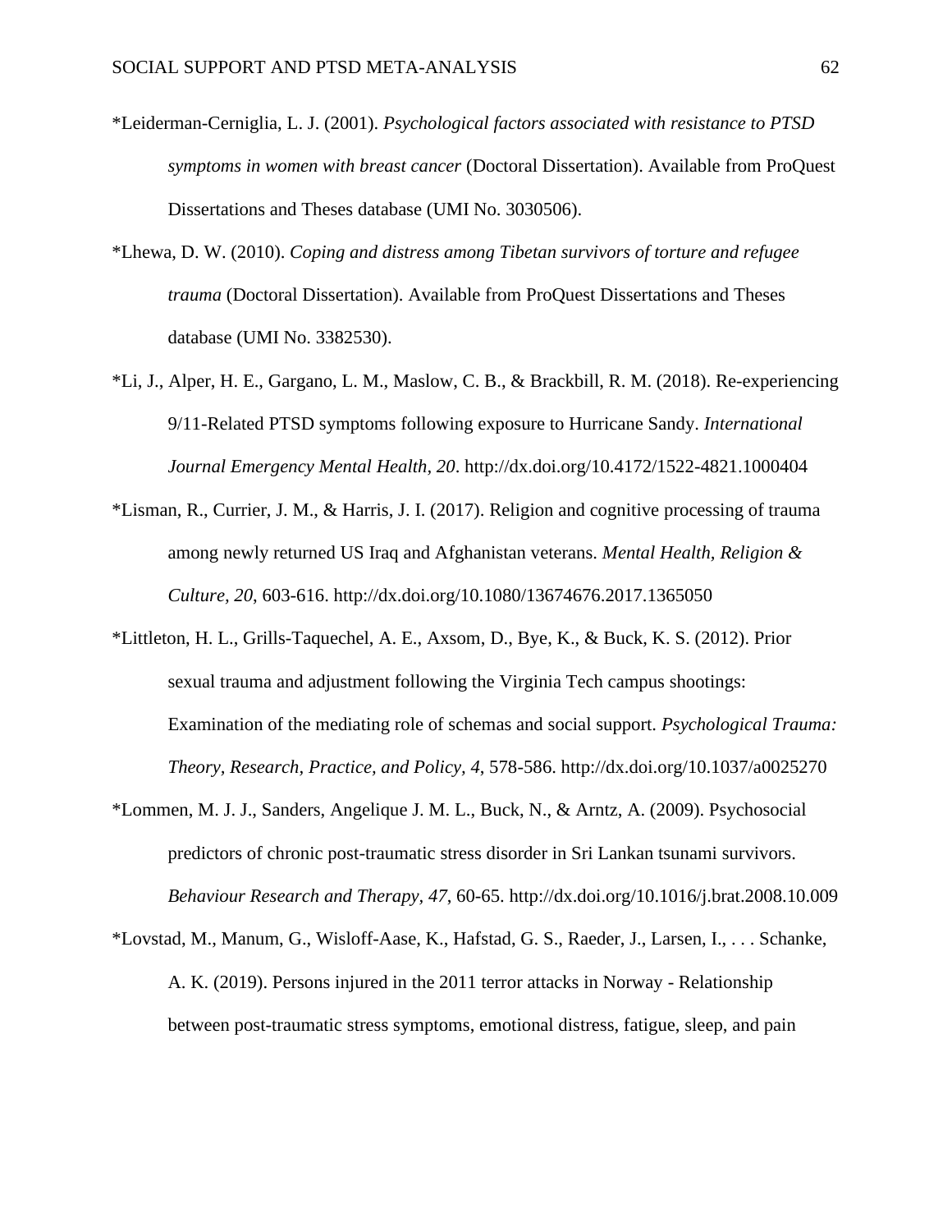*Leiderman-Cerniglia, L. J. (2001). *Psychological factors associated with resistance to PTSD symptoms in women with breast cancer* (Doctoral Dissertation). Available from ProQuest Dissertations and Theses database (UMI No. 3030506).

*Lhewa, D. W. (2010). *Coping and distress among Tibetan survivors of torture and refugee trauma* (Doctoral Dissertation). Available from ProQuest Dissertations and Theses database (UMI No. 3382530).

*Li, J., Alper, H. E., Gargano, L. M., Maslow, C. B., & Brackbill, R. M. (2018). Re-experiencing 9/11-Related PTSD symptoms following exposure to Hurricane Sandy. *International Journal Emergency Mental Health, 20*. http://dx.doi.org/10.4172/1522-4821.1000404

*Lisman, R., Currier, J. M., & Harris, J. I. (2017). Religion and cognitive processing of trauma among newly returned US Iraq and Afghanistan veterans. *Mental Health, Religion & Culture, 20*, 603-616. http://dx.doi.org/10.1080/13674676.2017.1365050

*Littleton, H. L., Grills-Taquechel, A. E., Axsom, D., Bye, K., & Buck, K. S. (2012). Prior sexual trauma and adjustment following the Virginia Tech campus shootings: Examination of the mediating role of schemas and social support. *Psychological Trauma: Theory, Research, Practice, and Policy, 4*, 578-586. http://dx.doi.org/10.1037/a0025270

*Lommen, M. J. J., Sanders, Angelique J. M. L., Buck, N., & Arntz, A. (2009). Psychosocial predictors of chronic post-traumatic stress disorder in Sri Lankan tsunami survivors. *Behaviour Research and Therapy, 47*, 60-65. http://dx.doi.org/10.1016/j.brat.2008.10.009

*Lovstad, M., Manum, G., Wisloff-Aase, K., Hafstad, G. S., Raeder, J., Larsen, I., . . . Schanke, A. K. (2019). Persons injured in the 2011 terror attacks in Norway - Relationship between post-traumatic stress symptoms, emotional distress, fatigue, sleep, and pain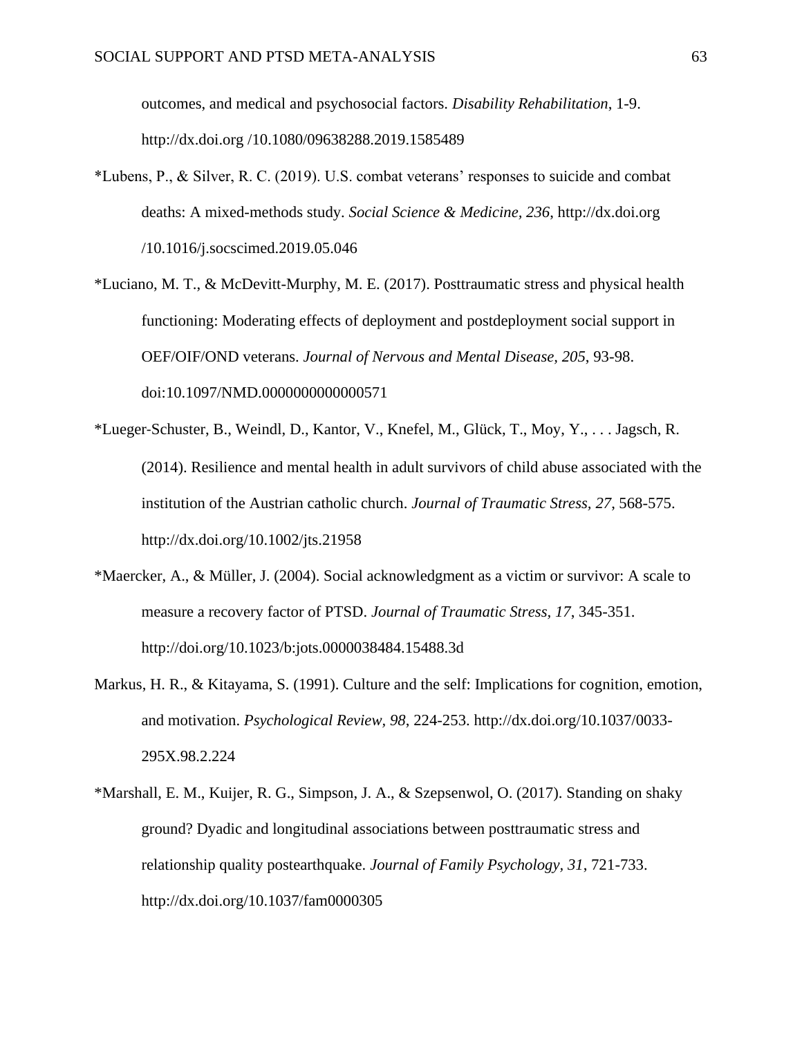outcomes, and medical and psychosocial factors. *Disability Rehabilitation*, 1-9. http://dx.doi.org /10.1080/09638288.2019.1585489

*Lubens, P., & Silver, R. C. (2019). U.S. combat veterans' responses to suicide and combat deaths: A mixed-methods study. *Social Science & Medicine, 236*, http://dx.doi.org /10.1016/j.socscimed.2019.05.046

*Luciano, M. T., & McDevitt-Murphy, M. E. (2017). Posttraumatic stress and physical health functioning: Moderating effects of deployment and postdeployment social support in OEF/OIF/OND veterans. *Journal of Nervous and Mental Disease, 205*, 93-98. doi:10.1097/NMD.0000000000000571

*Lueger-Schuster, B., Weindl, D., Kantor, V., Knefel, M., Glück, T., Moy, Y., . . . Jagsch, R. (2014). Resilience and mental health in adult survivors of child abuse associated with the institution of the Austrian catholic church. *Journal of Traumatic Stress, 27*, 568-575. http://dx.doi.org/10.1002/jts.21958

*Maercker, A., & Müller, J. (2004). Social acknowledgment as a victim or survivor: A scale to measure a recovery factor of PTSD. *Journal of Traumatic Stress, 17*, 345-351. http://doi.org/10.1023/b:jots.0000038484.15488.3d

Markus, H. R., & Kitayama, S. (1991). Culture and the self: Implications for cognition, emotion, and motivation. *Psychological Review, 98*, 224-253. http://dx.doi.org/10.1037/0033-295X.98.2.224

*Marshall, E. M., Kuijer, R. G., Simpson, J. A., & Szepsenwol, O. (2017). Standing on shaky ground? Dyadic and longitudinal associations between posttraumatic stress and relationship quality postearthquake. *Journal of Family Psychology, 31*, 721-733. http://dx.doi.org/10.1037/fam0000305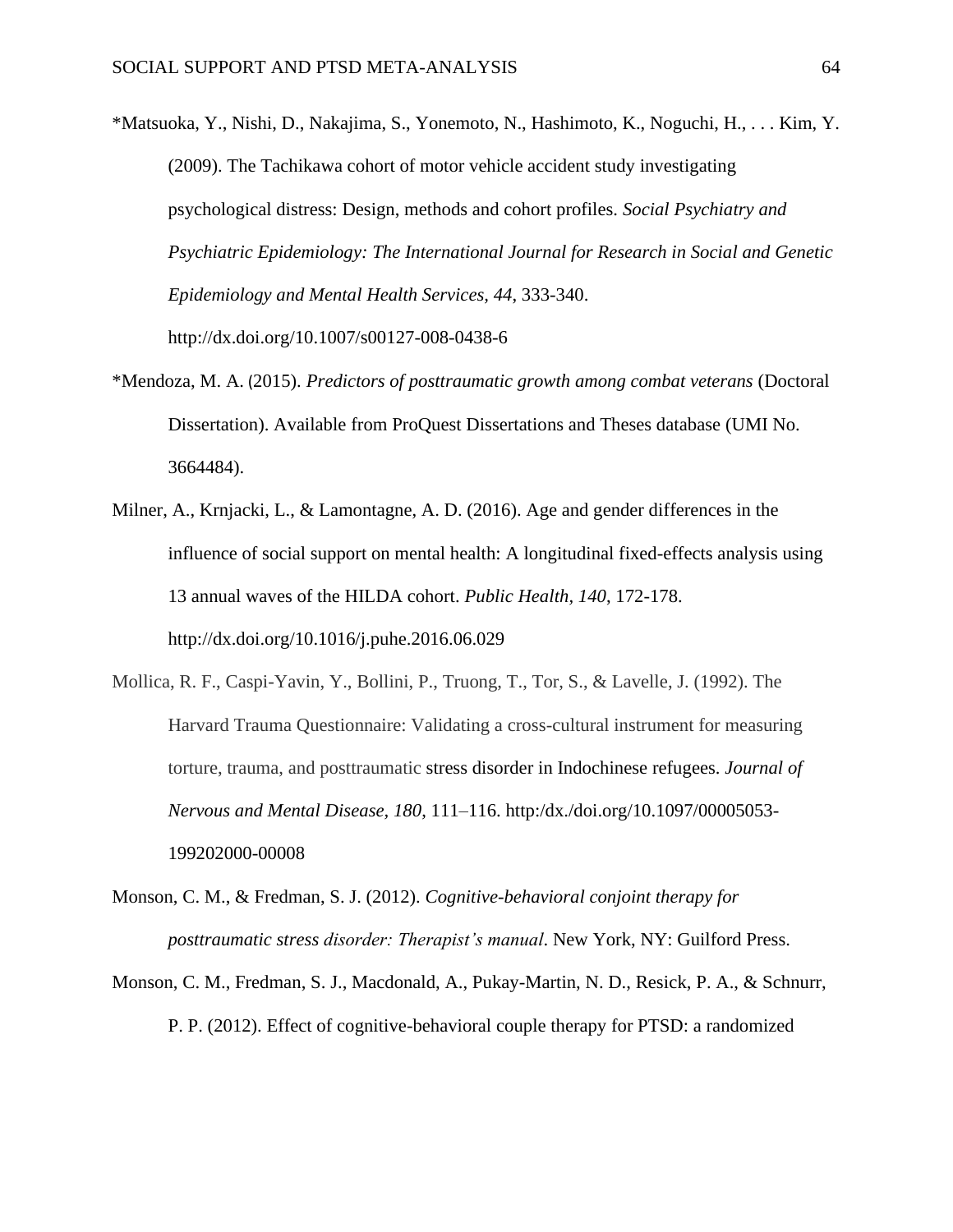*Matsuoka, Y., Nishi, D., Nakajima, S., Yonemoto, N., Hashimoto, K., Noguchi, H., . . . Kim, Y. (2009). The Tachikawa cohort of motor vehicle accident study investigating psychological distress: Design, methods and cohort profiles. *Social Psychiatry and Psychiatric Epidemiology: The International Journal for Research in Social and Genetic Epidemiology and Mental Health Services, 44*, 333-340. http://dx.doi.org/10.1007/s00127-008-0438-6

*Mendoza, M. A. (2015). *Predictors of posttraumatic growth among combat veterans* (Doctoral Dissertation). Available from ProQuest Dissertations and Theses database (UMI No. 3664484).

Milner, A., Krnjacki, L., & Lamontagne, A. D. (2016). Age and gender differences in the influence of social support on mental health: A longitudinal fixed-effects analysis using 13 annual waves of the HILDA cohort. *Public Health, 140*, 172-178. http://dx.doi.org/10.1016/j.puhe.2016.06.029

Mollica, R. F., Caspi-Yavin, Y., Bollini, P., Truong, T., Tor, S., & Lavelle, J. (1992). The Harvard Trauma Questionnaire: Validating a cross-cultural instrument for measuring torture, trauma, and posttraumatic stress disorder in Indochinese refugees. *Journal of Nervous and Mental Disease, 180*, 111–116. http:/dx./doi.org/10.1097/00005053-199202000-00008

Monson, C. M., & Fredman, S. J. (2012). *Cognitive-behavioral conjoint therapy for posttraumatic stress disorder: Therapist's manual*. New York, NY: Guilford Press.

Monson, C. M., Fredman, S. J., Macdonald, A., Pukay-Martin, N. D., Resick, P. A., & Schnurr, P. P. (2012). Effect of cognitive-behavioral couple therapy for PTSD: a randomized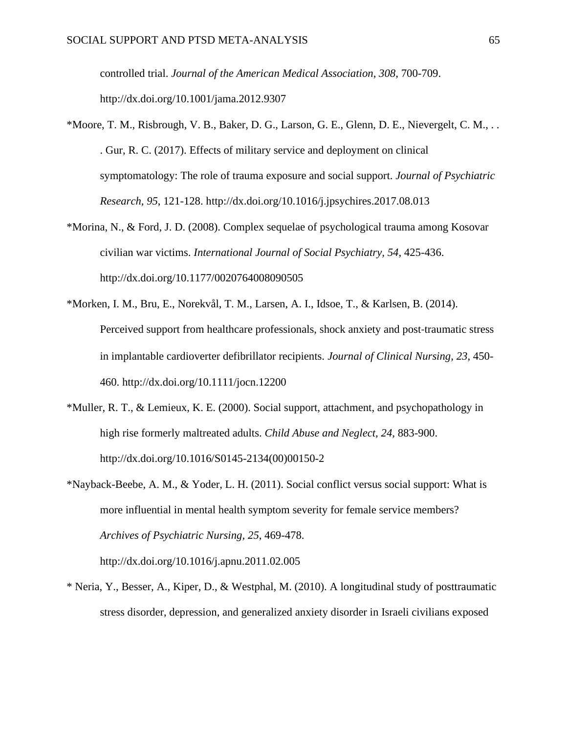controlled trial. *Journal of the American Medical Association*, *308*, 700-709. http://dx.doi.org/10.1001/jama.2012.9307

*Moore, T. M., Risbrough, V. B., Baker, D. G., Larson, G. E., Glenn, D. E., Nievergelt, C. M., . . . Gur, R. C. (2017). Effects of military service and deployment on clinical symptomatology: The role of trauma exposure and social support. *Journal of Psychiatric Research, 95*, 121-128. http://dx.doi.org/10.1016/j.jpsychires.2017.08.013

*Morina, N., & Ford, J. D. (2008). Complex sequelae of psychological trauma among Kosovar civilian war victims. *International Journal of Social Psychiatry*, *54*, 425-436. http://dx.doi.org/10.1177/0020764008090505

*Morken, I. M., Bru, E., Norekvål, T. M., Larsen, A. I., Idsoe, T., & Karlsen, B. (2014). Perceived support from healthcare professionals, shock anxiety and post-traumatic stress in implantable cardioverter defibrillator recipients. *Journal of Clinical Nursing, 23*, 450-460. http://dx.doi.org/10.1111/jocn.12200

*Muller, R. T., & Lemieux, K. E. (2000). Social support, attachment, and psychopathology in high rise formerly maltreated adults. *Child Abuse and Neglect, 24*, 883-900. http://dx.doi.org/10.1016/S0145-2134(00)00150-2

*Nayback-Beebe, A. M., & Yoder, L. H. (2011). Social conflict versus social support: What is more influential in mental health symptom severity for female service members? *Archives of Psychiatric Nursing, 25*, 469-478. http://dx.doi.org/10.1016/j.apnu.2011.02.005

* Neria, Y., Besser, A., Kiper, D., & Westphal, M. (2010). A longitudinal study of posttraumatic stress disorder, depression, and generalized anxiety disorder in Israeli civilians exposed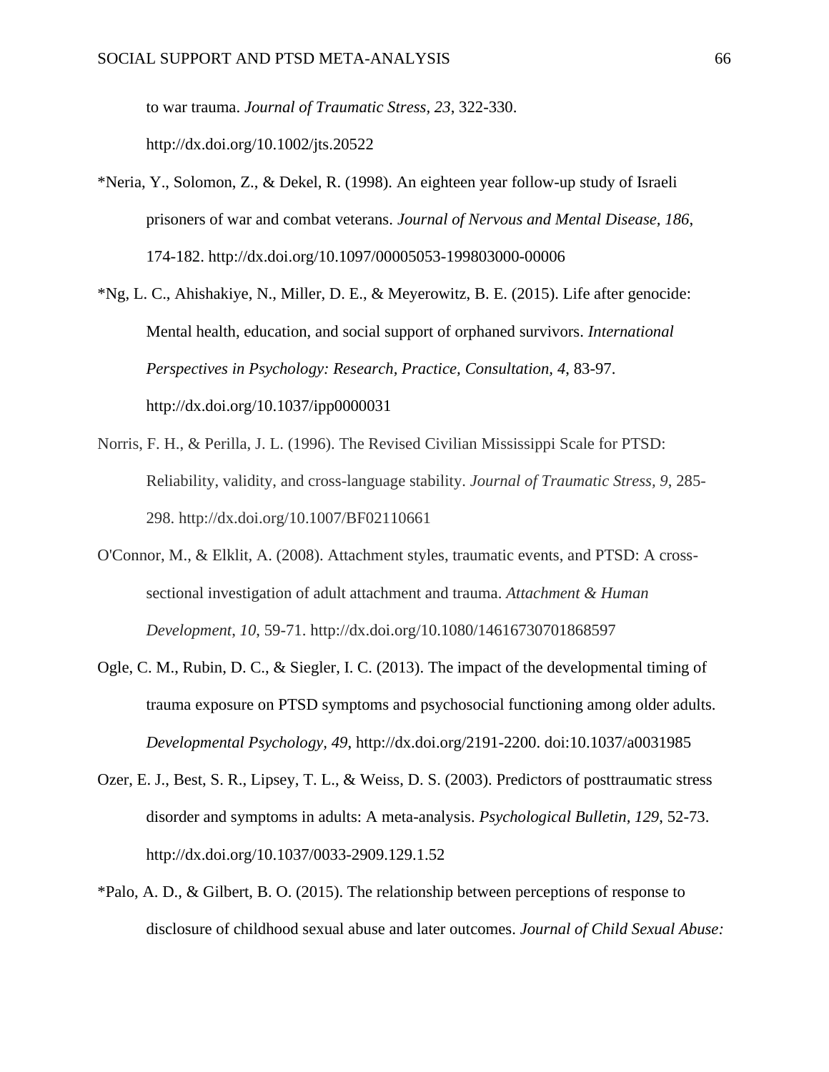to war trauma. *Journal of Traumatic Stress, 23*, 322-330. http://dx.doi.org/10.1002/jts.20522

*Neria, Y., Solomon, Z., & Dekel, R. (1998). An eighteen year follow-up study of Israeli prisoners of war and combat veterans. *Journal of Nervous and Mental Disease, 186*, 174-182. http://dx.doi.org/10.1097/00005053-199803000-00006

*Ng, L. C., Ahishakiye, N., Miller, D. E., & Meyerowitz, B. E. (2015). Life after genocide: Mental health, education, and social support of orphaned survivors. *International Perspectives in Psychology: Research, Practice, Consultation, 4*, 83-97. http://dx.doi.org/10.1037/ipp0000031

Norris, F. H., & Perilla, J. L. (1996). The Revised Civilian Mississippi Scale for PTSD: Reliability, validity, and cross-language stability. *Journal of Traumatic Stress, 9*, 285-298. http://dx.doi.org/10.1007/BF02110661

O'Connor, M., & Elklit, A. (2008). Attachment styles, traumatic events, and PTSD: A cross-sectional investigation of adult attachment and trauma. *Attachment & Human Development, 10*, 59-71. http://dx.doi.org/10.1080/14616730701868597

Ogle, C. M., Rubin, D. C., & Siegler, I. C. (2013). The impact of the developmental timing of trauma exposure on PTSD symptoms and psychosocial functioning among older adults. *Developmental Psychology, 49*, http://dx.doi.org/2191-2200. doi:10.1037/a0031985

Ozer, E. J., Best, S. R., Lipsey, T. L., & Weiss, D. S. (2003). Predictors of posttraumatic stress disorder and symptoms in adults: A meta-analysis. *Psychological Bulletin, 129*, 52-73. http://dx.doi.org/10.1037/0033-2909.129.1.52

*Palo, A. D., & Gilbert, B. O. (2015). The relationship between perceptions of response to disclosure of childhood sexual abuse and later outcomes. *Journal of Child Sexual Abuse:*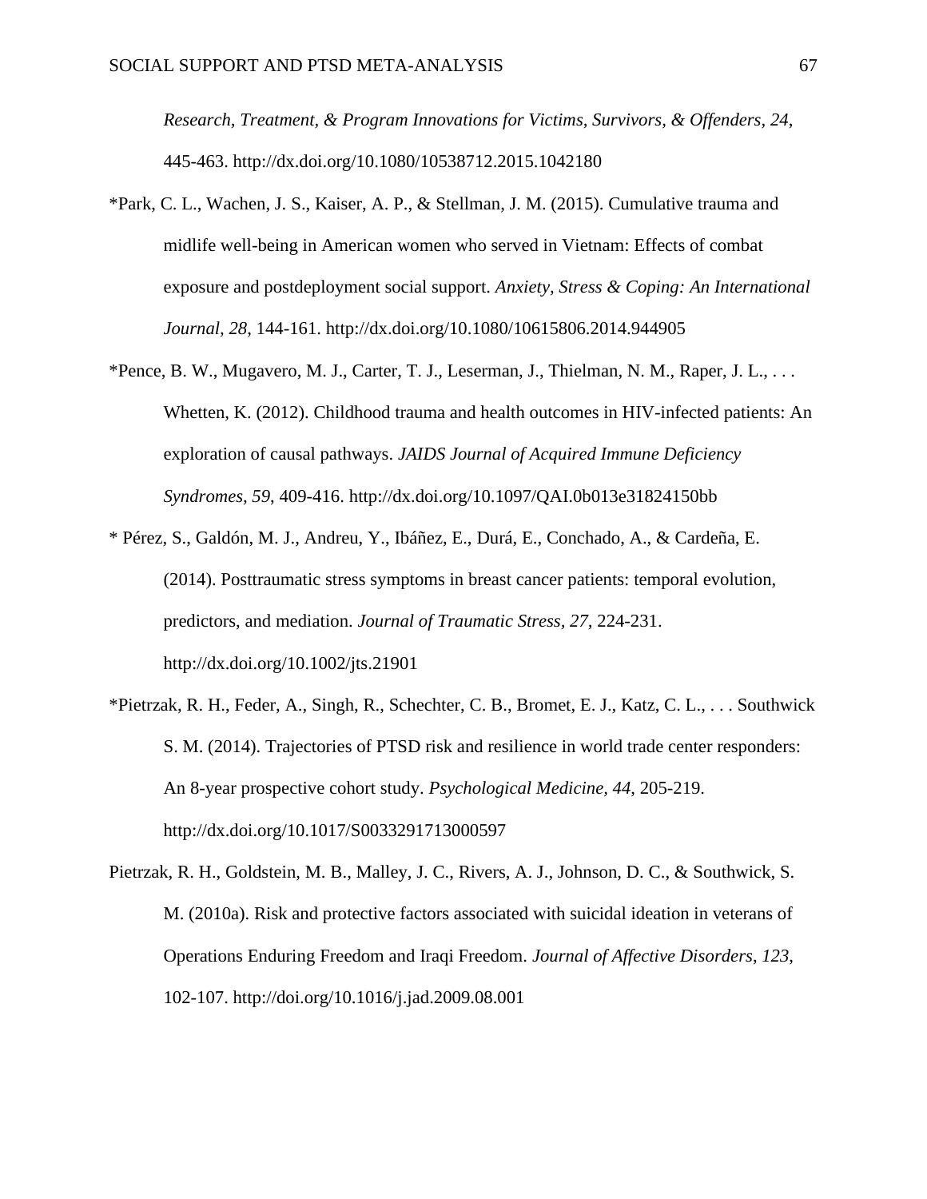*Research, Treatment, & Program Innovations for Victims, Survivors, & Offenders, 24*, 445-463. http://dx.doi.org/10.1080/10538712.2015.1042180

*Park, C. L., Wachen, J. S., Kaiser, A. P., & Stellman, J. M. (2015). Cumulative trauma and midlife well-being in American women who served in Vietnam: Effects of combat exposure and postdeployment social support. *Anxiety, Stress & Coping: An International Journal, 28*, 144-161. http://dx.doi.org/10.1080/10615806.2014.944905

*Pence, B. W., Mugavero, M. J., Carter, T. J., Leserman, J., Thielman, N. M., Raper, J. L., . . . Whetten, K. (2012). Childhood trauma and health outcomes in HIV-infected patients: An exploration of causal pathways. *JAIDS Journal of Acquired Immune Deficiency Syndromes, 59*, 409-416. http://dx.doi.org/10.1097/QAI.0b013e31824150bb

* Pérez, S., Galdón, M. J., Andreu, Y., Ibáñez, E., Durá, E., Conchado, A., & Cardeña, E. (2014). Posttraumatic stress symptoms in breast cancer patients: temporal evolution, predictors, and mediation. *Journal of Traumatic Stress, 27*, 224-231. http://dx.doi.org/10.1002/jts.21901

*Pietrzak, R. H., Feder, A., Singh, R., Schechter, C. B., Bromet, E. J., Katz, C. L., . . . Southwick S. M. (2014). Trajectories of PTSD risk and resilience in world trade center responders: An 8-year prospective cohort study. *Psychological Medicine, 44*, 205-219. http://dx.doi.org/10.1017/S0033291713000597

Pietrzak, R. H., Goldstein, M. B., Malley, J. C., Rivers, A. J., Johnson, D. C., & Southwick, S. M. (2010a). Risk and protective factors associated with suicidal ideation in veterans of Operations Enduring Freedom and Iraqi Freedom. *Journal of Affective Disorders, 123*, 102-107. http://doi.org/10.1016/j.jad.2009.08.001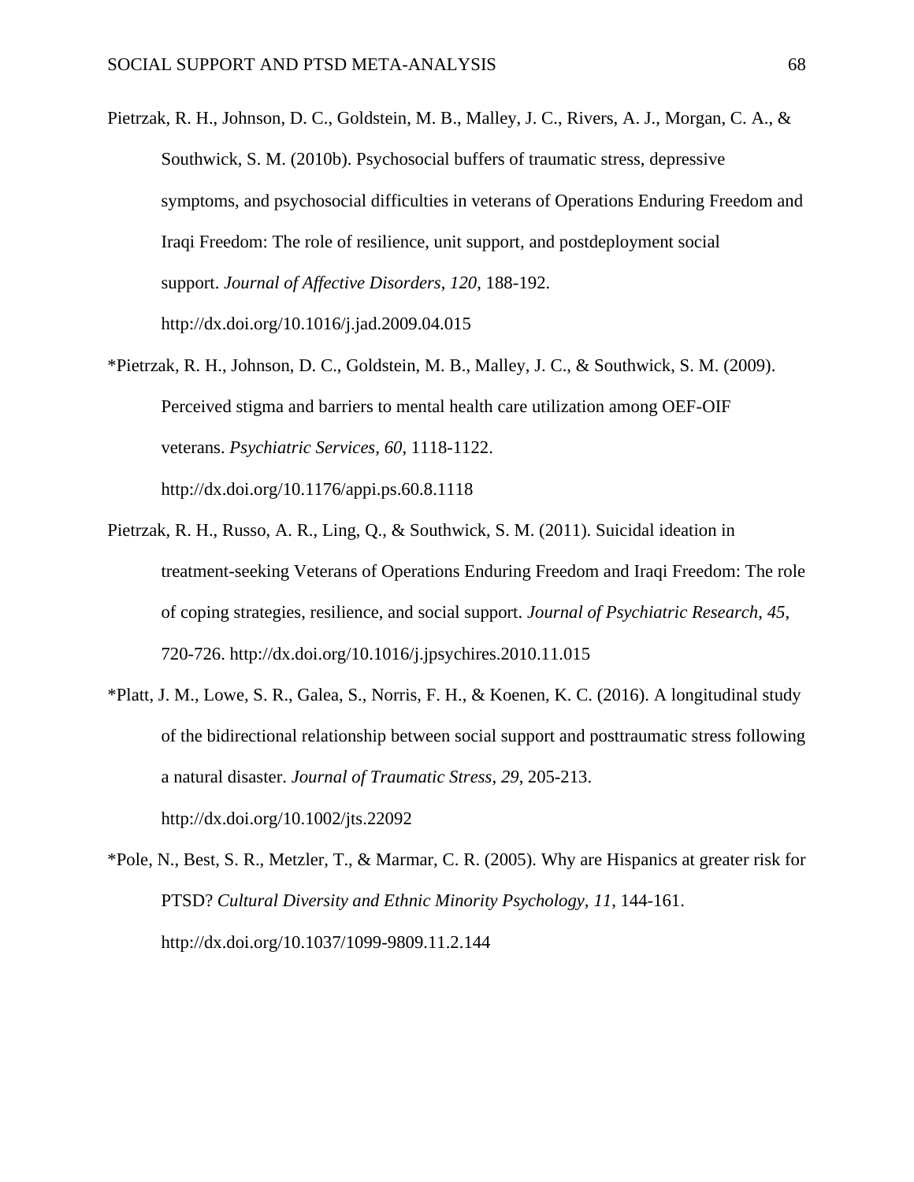Pietrzak, R. H., Johnson, D. C., Goldstein, M. B., Malley, J. C., Rivers, A. J., Morgan, C. A., & Southwick, S. M. (2010b). Psychosocial buffers of traumatic stress, depressive symptoms, and psychosocial difficulties in veterans of Operations Enduring Freedom and Iraqi Freedom: The role of resilience, unit support, and postdeployment social support. *Journal of Affective Disorders*, *120*, 188-192. http://dx.doi.org/10.1016/j.jad.2009.04.015

*Pietrzak, R. H., Johnson, D. C., Goldstein, M. B., Malley, J. C., & Southwick, S. M. (2009). Perceived stigma and barriers to mental health care utilization among OEF-OIF veterans. *Psychiatric Services, 60*, 1118-1122. http://dx.doi.org/10.1176/appi.ps.60.8.1118

Pietrzak, R. H., Russo, A. R., Ling, Q., & Southwick, S. M. (2011). Suicidal ideation in treatment-seeking Veterans of Operations Enduring Freedom and Iraqi Freedom: The role of coping strategies, resilience, and social support. *Journal of Psychiatric Research*, *45*, 720-726. http://dx.doi.org/10.1016/j.jpsychires.2010.11.015

*Platt, J. M., Lowe, S. R., Galea, S., Norris, F. H., & Koenen, K. C. (2016). A longitudinal study of the bidirectional relationship between social support and posttraumatic stress following a natural disaster. *Journal of Traumatic Stress, 29*, 205-213. http://dx.doi.org/10.1002/jts.22092

*Pole, N., Best, S. R., Metzler, T., & Marmar, C. R. (2005). Why are Hispanics at greater risk for PTSD? *Cultural Diversity and Ethnic Minority Psychology, 11*, 144-161. http://dx.doi.org/10.1037/1099-9809.11.2.144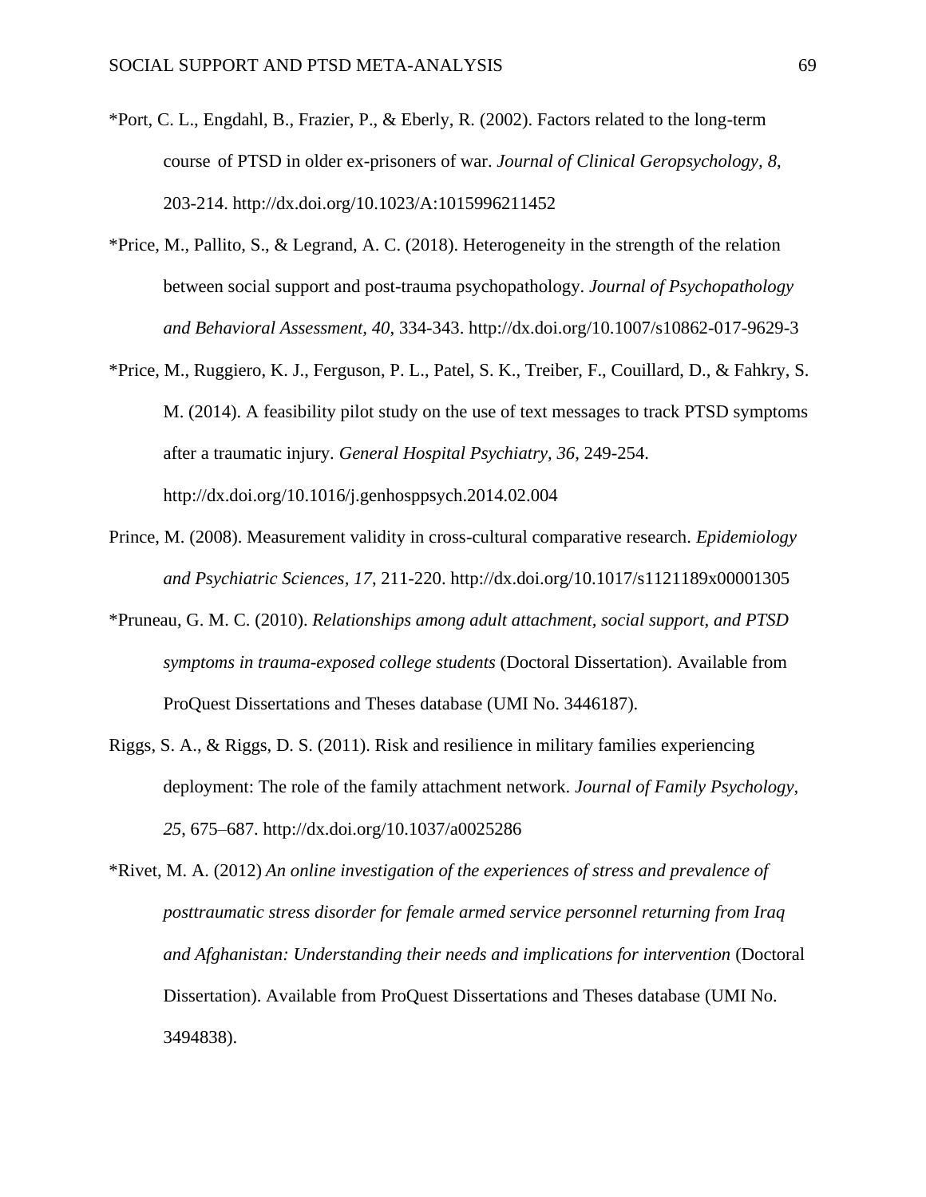*Port, C. L., Engdahl, B., Frazier, P., & Eberly, R. (2002). Factors related to the long-term course of PTSD in older ex-prisoners of war. *Journal of Clinical Geropsychology, 8*, 203-214. http://dx.doi.org/10.1023/A:1015996211452

*Price, M., Pallito, S., & Legrand, A. C. (2018). Heterogeneity in the strength of the relation between social support and post-trauma psychopathology. *Journal of Psychopathology and Behavioral Assessment, 40*, 334-343. http://dx.doi.org/10.1007/s10862-017-9629-3

*Price, M., Ruggiero, K. J., Ferguson, P. L., Patel, S. K., Treiber, F., Couillard, D., & Fahkry, S. M. (2014). A feasibility pilot study on the use of text messages to track PTSD symptoms after a traumatic injury. *General Hospital Psychiatry, 36*, 249-254. http://dx.doi.org/10.1016/j.genhosppsych.2014.02.004

Prince, M. (2008). Measurement validity in cross-cultural comparative research. *Epidemiology and Psychiatric Sciences, 17*, 211-220. http://dx.doi.org/10.1017/s1121189x00001305

*Pruneau, G. M. C. (2010). *Relationships among adult attachment, social support, and PTSD symptoms in trauma-exposed college students* (Doctoral Dissertation). Available from ProQuest Dissertations and Theses database (UMI No. 3446187).

Riggs, S. A., & Riggs, D. S. (2011). Risk and resilience in military families experiencing deployment: The role of the family attachment network. *Journal of Family Psychology, 25*, 675–687. http://dx.doi.org/10.1037/a0025286

*Rivet, M. A. (2012) *An online investigation of the experiences of stress and prevalence of posttraumatic stress disorder for female armed service personnel returning from Iraq and Afghanistan: Understanding their needs and implications for intervention* (Doctoral Dissertation). Available from ProQuest Dissertations and Theses database (UMI No. 3494838).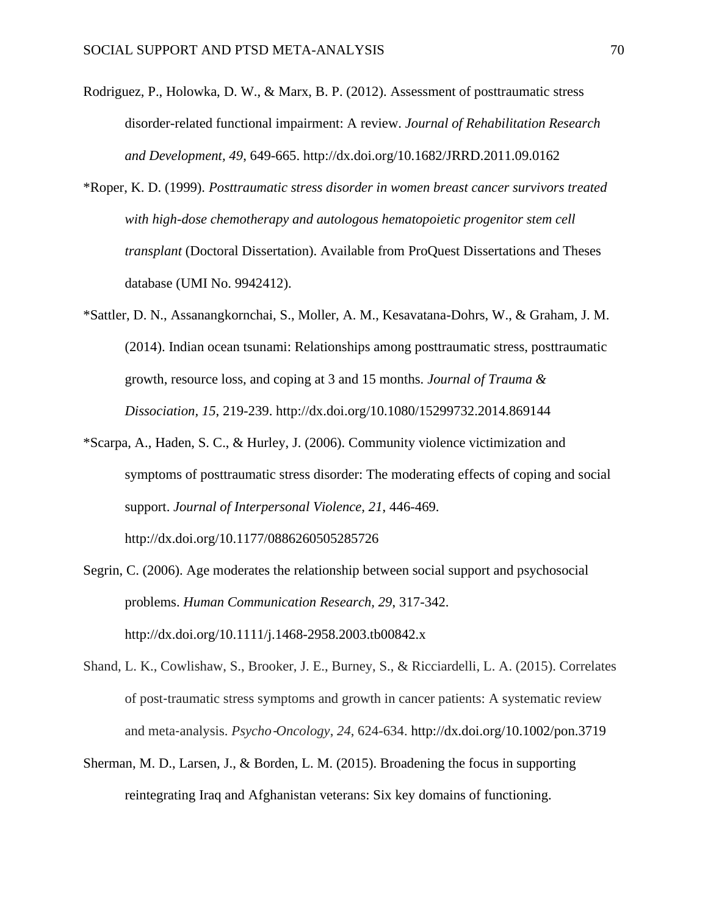Rodriguez, P., Holowka, D. W., & Marx, B. P. (2012). Assessment of posttraumatic stress disorder-related functional impairment: A review. *Journal of Rehabilitation Research and Development, 49*, 649-665. http://dx.doi.org/10.1682/JRRD.2011.09.0162

*Roper, K. D. (1999). *Posttraumatic stress disorder in women breast cancer survivors treated with high-dose chemotherapy and autologous hematopoietic progenitor stem cell transplant* (Doctoral Dissertation). Available from ProQuest Dissertations and Theses database (UMI No. 9942412).

*Sattler, D. N., Assanangkornchai, S., Moller, A. M., Kesavatana-Dohrs, W., & Graham, J. M. (2014). Indian ocean tsunami: Relationships among posttraumatic stress, posttraumatic growth, resource loss, and coping at 3 and 15 months. *Journal of Trauma & Dissociation, 15*, 219-239. http://dx.doi.org/10.1080/15299732.2014.869144

*Scarpa, A., Haden, S. C., & Hurley, J. (2006). Community violence victimization and symptoms of posttraumatic stress disorder: The moderating effects of coping and social support. *Journal of Interpersonal Violence, 21*, 446-469. http://dx.doi.org/10.1177/0886260505285726

Segrin, C. (2006). Age moderates the relationship between social support and psychosocial problems. *Human Communication Research, 29*, 317-342. http://dx.doi.org/10.1111/j.1468-2958.2003.tb00842.x

Shand, L. K., Cowlishaw, S., Brooker, J. E., Burney, S., & Ricciardelli, L. A. (2015). Correlates of post-traumatic stress symptoms and growth in cancer patients: A systematic review and meta-analysis. *Psycho-Oncology, 24*, 624-634. http://dx.doi.org/10.1002/pon.3719

Sherman, M. D., Larsen, J., & Borden, L. M. (2015). Broadening the focus in supporting reintegrating Iraq and Afghanistan veterans: Six key domains of functioning.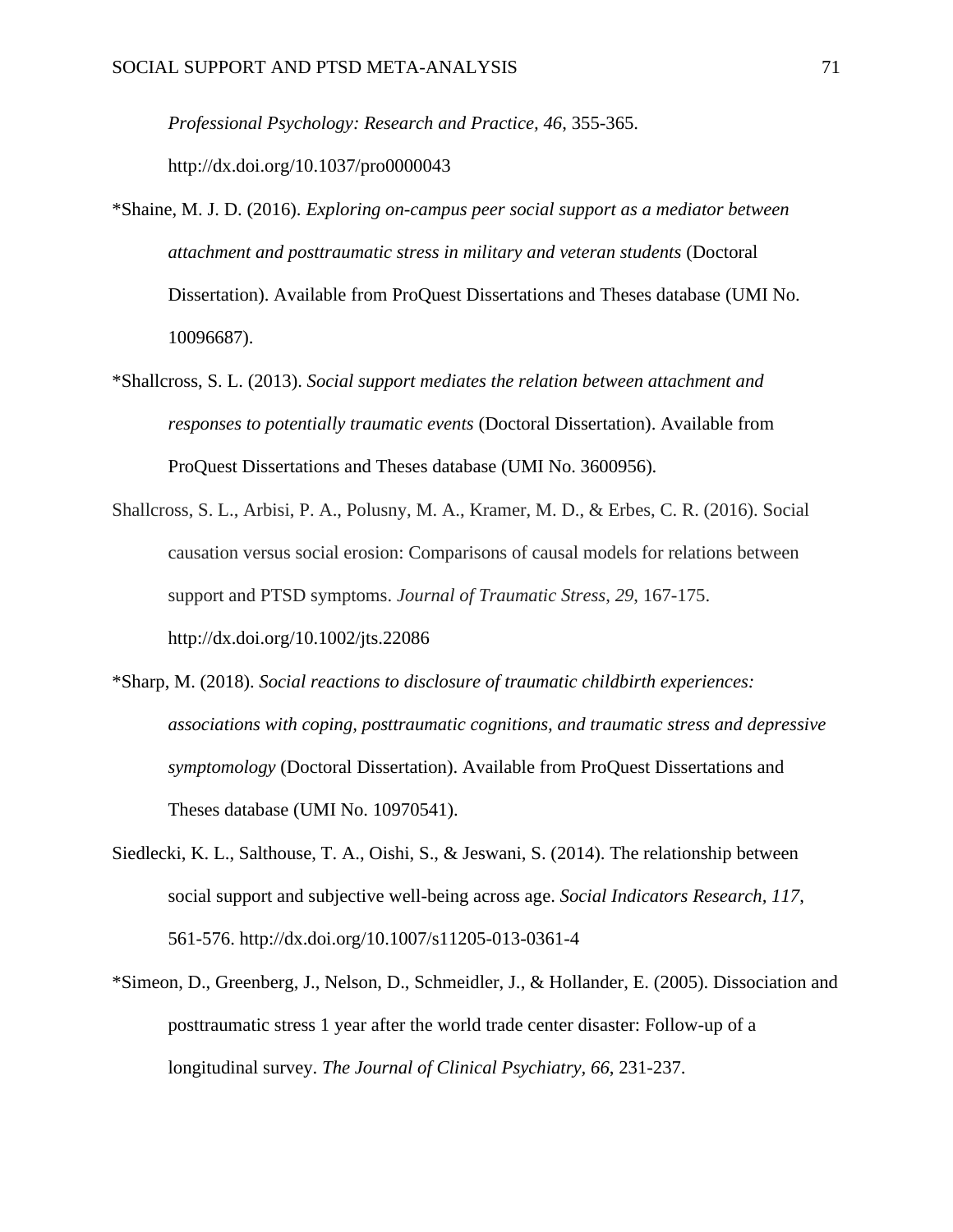*Professional Psychology: Research and Practice, 46*, 355-365. http://dx.doi.org/10.1037/pro0000043

*Shaine, M. J. D. (2016). *Exploring on-campus peer social support as a mediator between attachment and posttraumatic stress in military and veteran students* (Doctoral Dissertation). Available from ProQuest Dissertations and Theses database (UMI No. 10096687).

*Shallcross, S. L. (2013). *Social support mediates the relation between attachment and responses to potentially traumatic events* (Doctoral Dissertation). Available from ProQuest Dissertations and Theses database (UMI No. 3600956).

Shallcross, S. L., Arbisi, P. A., Polusny, M. A., Kramer, M. D., & Erbes, C. R. (2016). Social causation versus social erosion: Comparisons of causal models for relations between support and PTSD symptoms. *Journal of Traumatic Stress*, *29*, 167-175. http://dx.doi.org/10.1002/jts.22086

*Sharp, M. (2018). *Social reactions to disclosure of traumatic childbirth experiences: associations with coping, posttraumatic cognitions, and traumatic stress and depressive symptomology* (Doctoral Dissertation). Available from ProQuest Dissertations and Theses database (UMI No. 10970541).

Siedlecki, K. L., Salthouse, T. A., Oishi, S., & Jeswani, S. (2014). The relationship between social support and subjective well-being across age. *Social Indicators Research, 117*, 561-576. http://dx.doi.org/10.1007/s11205-013-0361-4

*Simeon, D., Greenberg, J., Nelson, D., Schmeidler, J., & Hollander, E. (2005). Dissociation and posttraumatic stress 1 year after the world trade center disaster: Follow-up of a longitudinal survey. *The Journal of Clinical Psychiatry, 66*, 231-237.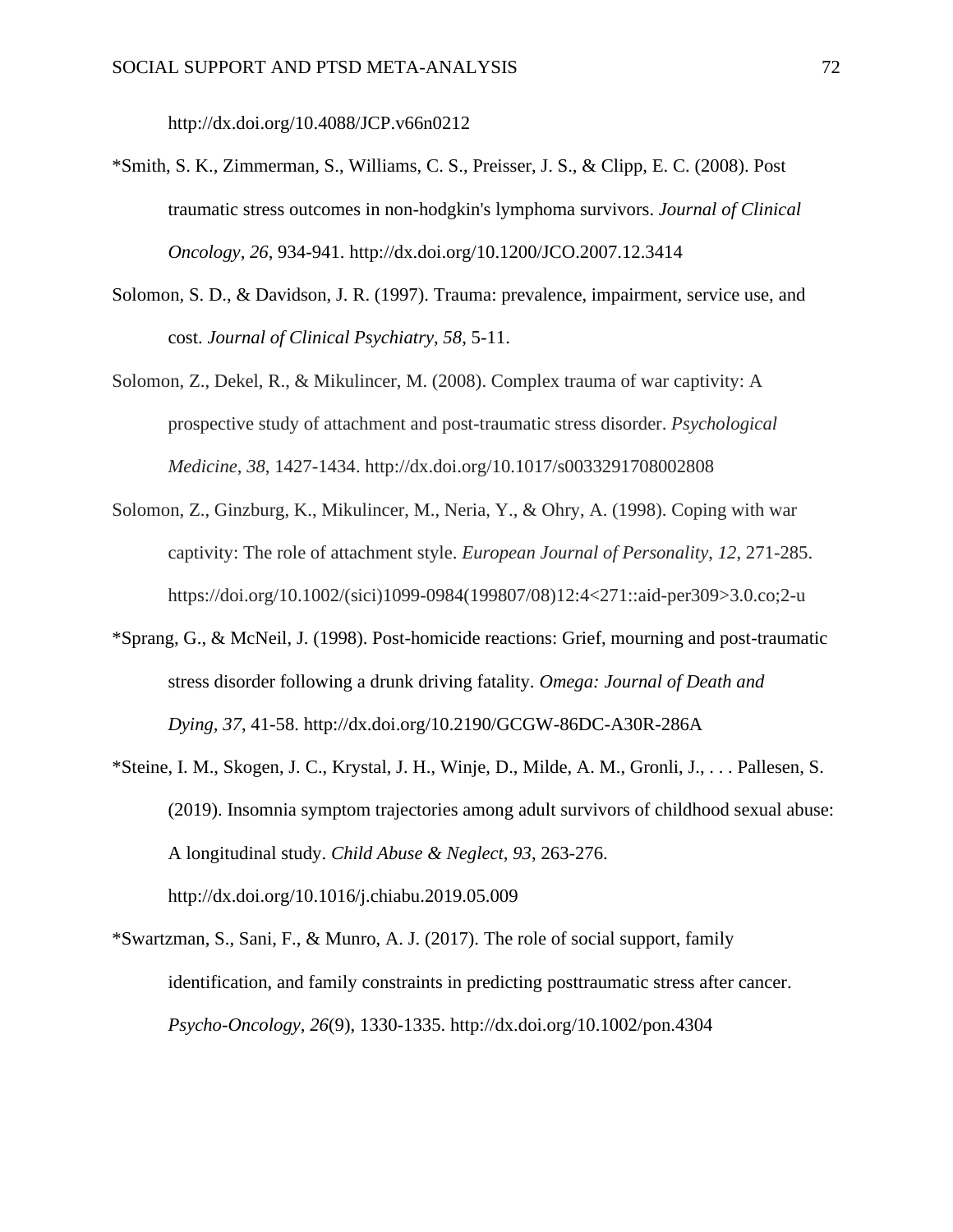http://dx.doi.org/10.4088/JCP.v66n0212

*Smith, S. K., Zimmerman, S., Williams, C. S., Preisser, J. S., & Clipp, E. C. (2008). Post traumatic stress outcomes in non-hodgkin's lymphoma survivors. *Journal of Clinical Oncology*, *26*, 934-941. http://dx.doi.org/10.1200/JCO.2007.12.3414

Solomon, S. D., & Davidson, J. R. (1997). Trauma: prevalence, impairment, service use, and cost. *Journal of Clinical Psychiatry*, *58*, 5-11.

Solomon, Z., Dekel, R., & Mikulincer, M. (2008). Complex trauma of war captivity: A prospective study of attachment and post-traumatic stress disorder. *Psychological Medicine*, *38*, 1427-1434. http://dx.doi.org/10.1017/s0033291708002808

Solomon, Z., Ginzburg, K., Mikulincer, M., Neria, Y., & Ohry, A. (1998). Coping with war captivity: The role of attachment style. *European Journal of Personality*, *12*, 271-285. https://doi.org/10.1002/(sici)1099-0984(199807/08)12:4<271::aid-per309>3.0.co;2-u

*Sprang, G., & McNeil, J. (1998). Post-homicide reactions: Grief, mourning and post-traumatic stress disorder following a drunk driving fatality. *Omega: Journal of Death and Dying*, *37*, 41-58. http://dx.doi.org/10.2190/GCGW-86DC-A30R-286A

*Steine, I. M., Skogen, J. C., Krystal, J. H., Winje, D., Milde, A. M., Gronli, J., . . . Pallesen, S. (2019). Insomnia symptom trajectories among adult survivors of childhood sexual abuse: A longitudinal study. *Child Abuse & Neglect*, *93*, 263-276. http://dx.doi.org/10.1016/j.chiabu.2019.05.009

*Swartzman, S., Sani, F., & Munro, A. J. (2017). The role of social support, family identification, and family constraints in predicting posttraumatic stress after cancer. *Psycho-Oncology*, *26*(9), 1330-1335. http://dx.doi.org/10.1002/pon.4304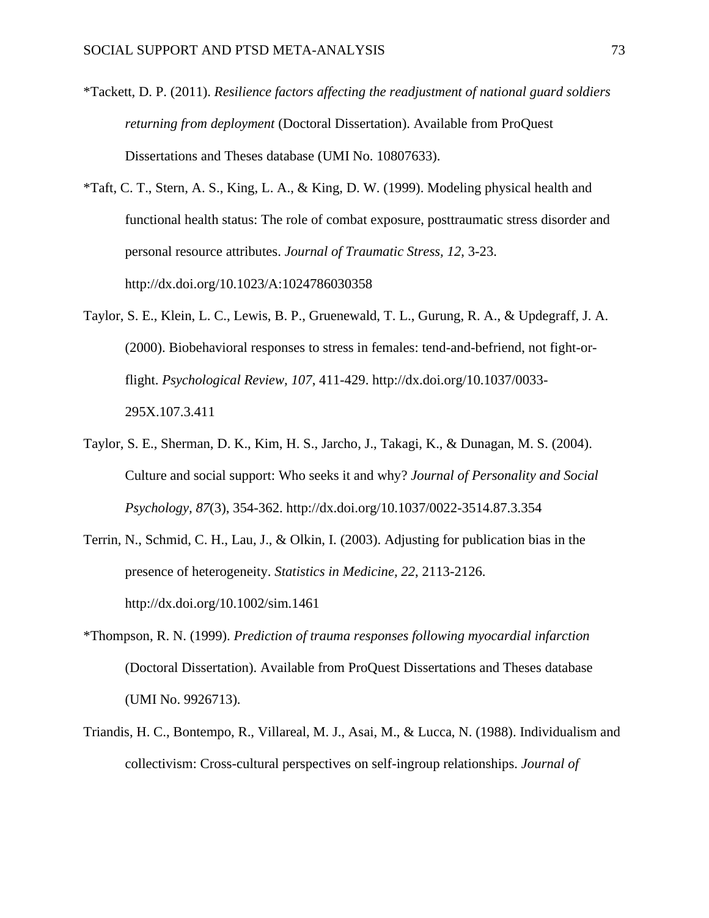*Tackett, D. P. (2011). *Resilience factors affecting the readjustment of national guard soldiers returning from deployment* (Doctoral Dissertation). Available from ProQuest Dissertations and Theses database (UMI No. 10807633).

*Taft, C. T., Stern, A. S., King, L. A., & King, D. W. (1999). Modeling physical health and functional health status: The role of combat exposure, posttraumatic stress disorder and personal resource attributes. *Journal of Traumatic Stress, 12*, 3-23. http://dx.doi.org/10.1023/A:1024786030358

Taylor, S. E., Klein, L. C., Lewis, B. P., Gruenewald, T. L., Gurung, R. A., & Updegraff, J. A. (2000). Biobehavioral responses to stress in females: tend-and-befriend, not fight-or-flight. *Psychological Review, 107*, 411-429. http://dx.doi.org/10.1037/0033-295X.107.3.411

Taylor, S. E., Sherman, D. K., Kim, H. S., Jarcho, J., Takagi, K., & Dunagan, M. S. (2004). Culture and social support: Who seeks it and why? *Journal of Personality and Social Psychology, 87*(3), 354-362. http://dx.doi.org/10.1037/0022-3514.87.3.354

Terrin, N., Schmid, C. H., Lau, J., & Olkin, I. (2003). Adjusting for publication bias in the presence of heterogeneity. *Statistics in Medicine, 22*, 2113-2126. http://dx.doi.org/10.1002/sim.1461

*Thompson, R. N. (1999). *Prediction of trauma responses following myocardial infarction* (Doctoral Dissertation). Available from ProQuest Dissertations and Theses database (UMI No. 9926713).

Triandis, H. C., Bontempo, R., Villareal, M. J., Asai, M., & Lucca, N. (1988). Individualism and collectivism: Cross-cultural perspectives on self-ingroup relationships. *Journal of*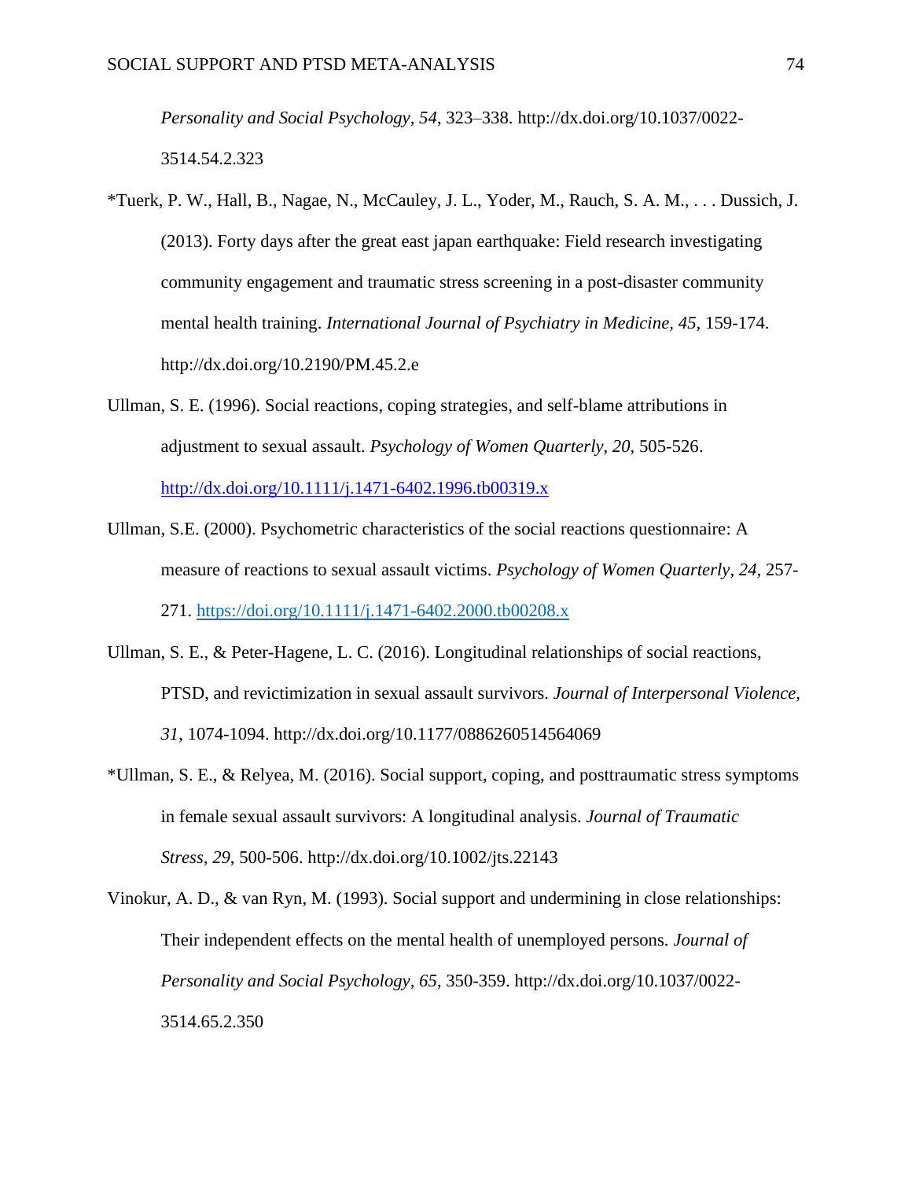*Personality and Social Psychology, 54*, 323–338. http://dx.doi.org/10.1037/0022-3514.54.2.323

*Tuerk, P. W., Hall, B., Nagae, N., McCauley, J. L., Yoder, M., Rauch, S. A. M., . . . Dussich, J. (2013). Forty days after the great east japan earthquake: Field research investigating community engagement and traumatic stress screening in a post-disaster community mental health training. *International Journal of Psychiatry in Medicine, 45*, 159-174. http://dx.doi.org/10.2190/PM.45.2.e

Ullman, S. E. (1996). Social reactions, coping strategies, and self-blame attributions in adjustment to sexual assault. *Psychology of Women Quarterly, 20*, 505-526. http://dx.doi.org/10.1111/j.1471-6402.1996.tb00319.x

Ullman, S.E. (2000). Psychometric characteristics of the social reactions questionnaire: A measure of reactions to sexual assault victims. *Psychology of Women Quarterly, 24*, 257-271. https://doi.org/10.1111/j.1471-6402.2000.tb00208.x

Ullman, S. E., & Peter-Hagene, L. C. (2016). Longitudinal relationships of social reactions, PTSD, and revictimization in sexual assault survivors. *Journal of Interpersonal Violence, 31*, 1074-1094. http://dx.doi.org/10.1177/0886260514564069

*Ullman, S. E., & Relyea, M. (2016). Social support, coping, and posttraumatic stress symptoms in female sexual assault survivors: A longitudinal analysis. *Journal of Traumatic Stress, 29*, 500-506. http://dx.doi.org/10.1002/jts.22143

Vinokur, A. D., & van Ryn, M. (1993). Social support and undermining in close relationships: Their independent effects on the mental health of unemployed persons. *Journal of Personality and Social Psychology, 65*, 350-359. http://dx.doi.org/10.1037/0022-3514.65.2.350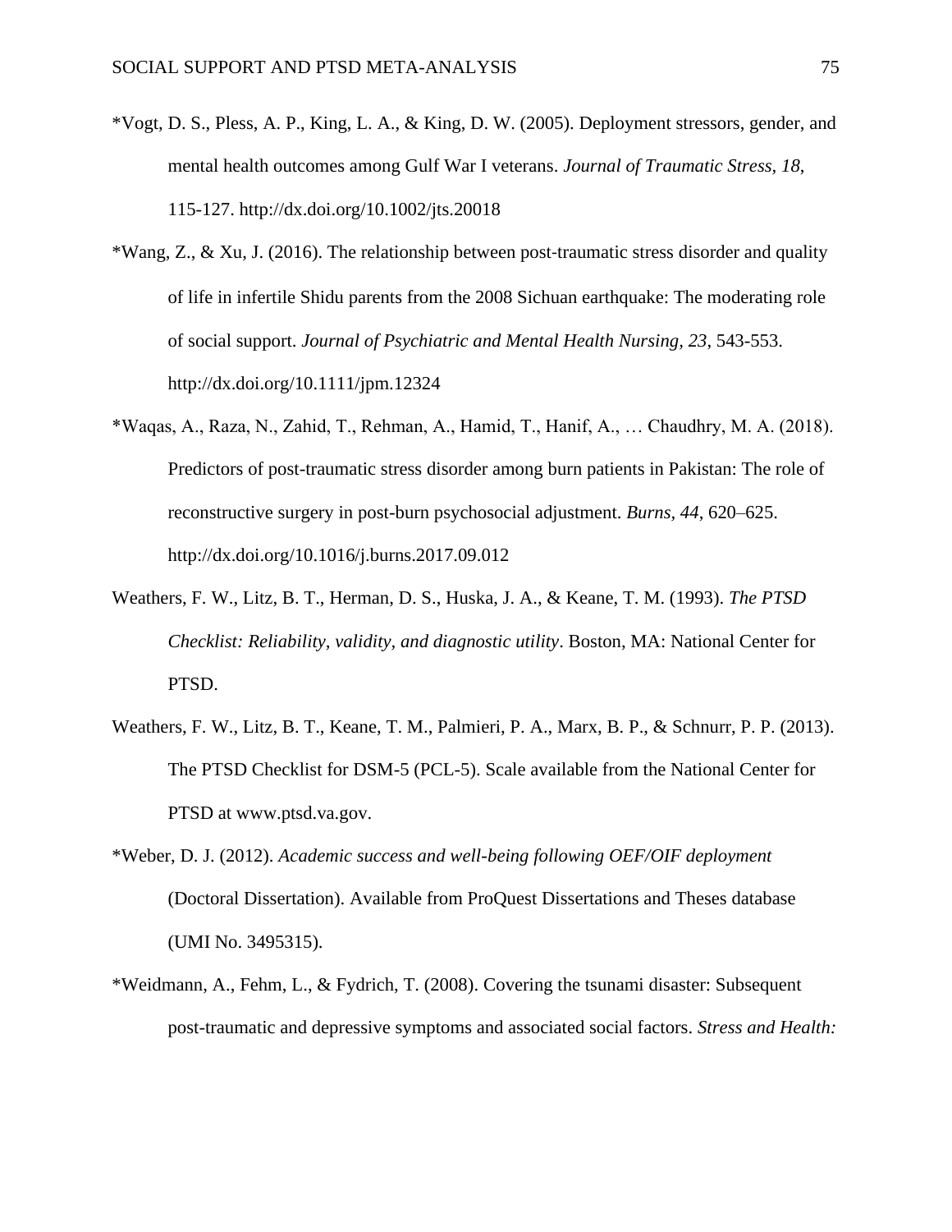*Vogt, D. S., Pless, A. P., King, L. A., & King, D. W. (2005). Deployment stressors, gender, and mental health outcomes among Gulf War I veterans. *Journal of Traumatic Stress, 18*, 115-127. http://dx.doi.org/10.1002/jts.20018

*Wang, Z., & Xu, J. (2016). The relationship between post-traumatic stress disorder and quality of life in infertile Shidu parents from the 2008 Sichuan earthquake: The moderating role of social support. *Journal of Psychiatric and Mental Health Nursing, 23*, 543-553. http://dx.doi.org/10.1111/jpm.12324

*Waqas, A., Raza, N., Zahid, T., Rehman, A., Hamid, T., Hanif, A., … Chaudhry, M. A. (2018). Predictors of post-traumatic stress disorder among burn patients in Pakistan: The role of reconstructive surgery in post-burn psychosocial adjustment. *Burns, 44*, 620–625. http://dx.doi.org/10.1016/j.burns.2017.09.012

Weathers, F. W., Litz, B. T., Herman, D. S., Huska, J. A., & Keane, T. M. (1993). *The PTSD Checklist: Reliability, validity, and diagnostic utility*. Boston, MA: National Center for PTSD.

Weathers, F. W., Litz, B. T., Keane, T. M., Palmieri, P. A., Marx, B. P., & Schnurr, P. P. (2013). The PTSD Checklist for DSM-5 (PCL-5). Scale available from the National Center for PTSD at www.ptsd.va.gov.

*Weber, D. J. (2012). *Academic success and well-being following OEF/OIF deployment* (Doctoral Dissertation). Available from ProQuest Dissertations and Theses database (UMI No. 3495315).

*Weidmann, A., Fehm, L., & Fydrich, T. (2008). Covering the tsunami disaster: Subsequent post-traumatic and depressive symptoms and associated social factors. *Stress and Health:*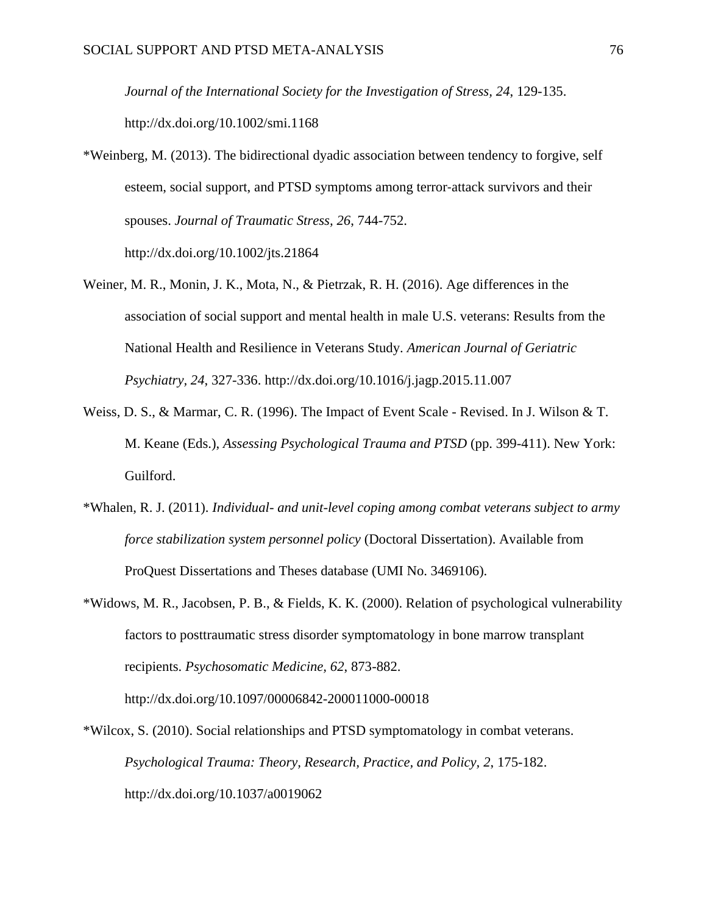*Journal of the International Society for the Investigation of Stress, 24*, 129-135. http://dx.doi.org/10.1002/smi.1168

*Weinberg, M. (2013). The bidirectional dyadic association between tendency to forgive, self esteem, social support, and PTSD symptoms among terror-attack survivors and their spouses. *Journal of Traumatic Stress, 26*, 744-752. http://dx.doi.org/10.1002/jts.21864

Weiner, M. R., Monin, J. K., Mota, N., & Pietrzak, R. H. (2016). Age differences in the association of social support and mental health in male U.S. veterans: Results from the National Health and Resilience in Veterans Study. *American Journal of Geriatric Psychiatry, 24*, 327-336. http://dx.doi.org/10.1016/j.jagp.2015.11.007

Weiss, D. S., & Marmar, C. R. (1996). The Impact of Event Scale - Revised. In J. Wilson & T. M. Keane (Eds.), *Assessing Psychological Trauma and PTSD* (pp. 399-411). New York: Guilford.

*Whalen, R. J. (2011). *Individual- and unit-level coping among combat veterans subject to army force stabilization system personnel policy* (Doctoral Dissertation). Available from ProQuest Dissertations and Theses database (UMI No. 3469106).

*Widows, M. R., Jacobsen, P. B., & Fields, K. K. (2000). Relation of psychological vulnerability factors to posttraumatic stress disorder symptomatology in bone marrow transplant recipients. *Psychosomatic Medicine, 62*, 873-882. http://dx.doi.org/10.1097/00006842-200011000-00018

*Wilcox, S. (2010). Social relationships and PTSD symptomatology in combat veterans. *Psychological Trauma: Theory, Research, Practice, and Policy, 2*, 175-182. http://dx.doi.org/10.1037/a0019062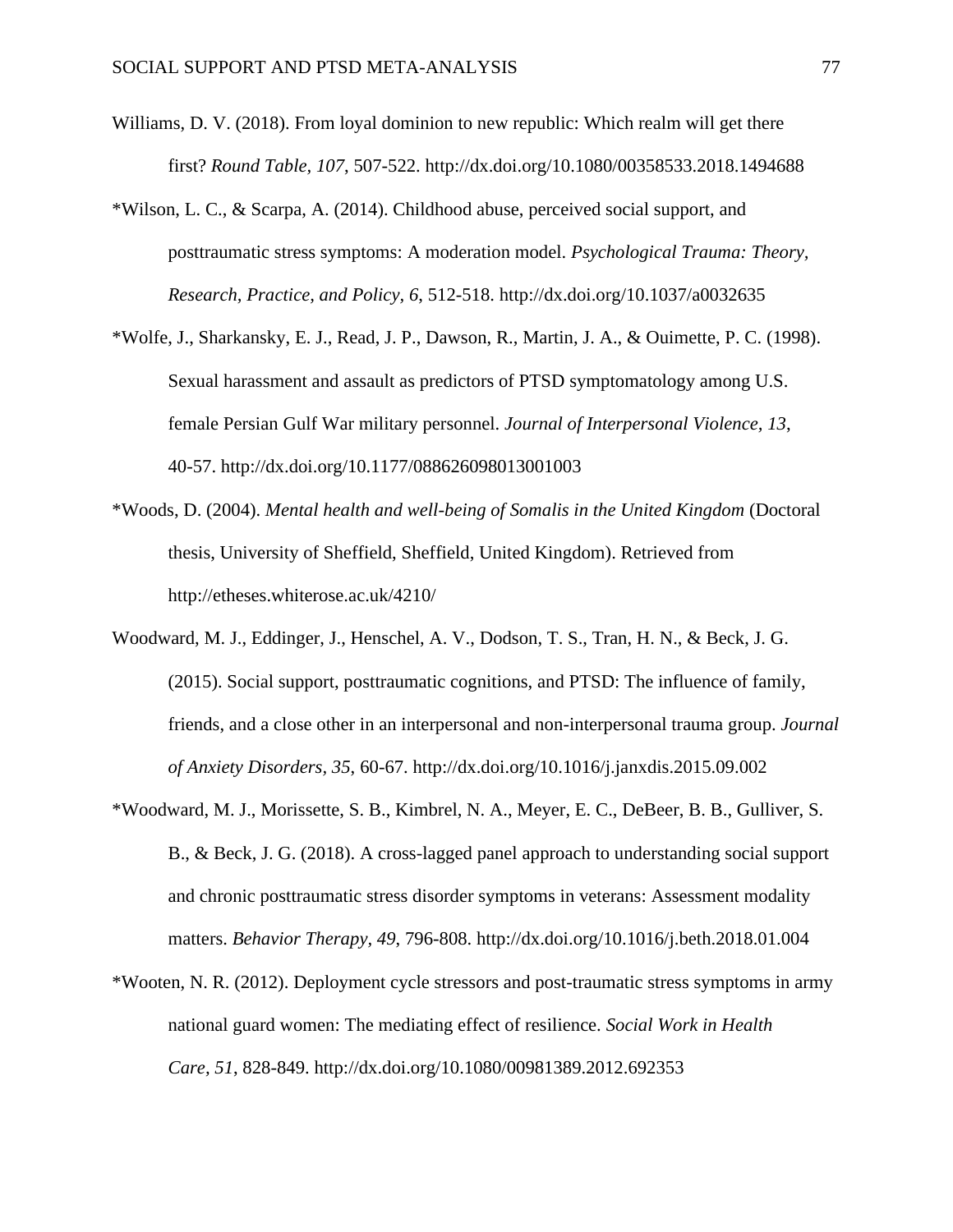Williams, D. V. (2018). From loyal dominion to new republic: Which realm will get there first? *Round Table, 107*, 507-522. http://dx.doi.org/10.1080/00358533.2018.1494688

*Wilson, L. C., & Scarpa, A. (2014). Childhood abuse, perceived social support, and posttraumatic stress symptoms: A moderation model. *Psychological Trauma: Theory, Research, Practice, and Policy, 6*, 512-518. http://dx.doi.org/10.1037/a0032635

*Wolfe, J., Sharkansky, E. J., Read, J. P., Dawson, R., Martin, J. A., & Ouimette, P. C. (1998). Sexual harassment and assault as predictors of PTSD symptomatology among U.S. female Persian Gulf War military personnel. *Journal of Interpersonal Violence, 13*, 40-57. http://dx.doi.org/10.1177/088626098013001003

*Woods, D. (2004). *Mental health and well-being of Somalis in the United Kingdom* (Doctoral thesis, University of Sheffield, Sheffield, United Kingdom). Retrieved from http://etheses.whiterose.ac.uk/4210/

Woodward, M. J., Eddinger, J., Henschel, A. V., Dodson, T. S., Tran, H. N., & Beck, J. G. (2015). Social support, posttraumatic cognitions, and PTSD: The influence of family, friends, and a close other in an interpersonal and non-interpersonal trauma group. *Journal of Anxiety Disorders, 35*, 60-67. http://dx.doi.org/10.1016/j.janxdis.2015.09.002

*Woodward, M. J., Morissette, S. B., Kimbrel, N. A., Meyer, E. C., DeBeer, B. B., Gulliver, S. B., & Beck, J. G. (2018). A cross-lagged panel approach to understanding social support and chronic posttraumatic stress disorder symptoms in veterans: Assessment modality matters. *Behavior Therapy, 49*, 796-808. http://dx.doi.org/10.1016/j.beth.2018.01.004

*Wooten, N. R. (2012). Deployment cycle stressors and post-traumatic stress symptoms in army national guard women: The mediating effect of resilience. *Social Work in Health Care, 51*, 828-849. http://dx.doi.org/10.1080/00981389.2012.692353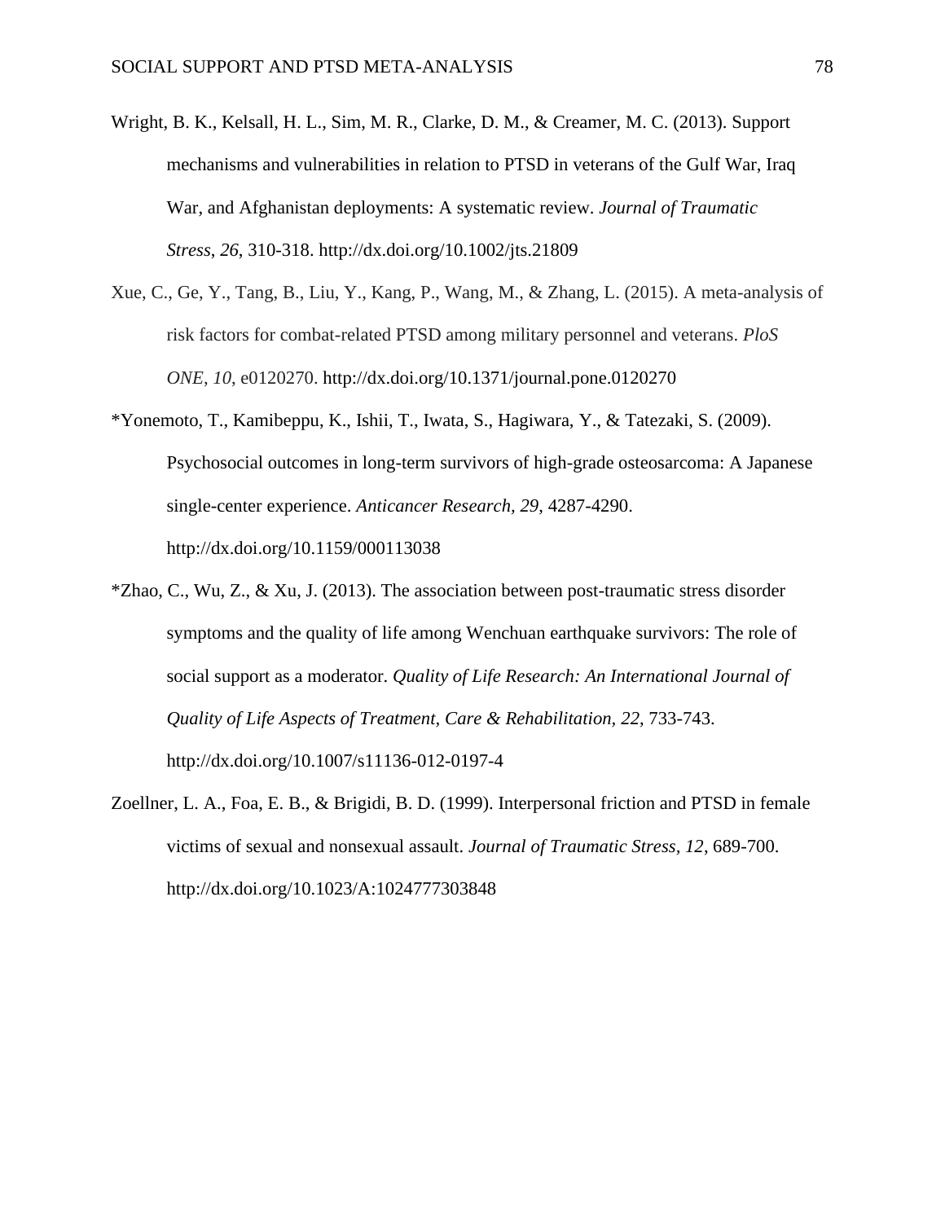Wright, B. K., Kelsall, H. L., Sim, M. R., Clarke, D. M., & Creamer, M. C. (2013). Support mechanisms and vulnerabilities in relation to PTSD in veterans of the Gulf War, Iraq War, and Afghanistan deployments: A systematic review. *Journal of Traumatic Stress*, *26*, 310-318. http://dx.doi.org/10.1002/jts.21809

Xue, C., Ge, Y., Tang, B., Liu, Y., Kang, P., Wang, M., & Zhang, L. (2015). A meta-analysis of risk factors for combat-related PTSD among military personnel and veterans. *PloS ONE*, *10*, e0120270. http://dx.doi.org/10.1371/journal.pone.0120270

*Yonemoto, T., Kamibeppu, K., Ishii, T., Iwata, S., Hagiwara, Y., & Tatezaki, S. (2009). Psychosocial outcomes in long-term survivors of high-grade osteosarcoma: A Japanese single-center experience. *Anticancer Research*, *29*, 4287-4290. http://dx.doi.org/10.1159/000113038

*Zhao, C., Wu, Z., & Xu, J. (2013). The association between post-traumatic stress disorder symptoms and the quality of life among Wenchuan earthquake survivors: The role of social support as a moderator. *Quality of Life Research: An International Journal of Quality of Life Aspects of Treatment, Care & Rehabilitation*, *22*, 733-743. http://dx.doi.org/10.1007/s11136-012-0197-4

Zoellner, L. A., Foa, E. B., & Brigidi, B. D. (1999). Interpersonal friction and PTSD in female victims of sexual and nonsexual assault. *Journal of Traumatic Stress*, *12*, 689-700. http://dx.doi.org/10.1023/A:1024777303848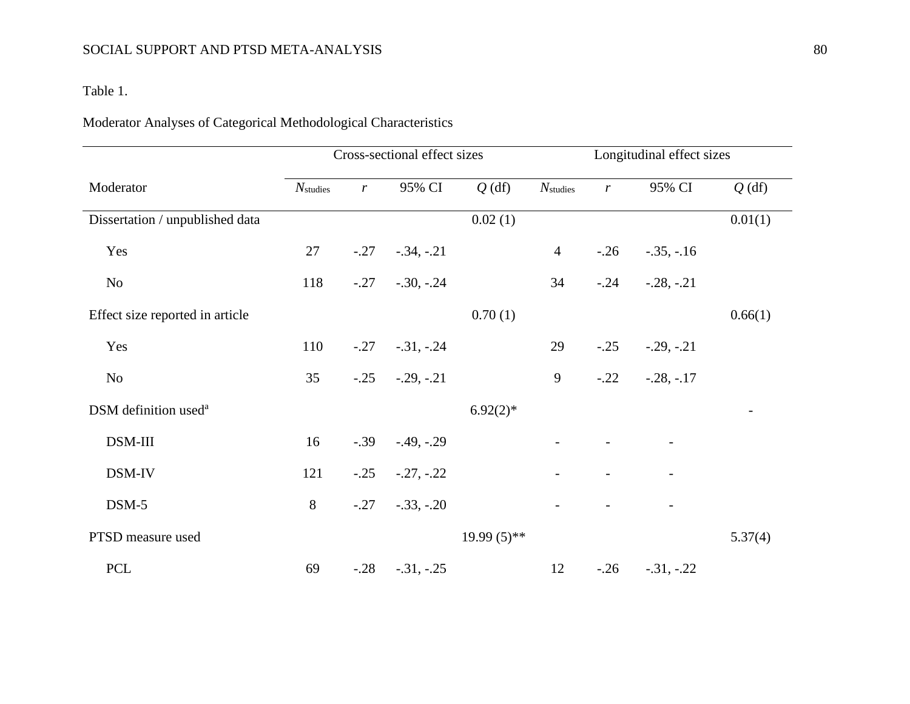Table 1.

Moderator Analyses of Categorical Methodological Characteristics

| | Cross-sectional effect sizes | | | | Longitudinal effect sizes | | | |
|---|---|---|---|---|---|---|---|---|
| Moderator | $N_{\text{studies}}$ | $r$ | 95% CI | $Q$ (df) | $N_{\text{studies}}$ | $r$ | 95% CI | $Q$ (df) |
| Dissertation / unpublished data | | | | 0.02 (1) | | | | 0.01(1) |
| Yes | 27 | -.27 | -.34, -.21 | | 4 | -.26 | -.35, -.16 | |
| No | 118 | -.27 | -.30, -.24 | | 34 | -.24 | -.28, -.21 | |
| Effect size reported in article | | | | 0.70 (1) | | | | 0.66(1) |
| Yes | 110 | -.27 | -.31, -.24 | | 29 | -.25 | -.29, -.21 | |
| No | 35 | -.25 | -.29, -.21 | | 9 | -.22 | -.28, -.17 | |
| DSM definition used[a] | | | | 6.92(2)* | | | | - |
| DSM-III | 16 | -.39 | -.49, -.29 | | - | - | - | |
| DSM-IV | 121 | -.25 | -.27, -.22 | | - | - | - | |
| DSM-5 | 8 | -.27 | -.33, -.20 | | - | - | - | |
| PTSD measure used | | | | 19.99 (5)** | | | | 5.37(4) |
| PCL | 69 | -.28 | -.31, -.25 | | 12 | -.26 | -.31, -.22 | |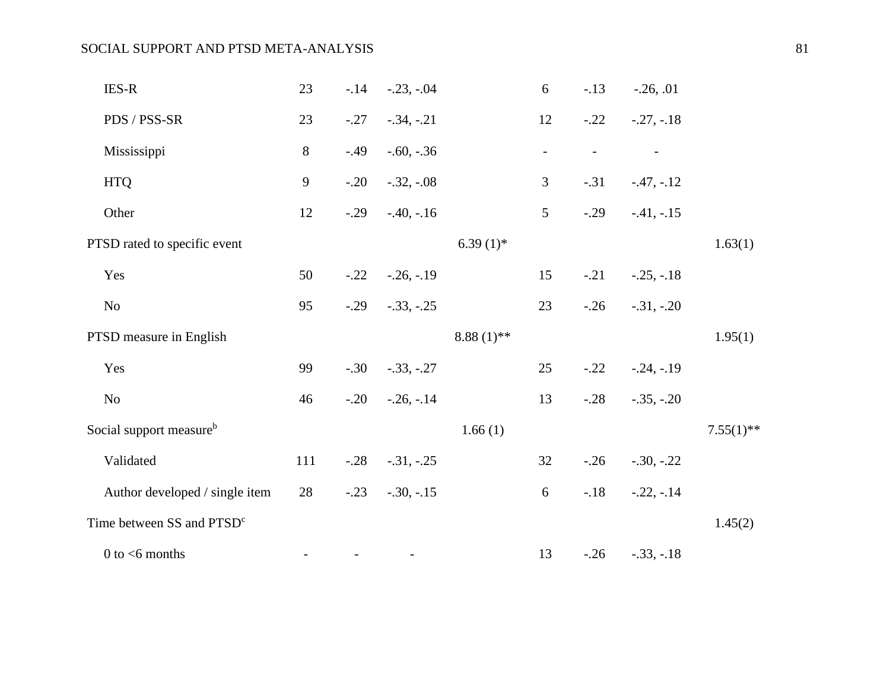| | | | | | | | | |
|---|---|---|---|---|---|---|---|---|
| IES-R | 23 | -.14 | -.23, -.04 | | 6 | -.13 | -.26, .01 | |
| PDS / PSS-SR | 23 | -.27 | -.34, -.21 | | 12 | -.22 | -.27, -.18 | |
| Mississippi | 8 | -.49 | -.60, -.36 | | - | - | - | |
| HTQ | 9 | -.20 | -.32, -.08 | | 3 | -.31 | -.47, -.12 | |
| Other | 12 | -.29 | -.40, -.16 | | 5 | -.29 | -.41, -.15 | |
| PTSD rated to specific event | | | | 6.39 (1)* | | | | 1.63(1) |
| Yes | 50 | -.22 | -.26, -.19 | | 15 | -.21 | -.25, -.18 | |
| No | 95 | -.29 | -.33, -.25 | | 23 | -.26 | -.31, -.20 | |
| PTSD measure in English | | | | 8.88 (1)** | | | | 1.95(1) |
| Yes | 99 | -.30 | -.33, -.27 | | 25 | -.22 | -.24, -.19 | |
| No | 46 | -.20 | -.26, -.14 | | 13 | -.28 | -.35, -.20 | |
| Social support measure[b] | | | | 1.66 (1) | | | | 7.55(1)** |
| Validated | 111 | -.28 | -.31, -.25 | | 32 | -.26 | -.30, -.22 | |
| Author developed / single item | 28 | -.23 | -.30, -.15 | | 6 | -.18 | -.22, -.14 | |
| Time between SS and PTSD[c] | | | | | | | | 1.45(2) |
| 0 to <6 months | - | - | - | | 13 | -.26 | -.33, -.18 | |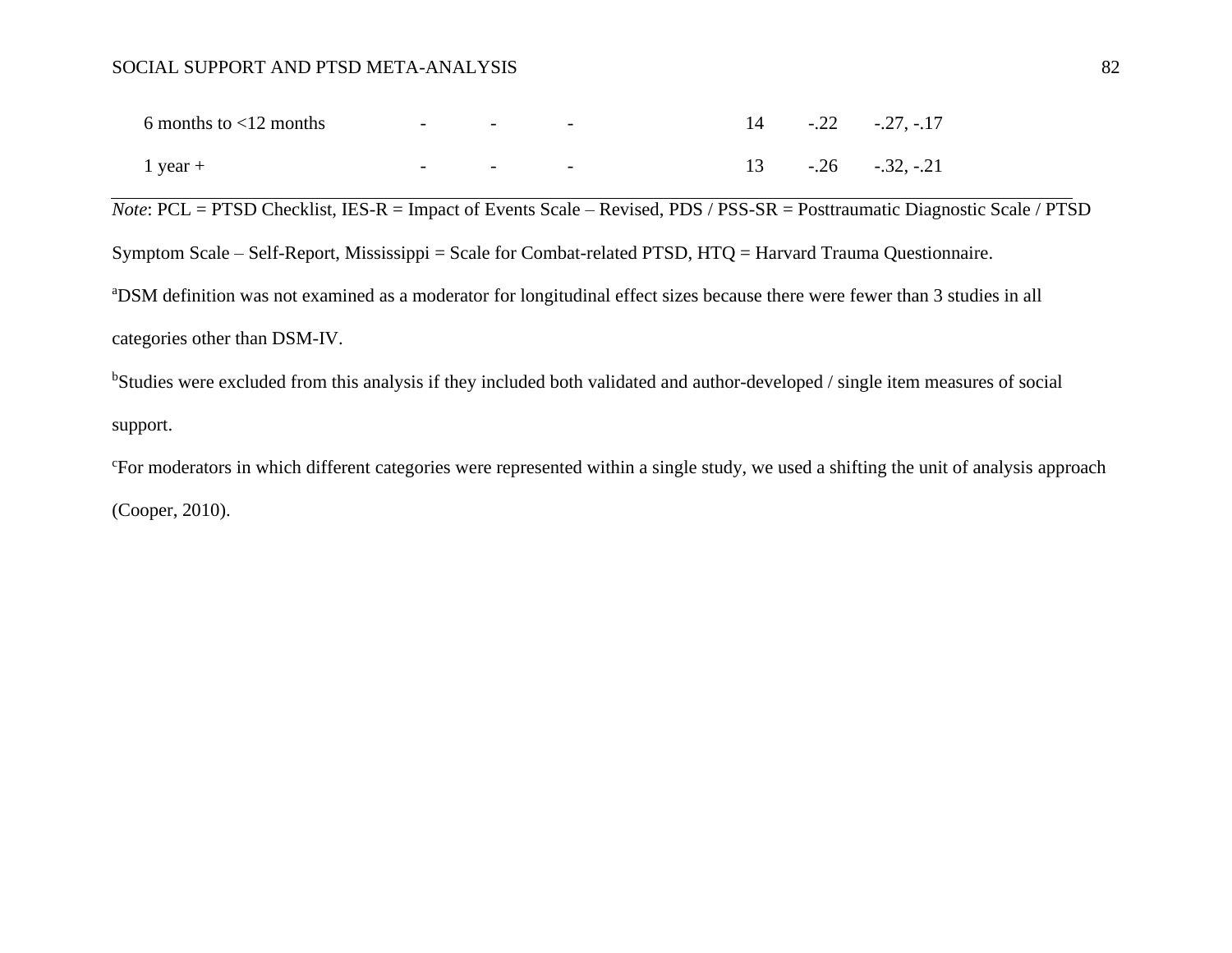| | | | | | | |
|---|---|---|---|---|---|---|
| 6 months to <12 months | - | - | - | 14 | -.22 | -.27, -.17 |
| 1 year + | - | - | - | 13 | -.26 | -.32, -.21 |

*Note*: PCL = PTSD Checklist, IES-R = Impact of Events Scale – Revised, PDS / PSS-SR = Posttraumatic Diagnostic Scale / PTSD Symptom Scale – Self-Report, Mississippi = Scale for Combat-related PTSD, HTQ = Harvard Trauma Questionnaire.

[a]DSM definition was not examined as a moderator for longitudinal effect sizes because there were fewer than 3 studies in all categories other than DSM-IV.

[b]Studies were excluded from this analysis if they included both validated and author-developed / single item measures of social support.

[c]For moderators in which different categories were represented within a single study, we used a shifting the unit of analysis approach (Cooper, 2010).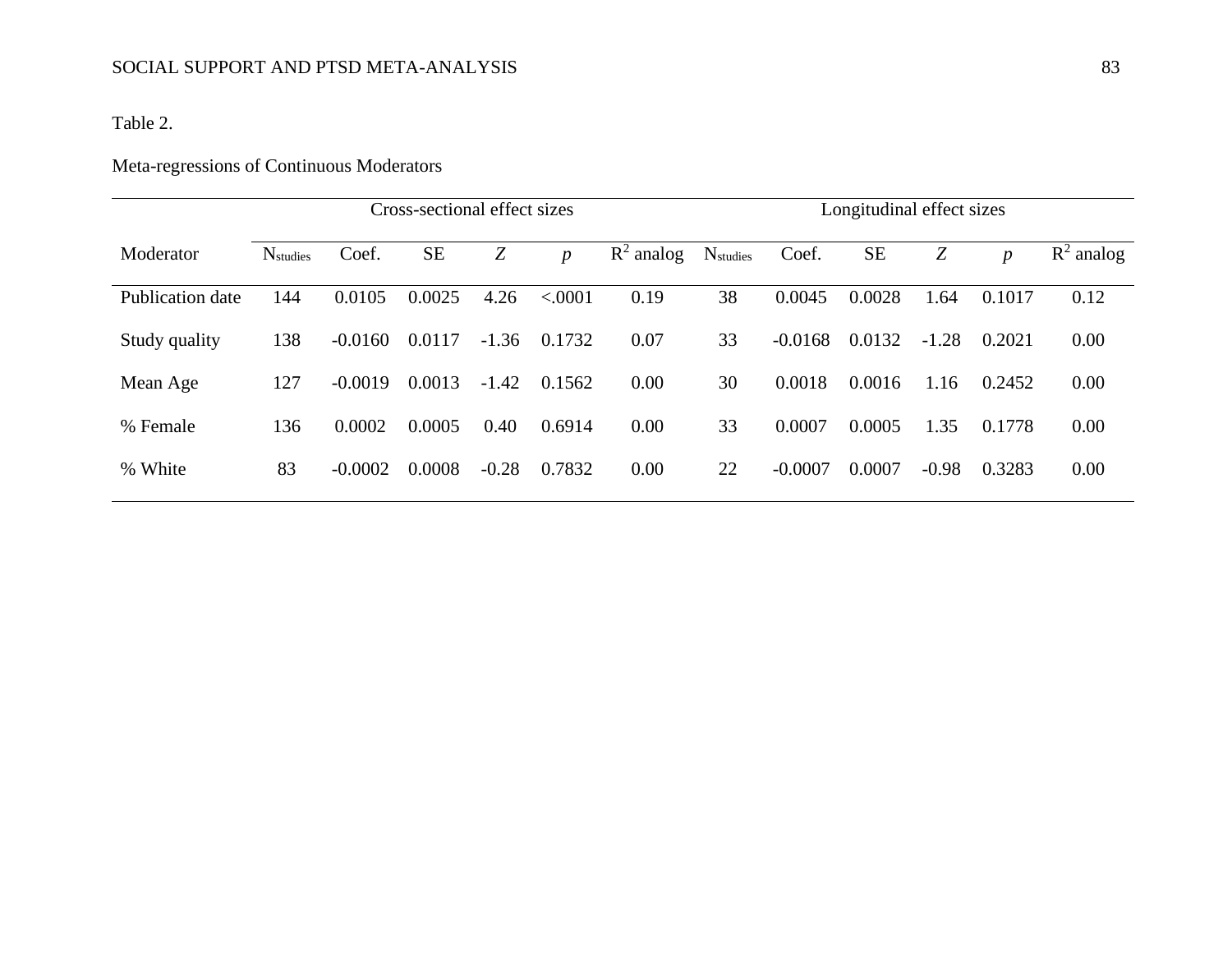Table 2.

Meta-regressions of Continuous Moderators

| | Cross-sectional effect sizes | | | | | | Longitudinal effect sizes | | | | | |
|---|---|---|---|---|---|---|---|---|---|---|---|---|
| Moderator | $N_{studies}$ | Coef. | SE | *Z* | *p* | $R^2$ analog | $N_{studies}$ | Coef. | SE | *Z* | *p* | $R^2$ analog |
| Publication date | 144 | 0.0105 | 0.0025 | 4.26 | <.0001 | 0.19 | 38 | 0.0045 | 0.0028 | 1.64 | 0.1017 | 0.12 |
| Study quality | 138 | -0.0160 | 0.0117 | -1.36 | 0.1732 | 0.07 | 33 | -0.0168 | 0.0132 | -1.28 | 0.2021 | 0.00 |
| Mean Age | 127 | -0.0019 | 0.0013 | -1.42 | 0.1562 | 0.00 | 30 | 0.0018 | 0.0016 | 1.16 | 0.2452 | 0.00 |
| % Female | 136 | 0.0002 | 0.0005 | 0.40 | 0.6914 | 0.00 | 33 | 0.0007 | 0.0005 | 1.35 | 0.1778 | 0.00 |
| % White | 83 | -0.0002 | 0.0008 | -0.28 | 0.7832 | 0.00 | 22 | -0.0007 | 0.0007 | -0.98 | 0.3283 | 0.00 |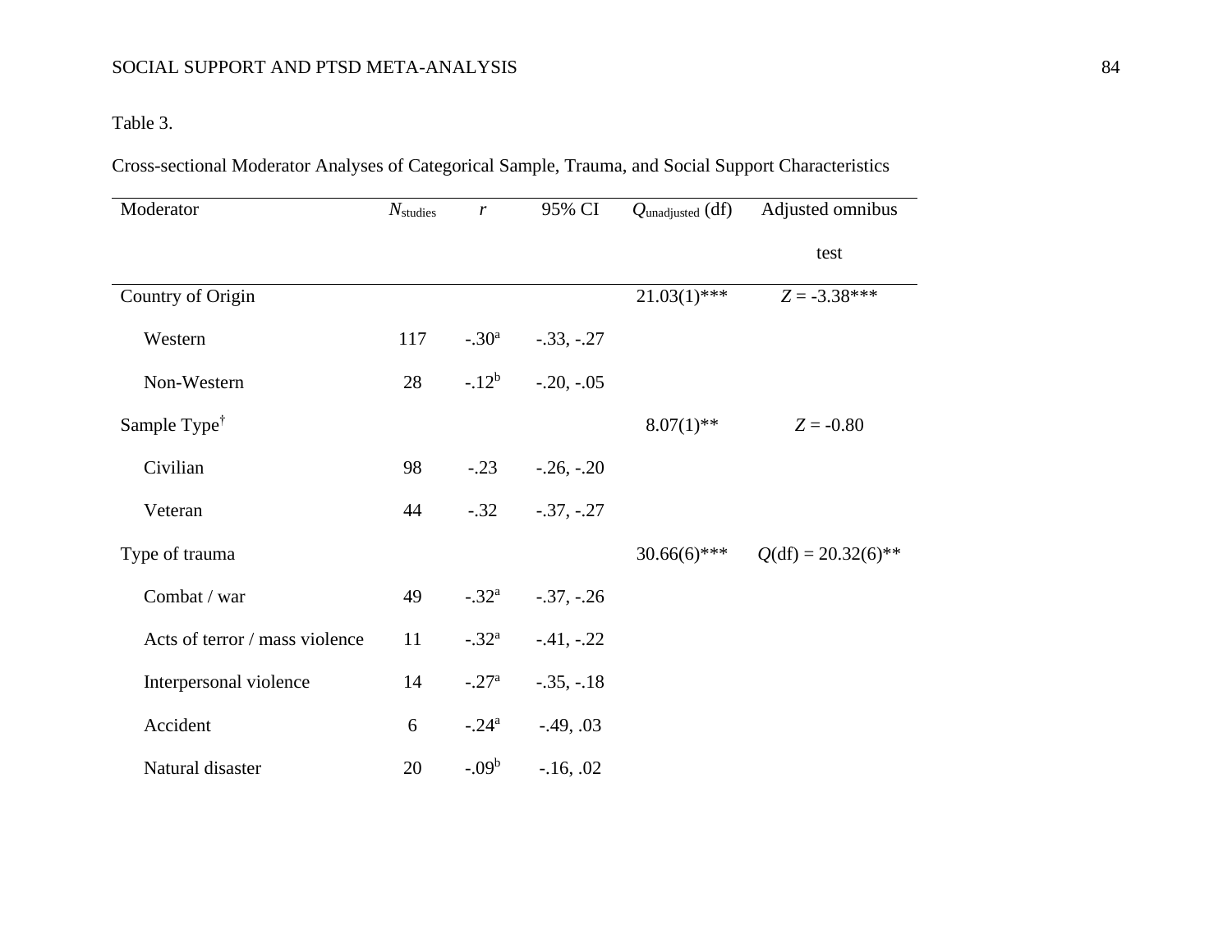Table 3.

Cross-sectional Moderator Analyses of Categorical Sample, Trauma, and Social Support Characteristics

| Moderator | $N_{studies}$ | $r$ | 95% CI | $Q_{unadjusted}$ (df) | Adjusted omnibus test |
|---|---|---|---|---|---|
| Country of Origin | | | | 21.03(1)*** | $Z$ = -3.38*** |
| Western | 117 | -.30[a] | -.33, -.27 | | |
| Non-Western | 28 | -.12[b] | -.20, -.05 | | |
| Sample Type[†] | | | | 8.07(1)** | $Z$ = -0.80 |
| Civilian | 98 | -.23 | -.26, -.20 | | |
| Veteran | 44 | -.32 | -.37, -.27 | | |
| Type of trauma | | | | 30.66(6)*** | $Q$(df) = 20.32(6)** |
| Combat / war | 49 | -.32[a] | -.37, -.26 | | |
| Acts of terror / mass violence | 11 | -.32[a] | -.41, -.22 | | |
| Interpersonal violence | 14 | -.27[a] | -.35, -.18 | | |
| Accident | 6 | -.24[a] | -.49, .03 | | |
| Natural disaster | 20 | -.09[b] | -.16, .02 | | |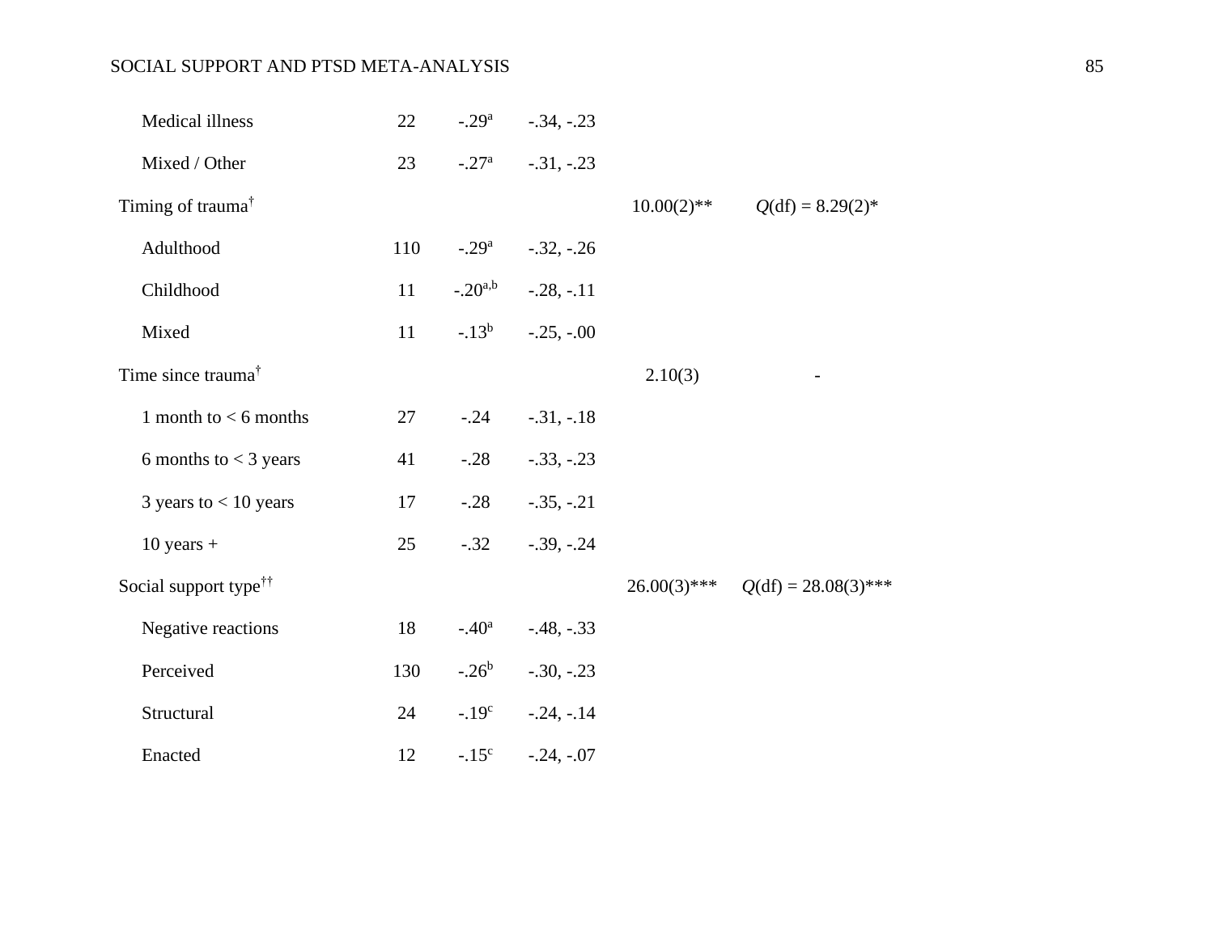| | | | | | |
|---|---|---|---|---|---|
| Medical illness | 22 | -.29[a] | -.34, -.23 | | |
| Mixed / Other | 23 | -.27[a] | -.31, -.23 | | |
| Timing of trauma[†] | | | | 10.00(2)** | *Q*(df) = 8.29(2)* |
| Adulthood | 110 | -.29[a] | -.32, -.26 | | |
| Childhood | 11 | -.20[a,b] | -.28, -.11 | | |
| Mixed | 11 | -.13[b] | -.25, -.00 | | |
| Time since trauma[†] | | | | 2.10(3) | - |
| 1 month to < 6 months | 27 | -.24 | -.31, -.18 | | |
| 6 months to < 3 years | 41 | -.28 | -.33, -.23 | | |
| 3 years to < 10 years | 17 | -.28 | -.35, -.21 | | |
| 10 years + | 25 | -.32 | -.39, -.24 | | |
| Social support type[††] | | | | 26.00(3)*** | *Q*(df) = 28.08(3)*** |
| Negative reactions | 18 | -.40[a] | -.48, -.33 | | |
| Perceived | 130 | -.26[b] | -.30, -.23 | | |
| Structural | 24 | -.19[c] | -.24, -.14 | | |
| Enacted | 12 | -.15[c] | -.24, -.07 | | |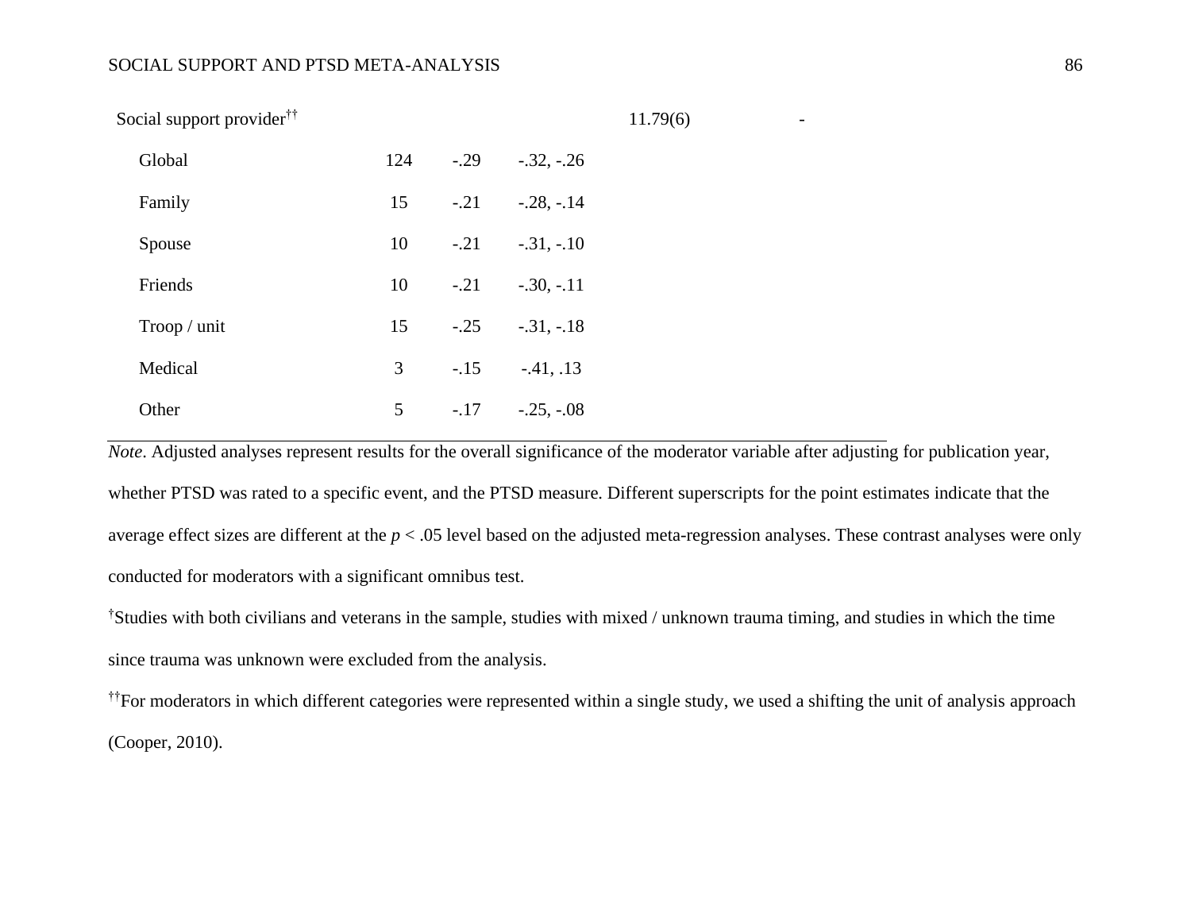| | | | | | |
|---|---|---|---|---|---|
| Social support provider†† | | | | 11.79(6) | - |
| Global | 124 | -.29 | -.32, -.26 | | |
| Family | 15 | -.21 | -.28, -.14 | | |
| Spouse | 10 | -.21 | -.31, -.10 | | |
| Friends | 10 | -.21 | -.30, -.11 | | |
| Troop / unit | 15 | -.25 | -.31, -.18 | | |
| Medical | 3 | -.15 | -.41, .13 | | |
| Other | 5 | -.17 | -.25, -.08 | | |

*Note*. Adjusted analyses represent results for the overall significance of the moderator variable after adjusting for publication year, whether PTSD was rated to a specific event, and the PTSD measure. Different superscripts for the point estimates indicate that the average effect sizes are different at the $p < .05$ level based on the adjusted meta-regression analyses. These contrast analyses were only conducted for moderators with a significant omnibus test.

†Studies with both civilians and veterans in the sample, studies with mixed / unknown trauma timing, and studies in which the time since trauma was unknown were excluded from the analysis.

††For moderators in which different categories were represented within a single study, we used a shifting the unit of analysis approach (Cooper, 2010).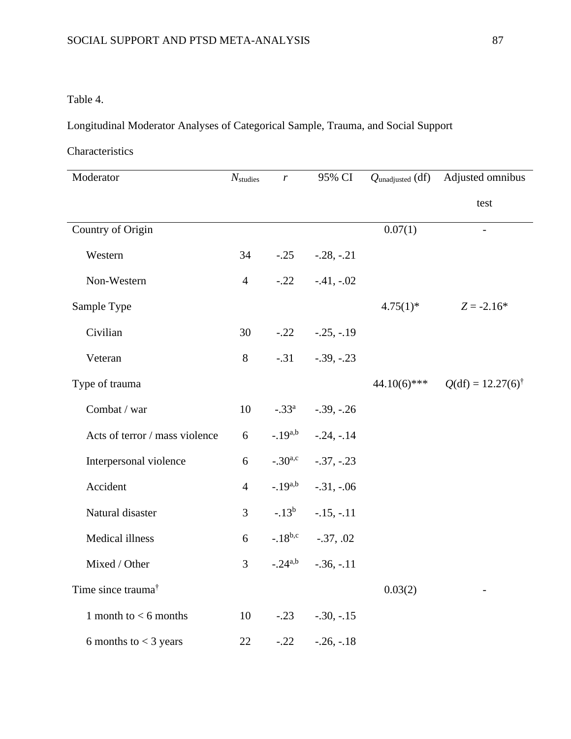Table 4.

Longitudinal Moderator Analyses of Categorical Sample, Trauma, and Social Support Characteristics

| Moderator | $N_{studies}$ | $r$ | 95% CI | $Q_{unadjusted}$ (df) | Adjusted omnibus test |
|---|---|---|---|---|---|
| Country of Origin | | | | 0.07(1) | - |
| Western | 34 | -.25 | -.28, -.21 | | |
| Non-Western | 4 | -.22 | -.41, -.02 | | |
| Sample Type | | | | 4.75(1)* | $Z$ = -2.16* |
| Civilian | 30 | -.22 | -.25, -.19 | | |
| Veteran | 8 | -.31 | -.39, -.23 | | |
| Type of trauma | | | | 44.10(6)*** | $Q$(df) = 12.27(6)[†] |
| Combat / war | 10 | -.33[a] | -.39, -.26 | | |
| Acts of terror / mass violence | 6 | -.19[a,b] | -.24, -.14 | | |
| Interpersonal violence | 6 | -.30[a,c] | -.37, -.23 | | |
| Accident | 4 | -.19[a,b] | -.31, -.06 | | |
| Natural disaster | 3 | -.13[b] | -.15, -.11 | | |
| Medical illness | 6 | -.18[b,c] | -.37, .02 | | |
| Mixed / Other | 3 | -.24[a,b] | -.36, -.11 | | |
| Time since trauma[†] | | | | 0.03(2) | - |
| 1 month to < 6 months | 10 | -.23 | -.30, -.15 | | |
| 6 months to < 3 years | 22 | -.22 | -.26, -.18 | | |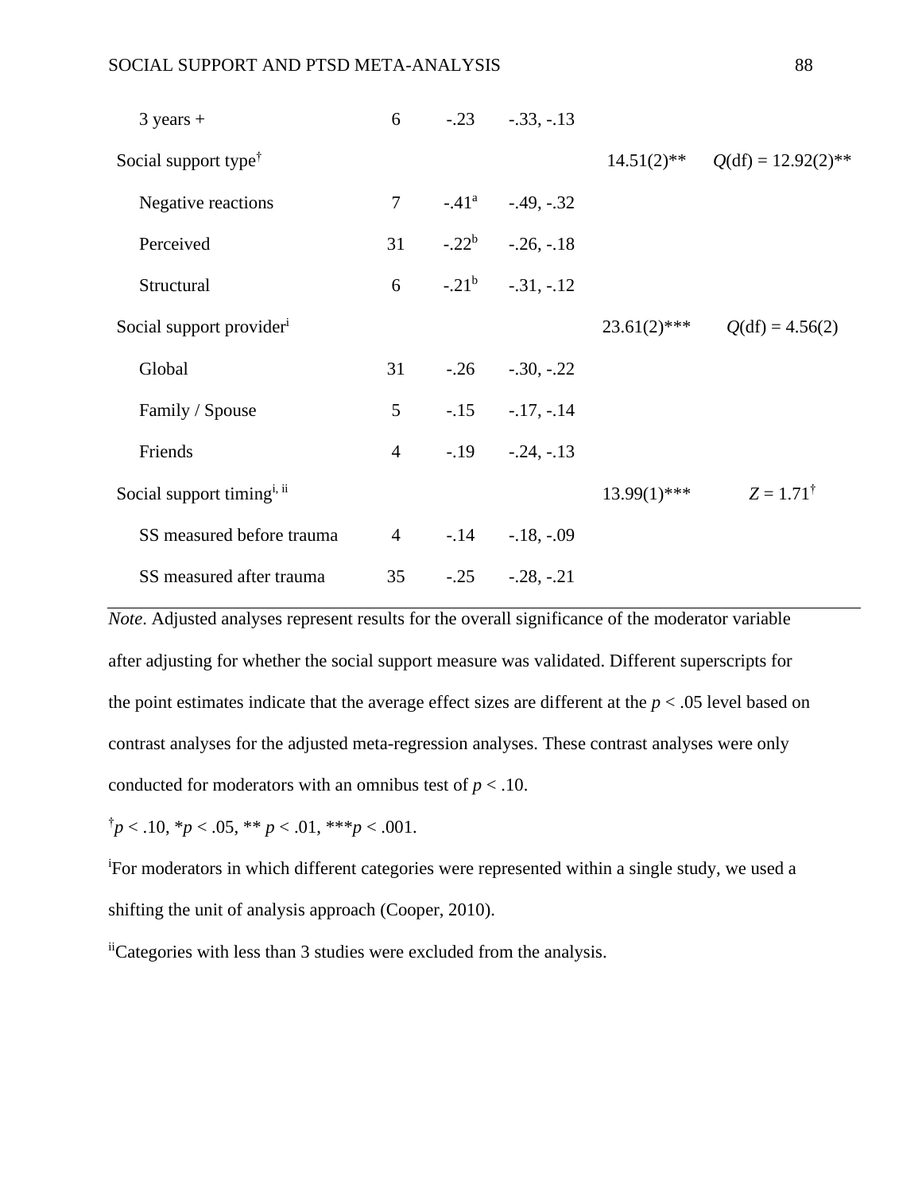| | | | | | |
|---|---|---|---|---|---|
| 3 years + | 6 | -.23 | -.33, -.13 | | |
| Social support type[†] | | | | 14.51(2)** | $Q$(df) = 12.92(2)** |
| Negative reactions | 7 | -.41[a] | -.49, -.32 | | |
| Perceived | 31 | -.22[b] | -.26, -.18 | | |
| Structural | 6 | -.21[b] | -.31, -.12 | | |
| Social support provider[i] | | | | 23.61(2)*** | $Q$(df) = 4.56(2) |
| Global | 31 | -.26 | -.30, -.22 | | |
| Family / Spouse | 5 | -.15 | -.17, -.14 | | |
| Friends | 4 | -.19 | -.24, -.13 | | |
| Social support timing[i, ii] | | | | 13.99(1)*** | $Z$ = 1.71[†] |
| SS measured before trauma | 4 | -.14 | -.18, -.09 | | |
| SS measured after trauma | 35 | -.25 | -.28, -.21 | | |

*Note*. Adjusted analyses represent results for the overall significance of the moderator variable after adjusting for whether the social support measure was validated. Different superscripts for the point estimates indicate that the average effect sizes are different at the $p < .05$ level based on contrast analyses for the adjusted meta-regression analyses. These contrast analyses were only conducted for moderators with an omnibus test of $p < .10$.

[†]$p < .10$, \*$p < .05$, \*\* $p < .01$, \*\*\*$p < .001$.

[i]For moderators in which different categories were represented within a single study, we used a shifting the unit of analysis approach (Cooper, 2010).

[ii]Categories with less than 3 studies were excluded from the analysis.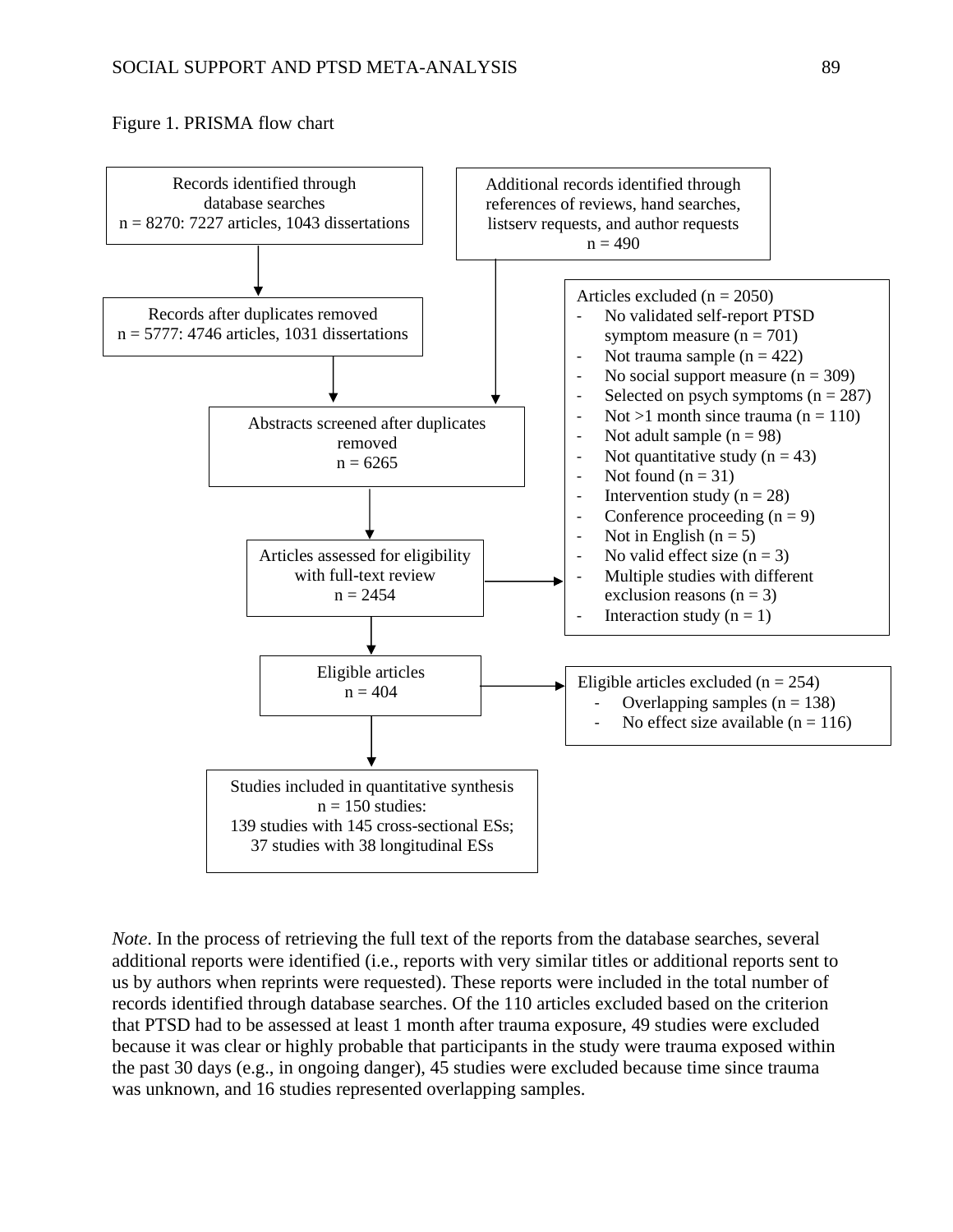Figure 1. PRISMA flow chart

Records identified through database searches
n = 8270: 7227 articles, 1043 dissertations

Additional records identified through references of reviews, hand searches, listserv requests, and author requests
n = 490

Records after duplicates removed
n = 5777: 4746 articles, 1031 dissertations

Abstracts screened after duplicates removed
n = 6265

Articles assessed for eligibility with full-text review
n = 2454

Articles excluded (n = 2050)
- No validated self-report PTSD symptom measure (n = 701)
- Not trauma sample (n = 422)
- No social support measure (n = 309)
- Selected on psych symptoms (n = 287)
- Not >1 month since trauma (n = 110)
- Not adult sample (n = 98)
- Not quantitative study (n = 43)
- Not found (n = 31)
- Intervention study (n = 28)
- Conference proceeding (n = 9)
- Not in English (n = 5)
- No valid effect size (n = 3)
- Multiple studies with different exclusion reasons (n = 3)
- Interaction study (n = 1)

Eligible articles
n = 404

Eligible articles excluded (n = 254)
- Overlapping samples (n = 138)
- No effect size available (n = 116)

Studies included in quantitative synthesis
n = 150 studies:
139 studies with 145 cross-sectional ESs;
37 studies with 38 longitudinal ESs

*Note*. In the process of retrieving the full text of the reports from the database searches, several additional reports were identified (i.e., reports with very similar titles or additional reports sent to us by authors when reprints were requested). These reports were included in the total number of records identified through database searches. Of the 110 articles excluded based on the criterion that PTSD had to be assessed at least 1 month after trauma exposure, 49 studies were excluded because it was clear or highly probable that participants in the study were trauma exposed within the past 30 days (e.g., in ongoing danger), 45 studies were excluded because time since trauma was unknown, and 16 studies represented overlapping samples.